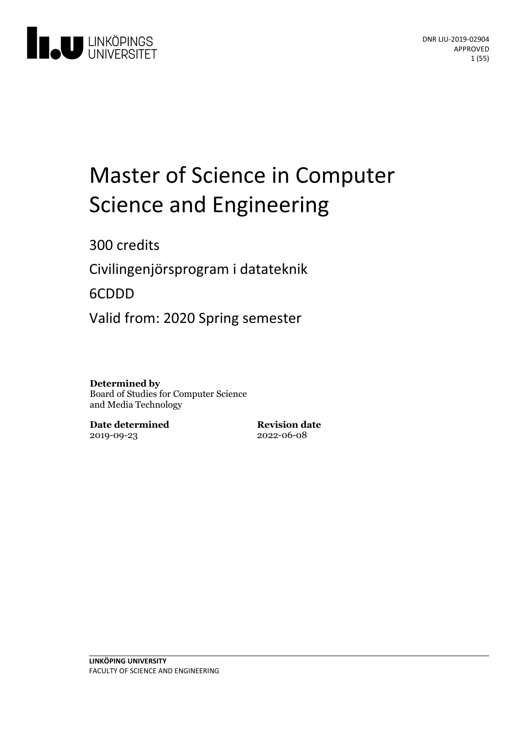DNR LIU-2019-02904
APPROVED

# Master of Science in Computer Science and Engineering

300 credits

Civilingenjörsprogram i datateknik

6CDDD

Valid from: 2020 Spring semester

**Determined by**
Board of Studies for Computer Science and Media Technology

**Date determined**
2019-09-23

**Revision date**
2022-06-08

**LINKÖPING UNIVERSITY**
FACULTY OF SCIENCE AND ENGINEERING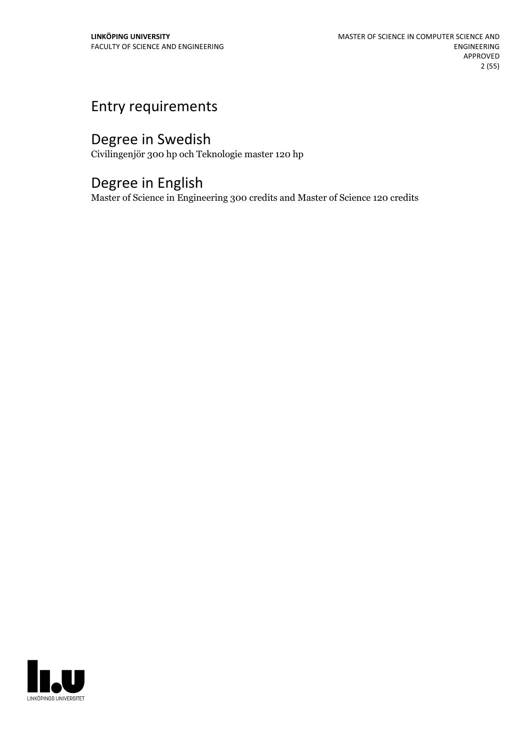# Entry requirements

# Degree in Swedish

Civilingenjör 300 hp och Teknologie master 120 hp

# Degree in English

Master of Science in Engineering 300 credits and Master of Science 120 credits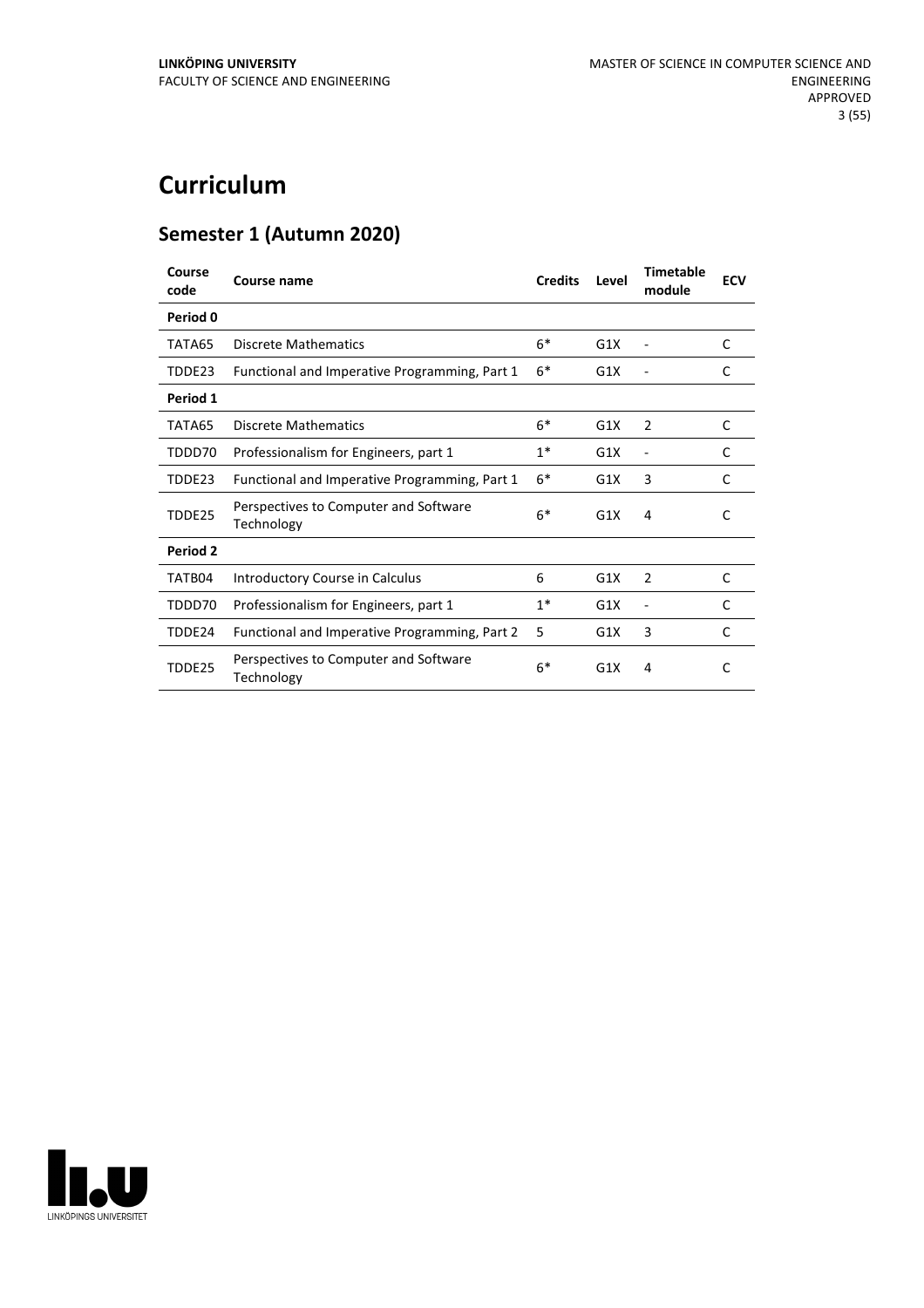# Curriculum

## Semester 1 (Autumn 2020)

| Course code | Course name | Credits | Level | Timetable module | ECV |
|---|---|---|---|---|---|
| **Period 0** | | | | | |
| TATA65 | Discrete Mathematics | 6* | G1X | - | C |
| TDDE23 | Functional and Imperative Programming, Part 1 | 6* | G1X | - | C |
| **Period 1** | | | | | |
| TATA65 | Discrete Mathematics | 6* | G1X | 2 | C |
| TDDD70 | Professionalism for Engineers, part 1 | 1* | G1X | - | C |
| TDDE23 | Functional and Imperative Programming, Part 1 | 6* | G1X | 3 | C |
| TDDE25 | Perspectives to Computer and Software Technology | 6* | G1X | 4 | C |
| **Period 2** | | | | | |
| TATB04 | Introductory Course in Calculus | 6 | G1X | 2 | C |
| TDDD70 | Professionalism for Engineers, part 1 | 1* | G1X | - | C |
| TDDE24 | Functional and Imperative Programming, Part 2 | 5 | G1X | 3 | C |
| TDDE25 | Perspectives to Computer and Software Technology | 6* | G1X | 4 | C |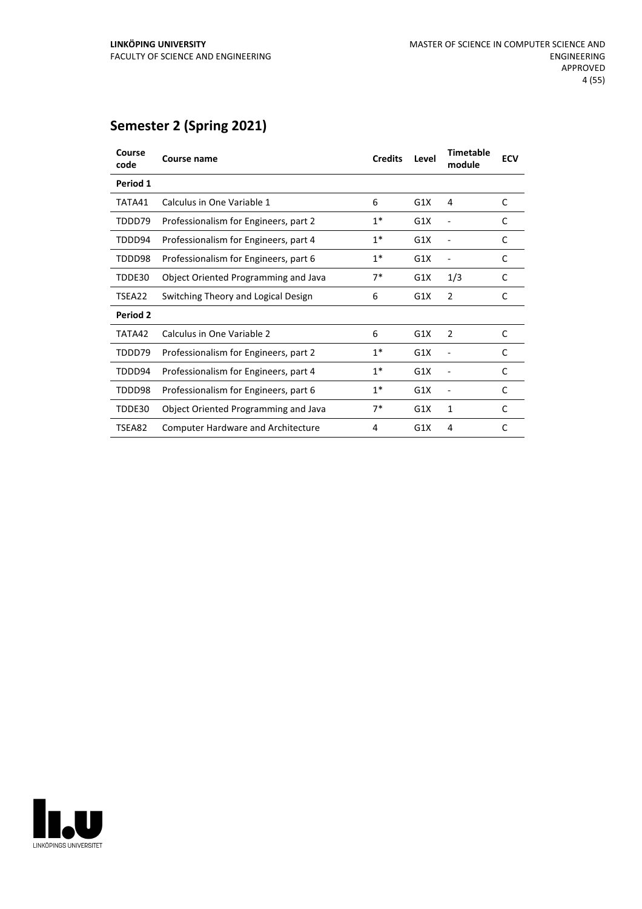## Semester 2 (Spring 2021)

| Course code | Course name | Credits | Level | Timetable module | ECV |
|---|---|---|---|---|---|
| **Period 1** | | | | | |
| TATA41 | Calculus in One Variable 1 | 6 | G1X | 4 | C |
| TDDD79 | Professionalism for Engineers, part 2 | 1* | G1X | - | C |
| TDDD94 | Professionalism for Engineers, part 4 | 1* | G1X | - | C |
| TDDD98 | Professionalism for Engineers, part 6 | 1* | G1X | - | C |
| TDDE30 | Object Oriented Programming and Java | 7* | G1X | 1/3 | C |
| TSEA22 | Switching Theory and Logical Design | 6 | G1X | 2 | C |
| **Period 2** | | | | | |
| TATA42 | Calculus in One Variable 2 | 6 | G1X | 2 | C |
| TDDD79 | Professionalism for Engineers, part 2 | 1* | G1X | - | C |
| TDDD94 | Professionalism for Engineers, part 4 | 1* | G1X | - | C |
| TDDD98 | Professionalism for Engineers, part 6 | 1* | G1X | - | C |
| TDDE30 | Object Oriented Programming and Java | 7* | G1X | 1 | C |
| TSEA82 | Computer Hardware and Architecture | 4 | G1X | 4 | C |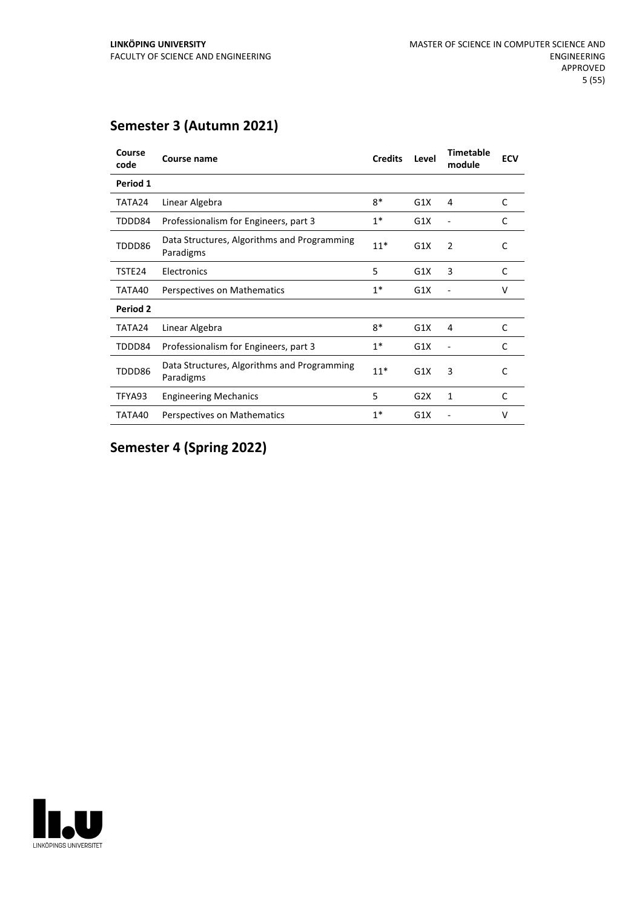## Semester 3 (Autumn 2021)

| Course code | Course name | Credits | Level | Timetable module | ECV |
|---|---|---|---|---|---|
| **Period 1** | | | | | |
| TATA24 | Linear Algebra | 8* | G1X | 4 | C |
| TDDD84 | Professionalism for Engineers, part 3 | 1* | G1X | - | C |
| TDDD86 | Data Structures, Algorithms and Programming Paradigms | 11* | G1X | 2 | C |
| TSTE24 | Electronics | 5 | G1X | 3 | C |
| TATA40 | Perspectives on Mathematics | 1* | G1X | - | V |
| **Period 2** | | | | | |
| TATA24 | Linear Algebra | 8* | G1X | 4 | C |
| TDDD84 | Professionalism for Engineers, part 3 | 1* | G1X | - | C |
| TDDD86 | Data Structures, Algorithms and Programming Paradigms | 11* | G1X | 3 | C |
| TFYA93 | Engineering Mechanics | 5 | G2X | 1 | C |
| TATA40 | Perspectives on Mathematics | 1* | G1X | - | V |

## Semester 4 (Spring 2022)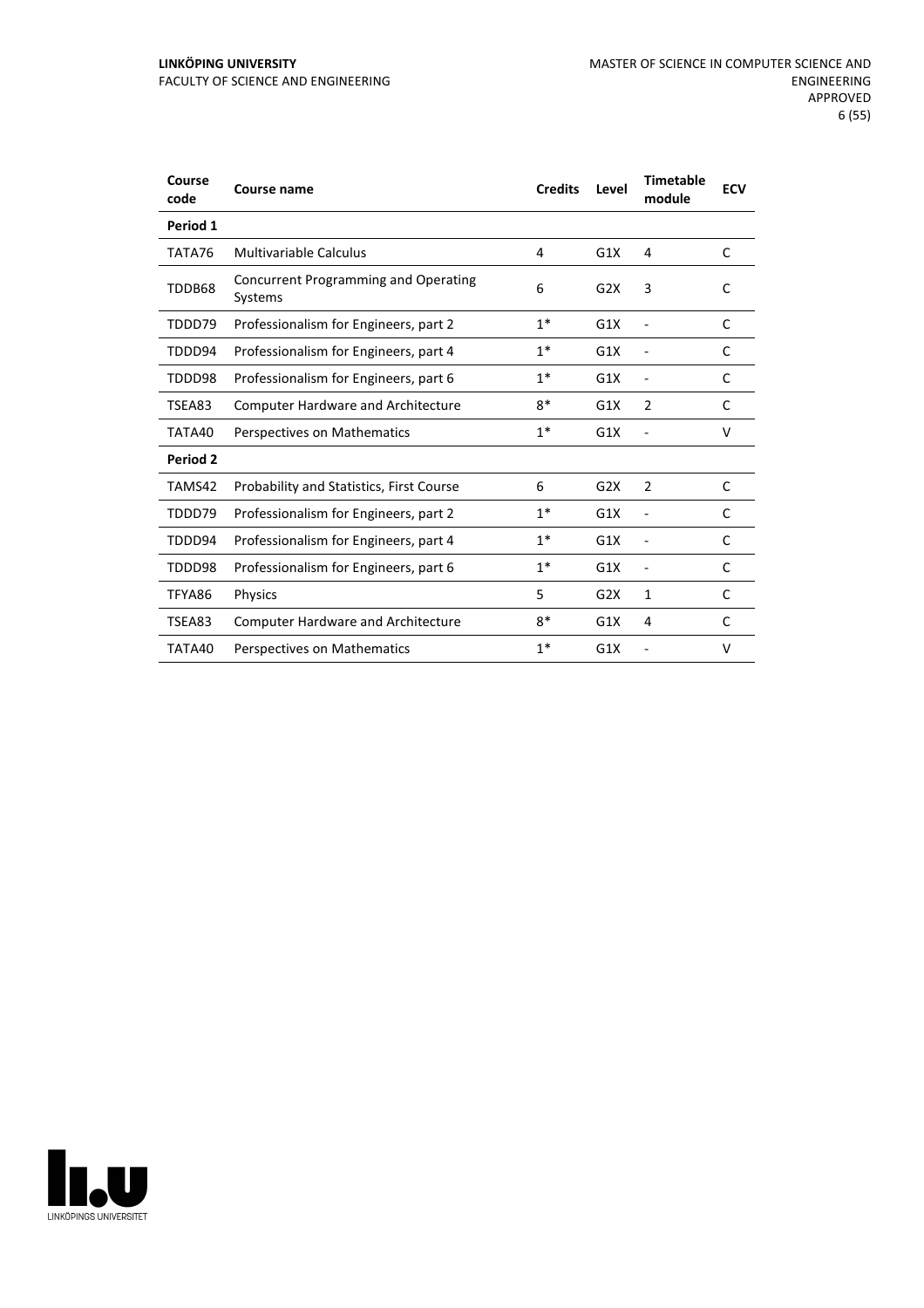| Course code | Course name | Credits | Level | Timetable module | ECV |
|---|---|---|---|---|---|
| **Period 1** | | | | | |
| TATA76 | Multivariable Calculus | 4 | G1X | 4 | C |
| TDDB68 | Concurrent Programming and Operating Systems | 6 | G2X | 3 | C |
| TDDD79 | Professionalism for Engineers, part 2 | 1* | G1X | - | C |
| TDDD94 | Professionalism for Engineers, part 4 | 1* | G1X | - | C |
| TDDD98 | Professionalism for Engineers, part 6 | 1* | G1X | - | C |
| TSEA83 | Computer Hardware and Architecture | 8* | G1X | 2 | C |
| TATA40 | Perspectives on Mathematics | 1* | G1X | - | V |
| **Period 2** | | | | | |
| TAMS42 | Probability and Statistics, First Course | 6 | G2X | 2 | C |
| TDDD79 | Professionalism for Engineers, part 2 | 1* | G1X | - | C |
| TDDD94 | Professionalism for Engineers, part 4 | 1* | G1X | - | C |
| TDDD98 | Professionalism for Engineers, part 6 | 1* | G1X | - | C |
| TFYA86 | Physics | 5 | G2X | 1 | C |
| TSEA83 | Computer Hardware and Architecture | 8* | G1X | 4 | C |
| TATA40 | Perspectives on Mathematics | 1* | G1X | - | V |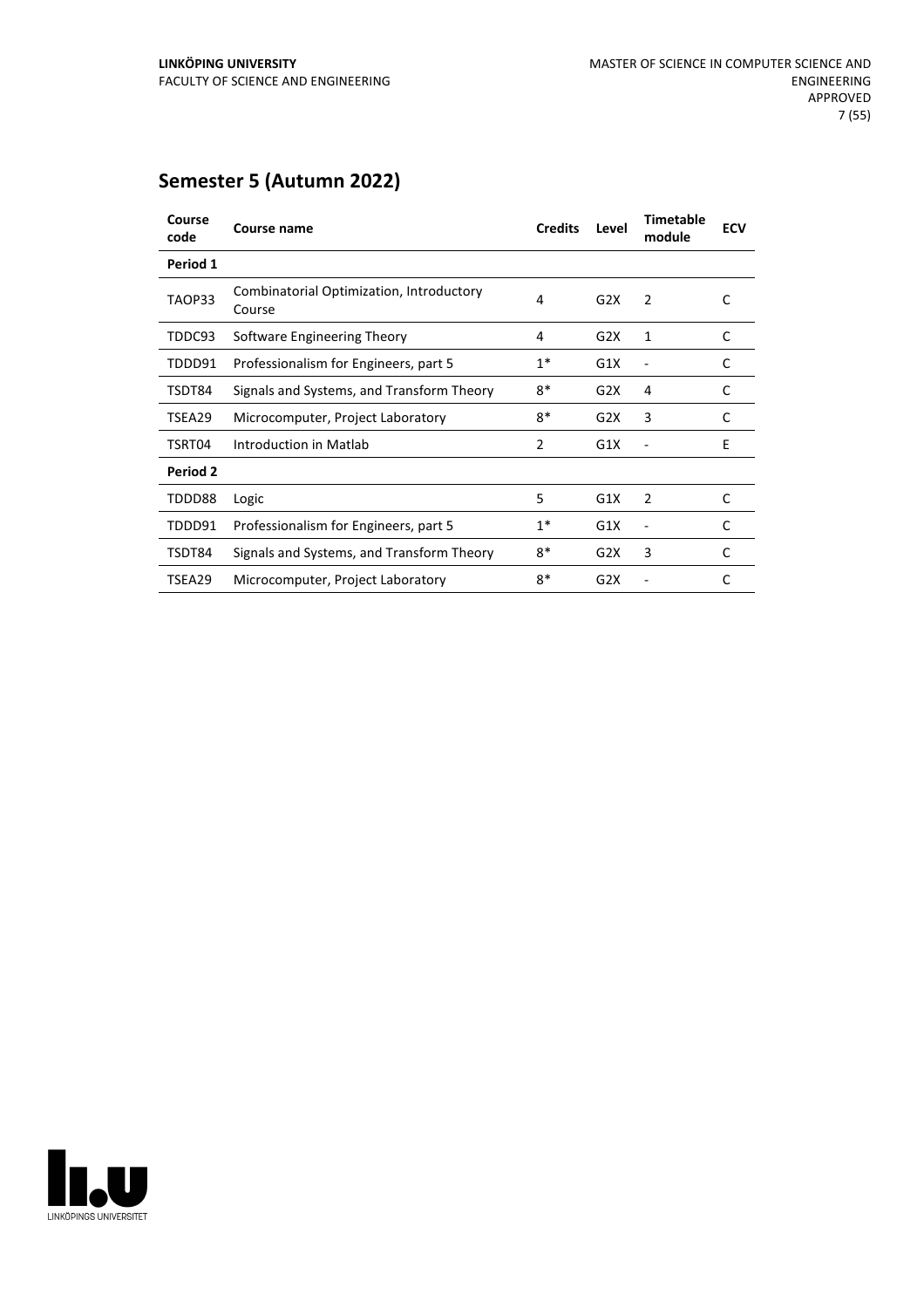## Semester 5 (Autumn 2022)

| Course code | Course name | Credits | Level | Timetable module | ECV |
|---|---|---|---|---|---|
| **Period 1** | | | | | |
| TAOP33 | Combinatorial Optimization, Introductory Course | 4 | G2X | 2 | C |
| TDDC93 | Software Engineering Theory | 4 | G2X | 1 | C |
| TDDD91 | Professionalism for Engineers, part 5 | 1* | G1X | - | C |
| TSDT84 | Signals and Systems, and Transform Theory | 8* | G2X | 4 | C |
| TSEA29 | Microcomputer, Project Laboratory | 8* | G2X | 3 | C |
| TSRT04 | Introduction in Matlab | 2 | G1X | - | E |
| **Period 2** | | | | | |
| TDDD88 | Logic | 5 | G1X | 2 | C |
| TDDD91 | Professionalism for Engineers, part 5 | 1* | G1X | - | C |
| TSDT84 | Signals and Systems, and Transform Theory | 8* | G2X | 3 | C |
| TSEA29 | Microcomputer, Project Laboratory | 8* | G2X | - | C |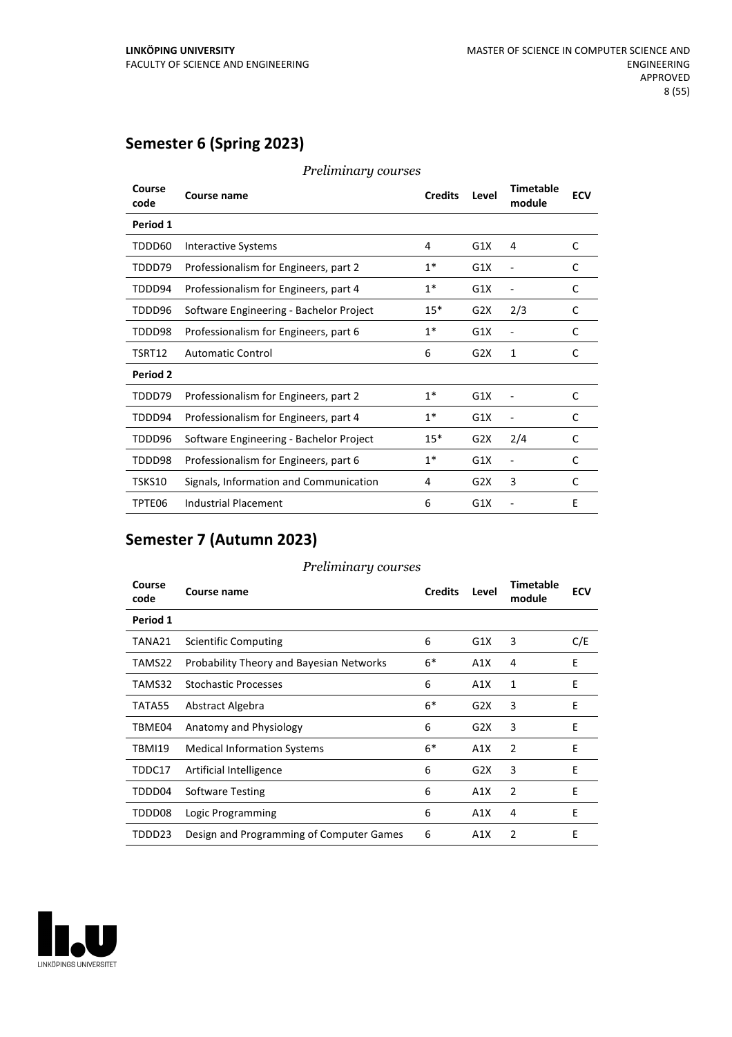## Semester 6 (Spring 2023)

*Preliminary courses*

| Course code | Course name | Credits | Level | Timetable module | ECV |
|---|---|---|---|---|---|
| **Period 1** | | | | | |
| TDDD60 | Interactive Systems | 4 | G1X | 4 | C |
| TDDD79 | Professionalism for Engineers, part 2 | 1* | G1X | - | C |
| TDDD94 | Professionalism for Engineers, part 4 | 1* | G1X | - | C |
| TDDD96 | Software Engineering - Bachelor Project | 15* | G2X | 2/3 | C |
| TDDD98 | Professionalism for Engineers, part 6 | 1* | G1X | - | C |
| TSRT12 | Automatic Control | 6 | G2X | 1 | C |
| **Period 2** | | | | | |
| TDDD79 | Professionalism for Engineers, part 2 | 1* | G1X | - | C |
| TDDD94 | Professionalism for Engineers, part 4 | 1* | G1X | - | C |
| TDDD96 | Software Engineering - Bachelor Project | 15* | G2X | 2/4 | C |
| TDDD98 | Professionalism for Engineers, part 6 | 1* | G1X | - | C |
| TSKS10 | Signals, Information and Communication | 4 | G2X | 3 | C |
| TPTE06 | Industrial Placement | 6 | G1X | - | E |

## Semester 7 (Autumn 2023)

*Preliminary courses*

| Course code | Course name | Credits | Level | Timetable module | ECV |
|---|---|---|---|---|---|
| **Period 1** | | | | | |
| TANA21 | Scientific Computing | 6 | G1X | 3 | C/E |
| TAMS22 | Probability Theory and Bayesian Networks | 6* | A1X | 4 | E |
| TAMS32 | Stochastic Processes | 6 | A1X | 1 | E |
| TATA55 | Abstract Algebra | 6* | G2X | 3 | E |
| TBME04 | Anatomy and Physiology | 6 | G2X | 3 | E |
| TBMI19 | Medical Information Systems | 6* | A1X | 2 | E |
| TDDC17 | Artificial Intelligence | 6 | G2X | 3 | E |
| TDDD04 | Software Testing | 6 | A1X | 2 | E |
| TDDD08 | Logic Programming | 6 | A1X | 4 | E |
| TDDD23 | Design and Programming of Computer Games | 6 | A1X | 2 | E |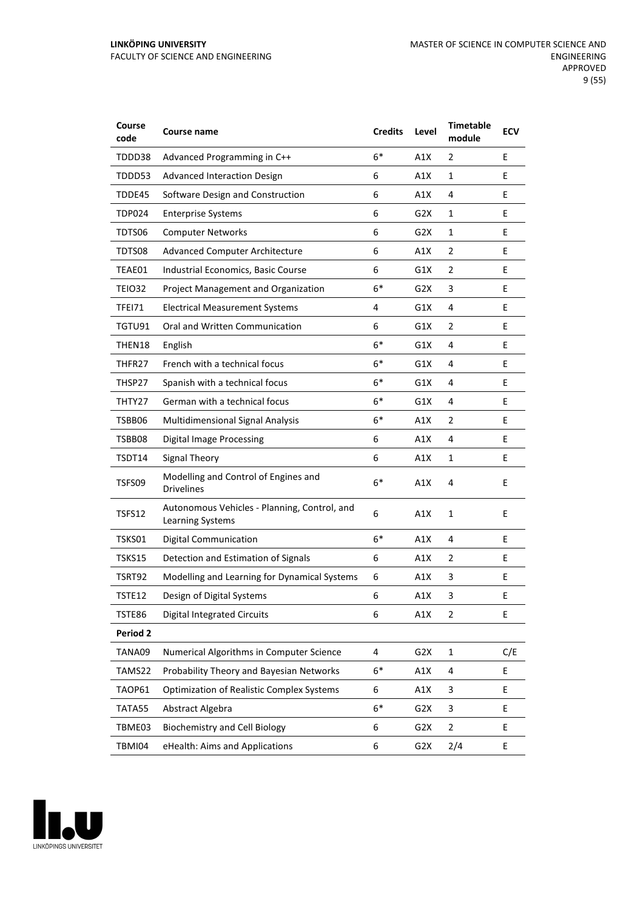| Course code | Course name | Credits | Level | Timetable module | ECV |
|---|---|---|---|---|---|
| TDDD38 | Advanced Programming in C++ | 6* | A1X | 2 | E |
| TDDD53 | Advanced Interaction Design | 6 | A1X | 1 | E |
| TDDE45 | Software Design and Construction | 6 | A1X | 4 | E |
| TDP024 | Enterprise Systems | 6 | G2X | 1 | E |
| TDTS06 | Computer Networks | 6 | G2X | 1 | E |
| TDTS08 | Advanced Computer Architecture | 6 | A1X | 2 | E |
| TEAE01 | Industrial Economics, Basic Course | 6 | G1X | 2 | E |
| TEIO32 | Project Management and Organization | 6* | G2X | 3 | E |
| TFEI71 | Electrical Measurement Systems | 4 | G1X | 4 | E |
| TGTU91 | Oral and Written Communication | 6 | G1X | 2 | E |
| THEN18 | English | 6* | G1X | 4 | E |
| THFR27 | French with a technical focus | 6* | G1X | 4 | E |
| THSP27 | Spanish with a technical focus | 6* | G1X | 4 | E |
| THTY27 | German with a technical focus | 6* | G1X | 4 | E |
| TSBB06 | Multidimensional Signal Analysis | 6* | A1X | 2 | E |
| TSBB08 | Digital Image Processing | 6 | A1X | 4 | E |
| TSDT14 | Signal Theory | 6 | A1X | 1 | E |
| TSFS09 | Modelling and Control of Engines and Drivelines | 6* | A1X | 4 | E |
| TSFS12 | Autonomous Vehicles - Planning, Control, and Learning Systems | 6 | A1X | 1 | E |
| TSKS01 | Digital Communication | 6* | A1X | 4 | E |
| TSKS15 | Detection and Estimation of Signals | 6 | A1X | 2 | E |
| TSRT92 | Modelling and Learning for Dynamical Systems | 6 | A1X | 3 | E |
| TSTE12 | Design of Digital Systems | 6 | A1X | 3 | E |
| TSTE86 | Digital Integrated Circuits | 6 | A1X | 2 | E |
| **Period 2** | | | | | |
| TANA09 | Numerical Algorithms in Computer Science | 4 | G2X | 1 | C/E |
| TAMS22 | Probability Theory and Bayesian Networks | 6* | A1X | 4 | E |
| TAOP61 | Optimization of Realistic Complex Systems | 6 | A1X | 3 | E |
| TATA55 | Abstract Algebra | 6* | G2X | 3 | E |
| TBME03 | Biochemistry and Cell Biology | 6 | G2X | 2 | E |
| TBMI04 | eHealth: Aims and Applications | 6 | G2X | 2/4 | E |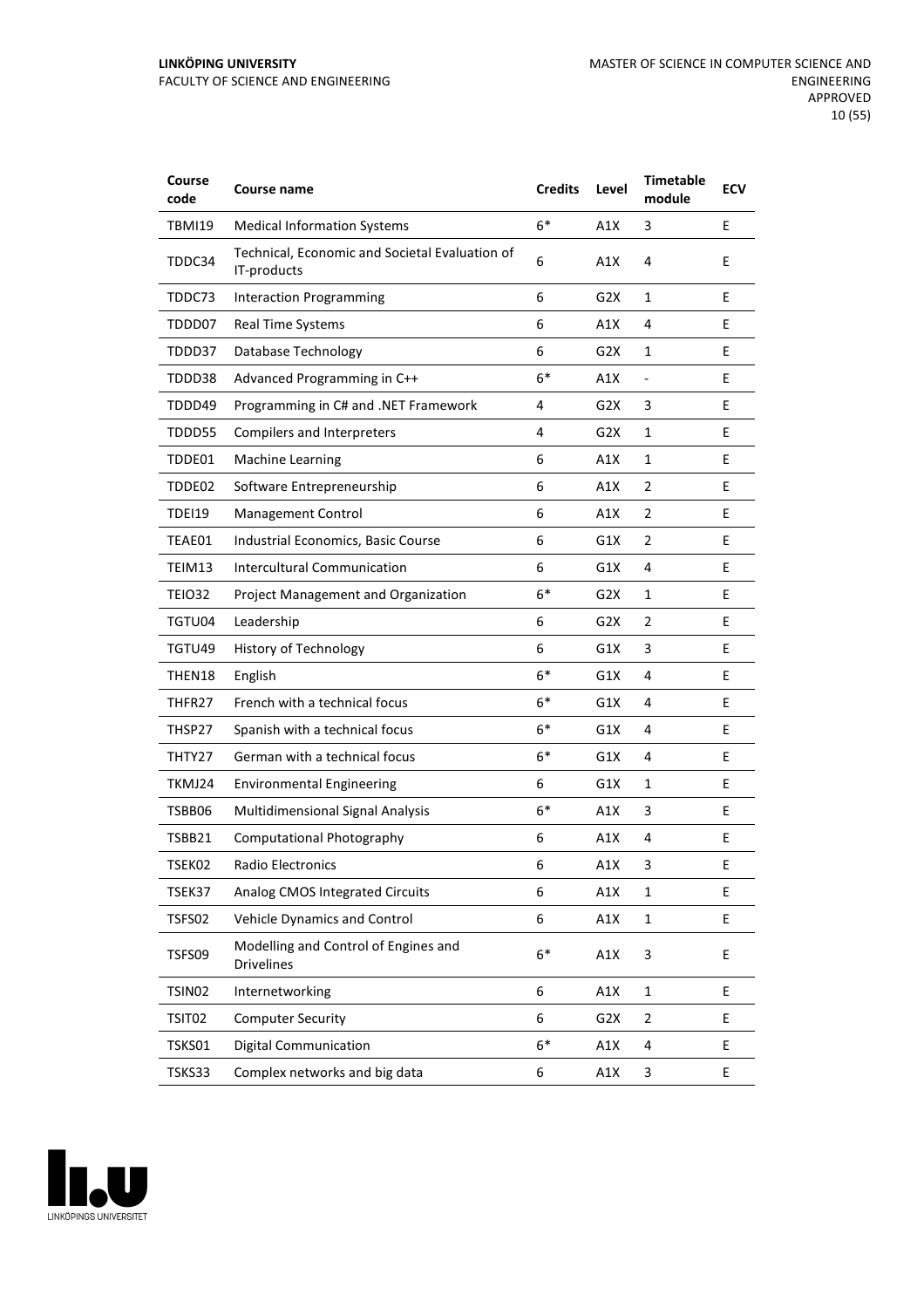| Course code | Course name | Credits | Level | Timetable module | ECV |
|---|---|---|---|---|---|
| TBMI19 | Medical Information Systems | 6* | A1X | 3 | E |
| TDDC34 | Technical, Economic and Societal Evaluation of IT-products | 6 | A1X | 4 | E |
| TDDC73 | Interaction Programming | 6 | G2X | 1 | E |
| TDDD07 | Real Time Systems | 6 | A1X | 4 | E |
| TDDD37 | Database Technology | 6 | G2X | 1 | E |
| TDDD38 | Advanced Programming in C++ | 6* | A1X | - | E |
| TDDD49 | Programming in C# and .NET Framework | 4 | G2X | 3 | E |
| TDDD55 | Compilers and Interpreters | 4 | G2X | 1 | E |
| TDDE01 | Machine Learning | 6 | A1X | 1 | E |
| TDDE02 | Software Entrepreneurship | 6 | A1X | 2 | E |
| TDEI19 | Management Control | 6 | A1X | 2 | E |
| TEAE01 | Industrial Economics, Basic Course | 6 | G1X | 2 | E |
| TEIM13 | Intercultural Communication | 6 | G1X | 4 | E |
| TEIO32 | Project Management and Organization | 6* | G2X | 1 | E |
| TGTU04 | Leadership | 6 | G2X | 2 | E |
| TGTU49 | History of Technology | 6 | G1X | 3 | E |
| THEN18 | English | 6* | G1X | 4 | E |
| THFR27 | French with a technical focus | 6* | G1X | 4 | E |
| THSP27 | Spanish with a technical focus | 6* | G1X | 4 | E |
| THTY27 | German with a technical focus | 6* | G1X | 4 | E |
| TKMJ24 | Environmental Engineering | 6 | G1X | 1 | E |
| TSBB06 | Multidimensional Signal Analysis | 6* | A1X | 3 | E |
| TSBB21 | Computational Photography | 6 | A1X | 4 | E |
| TSEK02 | Radio Electronics | 6 | A1X | 3 | E |
| TSEK37 | Analog CMOS Integrated Circuits | 6 | A1X | 1 | E |
| TSFS02 | Vehicle Dynamics and Control | 6 | A1X | 1 | E |
| TSFS09 | Modelling and Control of Engines and Drivelines | 6* | A1X | 3 | E |
| TSIN02 | Internetworking | 6 | A1X | 1 | E |
| TSIT02 | Computer Security | 6 | G2X | 2 | E |
| TSKS01 | Digital Communication | 6* | A1X | 4 | E |
| TSKS33 | Complex networks and big data | 6 | A1X | 3 | E |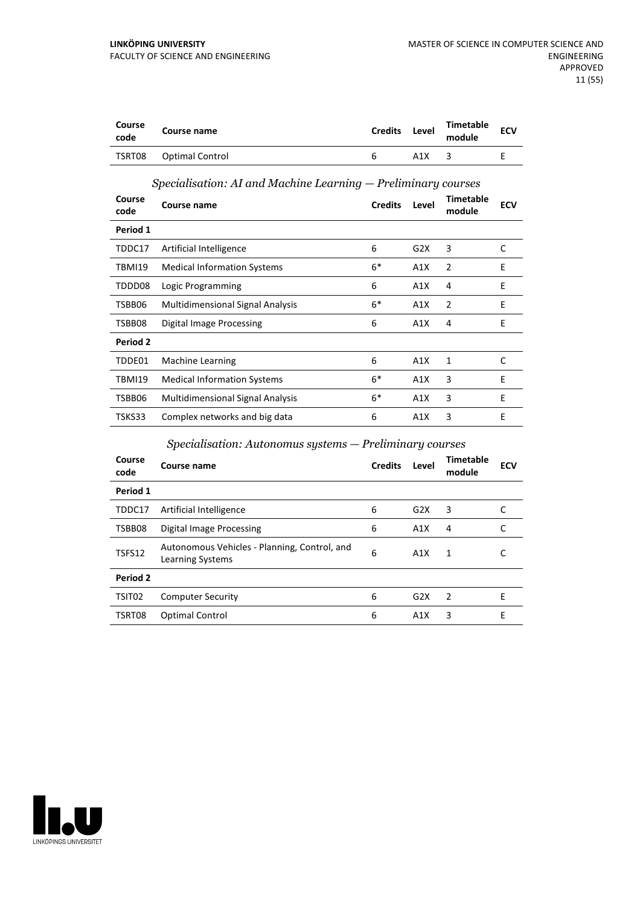| Course code | Course name | Credits | Level | Timetable module | ECV |
|---|---|---|---|---|---|
| TSRT08 | Optimal Control | 6 | A1X | 3 | E |

*Specialisation: AI and Machine Learning — Preliminary courses*

| Course code | Course name | Credits | Level | Timetable module | ECV |
|---|---|---|---|---|---|
| **Period 1** | | | | | |
| TDDC17 | Artificial Intelligence | 6 | G2X | 3 | C |
| TBMI19 | Medical Information Systems | 6* | A1X | 2 | E |
| TDDD08 | Logic Programming | 6 | A1X | 4 | E |
| TSBB06 | Multidimensional Signal Analysis | 6* | A1X | 2 | E |
| TSBB08 | Digital Image Processing | 6 | A1X | 4 | E |
| **Period 2** | | | | | |
| TDDE01 | Machine Learning | 6 | A1X | 1 | C |
| TBMI19 | Medical Information Systems | 6* | A1X | 3 | E |
| TSBB06 | Multidimensional Signal Analysis | 6* | A1X | 3 | E |
| TSKS33 | Complex networks and big data | 6 | A1X | 3 | E |

*Specialisation: Autonomus systems — Preliminary courses*

| Course code | Course name | Credits | Level | Timetable module | ECV |
|---|---|---|---|---|---|
| **Period 1** | | | | | |
| TDDC17 | Artificial Intelligence | 6 | G2X | 3 | C |
| TSBB08 | Digital Image Processing | 6 | A1X | 4 | C |
| TSFS12 | Autonomous Vehicles - Planning, Control, and Learning Systems | 6 | A1X | 1 | C |
| **Period 2** | | | | | |
| TSIT02 | Computer Security | 6 | G2X | 2 | E |
| TSRT08 | Optimal Control | 6 | A1X | 3 | E |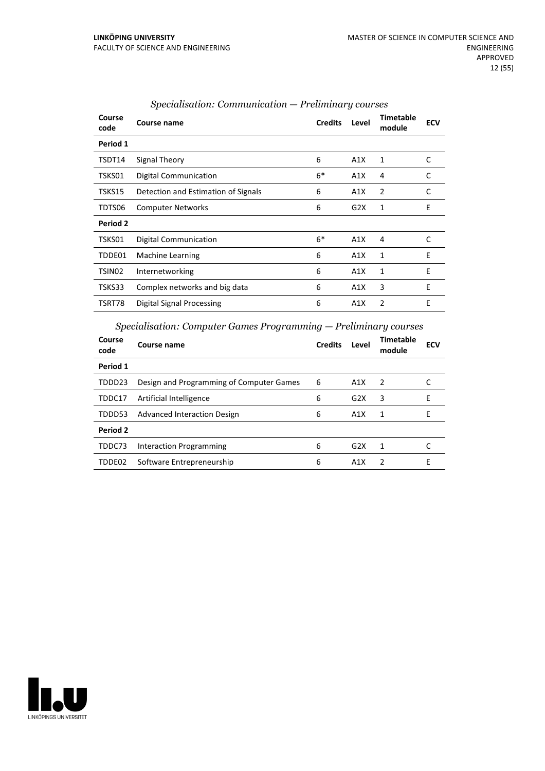*Specialisation: Communication — Preliminary courses*

| Course code | Course name | Credits | Level | Timetable module | ECV |
|---|---|---|---|---|---|
| **Period 1** | | | | | |
| TSDT14 | Signal Theory | 6 | A1X | 1 | C |
| TSKS01 | Digital Communication | 6* | A1X | 4 | C |
| TSKS15 | Detection and Estimation of Signals | 6 | A1X | 2 | C |
| TDTS06 | Computer Networks | 6 | G2X | 1 | E |
| **Period 2** | | | | | |
| TSKS01 | Digital Communication | 6* | A1X | 4 | C |
| TDDE01 | Machine Learning | 6 | A1X | 1 | E |
| TSIN02 | Internetworking | 6 | A1X | 1 | E |
| TSKS33 | Complex networks and big data | 6 | A1X | 3 | E |
| TSRT78 | Digital Signal Processing | 6 | A1X | 2 | E |

*Specialisation: Computer Games Programming — Preliminary courses*

| Course code | Course name | Credits | Level | Timetable module | ECV |
|---|---|---|---|---|---|
| **Period 1** | | | | | |
| TDDD23 | Design and Programming of Computer Games | 6 | A1X | 2 | C |
| TDDC17 | Artificial Intelligence | 6 | G2X | 3 | E |
| TDDD53 | Advanced Interaction Design | 6 | A1X | 1 | E |
| **Period 2** | | | | | |
| TDDC73 | Interaction Programming | 6 | G2X | 1 | C |
| TDDE02 | Software Entrepreneurship | 6 | A1X | 2 | E |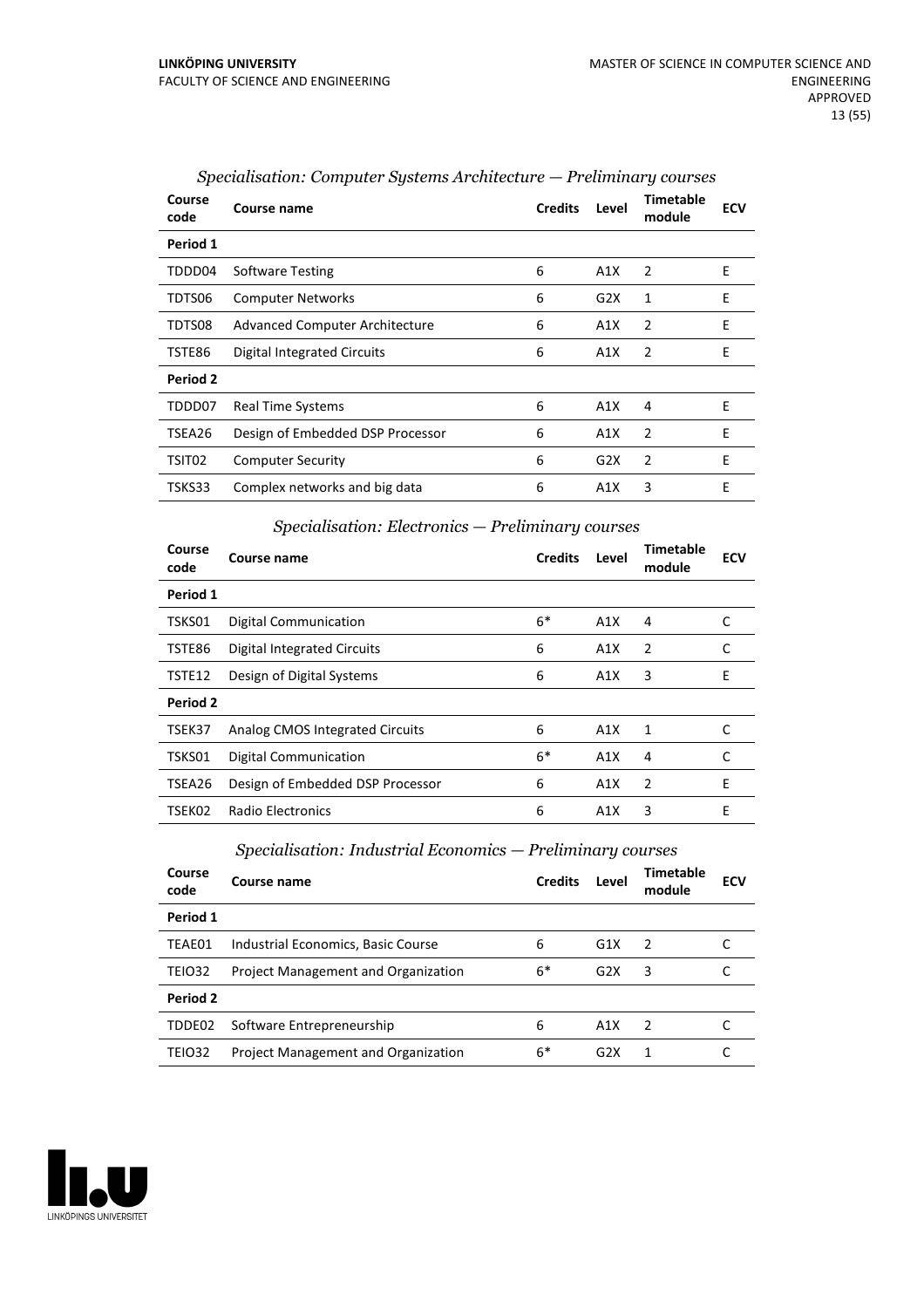*Specialisation: Computer Systems Architecture — Preliminary courses*

| Course code | Course name | Credits | Level | Timetable module | ECV |
|---|---|---|---|---|---|
| **Period 1** | | | | | |
| TDDD04 | Software Testing | 6 | A1X | 2 | E |
| TDTS06 | Computer Networks | 6 | G2X | 1 | E |
| TDTS08 | Advanced Computer Architecture | 6 | A1X | 2 | E |
| TSTE86 | Digital Integrated Circuits | 6 | A1X | 2 | E |
| **Period 2** | | | | | |
| TDDD07 | Real Time Systems | 6 | A1X | 4 | E |
| TSEA26 | Design of Embedded DSP Processor | 6 | A1X | 2 | E |
| TSIT02 | Computer Security | 6 | G2X | 2 | E |
| TSKS33 | Complex networks and big data | 6 | A1X | 3 | E |

*Specialisation: Electronics — Preliminary courses*

| Course code | Course name | Credits | Level | Timetable module | ECV |
|---|---|---|---|---|---|
| **Period 1** | | | | | |
| TSKS01 | Digital Communication | 6* | A1X | 4 | C |
| TSTE86 | Digital Integrated Circuits | 6 | A1X | 2 | C |
| TSTE12 | Design of Digital Systems | 6 | A1X | 3 | E |
| **Period 2** | | | | | |
| TSEK37 | Analog CMOS Integrated Circuits | 6 | A1X | 1 | C |
| TSKS01 | Digital Communication | 6* | A1X | 4 | C |
| TSEA26 | Design of Embedded DSP Processor | 6 | A1X | 2 | E |
| TSEK02 | Radio Electronics | 6 | A1X | 3 | E |

*Specialisation: Industrial Economics — Preliminary courses*

| Course code | Course name | Credits | Level | Timetable module | ECV |
|---|---|---|---|---|---|
| **Period 1** | | | | | |
| TEAE01 | Industrial Economics, Basic Course | 6 | G1X | 2 | C |
| TEIO32 | Project Management and Organization | 6* | G2X | 3 | C |
| **Period 2** | | | | | |
| TDDE02 | Software Entrepreneurship | 6 | A1X | 2 | C |
| TEIO32 | Project Management and Organization | 6* | G2X | 1 | C |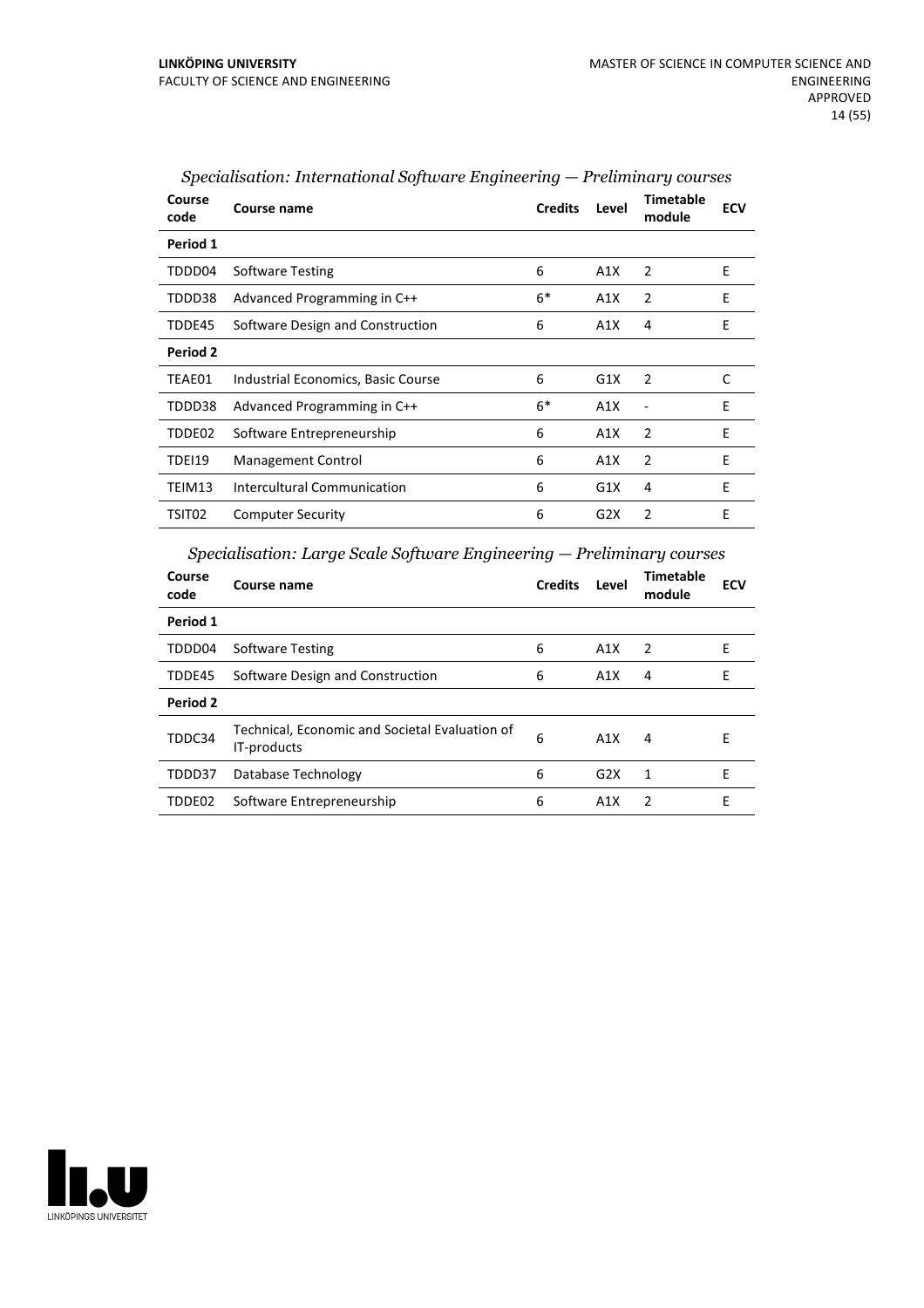*Specialisation: International Software Engineering — Preliminary courses*

| Course code | Course name | Credits | Level | Timetable module | ECV |
|---|---|---|---|---|---|
| **Period 1** | | | | | |
| TDDD04 | Software Testing | 6 | A1X | 2 | E |
| TDDD38 | Advanced Programming in C++ | 6* | A1X | 2 | E |
| TDDE45 | Software Design and Construction | 6 | A1X | 4 | E |
| **Period 2** | | | | | |
| TEAE01 | Industrial Economics, Basic Course | 6 | G1X | 2 | C |
| TDDD38 | Advanced Programming in C++ | 6* | A1X | - | E |
| TDDE02 | Software Entrepreneurship | 6 | A1X | 2 | E |
| TDEI19 | Management Control | 6 | A1X | 2 | E |
| TEIM13 | Intercultural Communication | 6 | G1X | 4 | E |
| TSIT02 | Computer Security | 6 | G2X | 2 | E |

*Specialisation: Large Scale Software Engineering — Preliminary courses*

| Course code | Course name | Credits | Level | Timetable module | ECV |
|---|---|---|---|---|---|
| **Period 1** | | | | | |
| TDDD04 | Software Testing | 6 | A1X | 2 | E |
| TDDE45 | Software Design and Construction | 6 | A1X | 4 | E |
| **Period 2** | | | | | |
| TDDC34 | Technical, Economic and Societal Evaluation of IT-products | 6 | A1X | 4 | E |
| TDDD37 | Database Technology | 6 | G2X | 1 | E |
| TDDE02 | Software Entrepreneurship | 6 | A1X | 2 | E |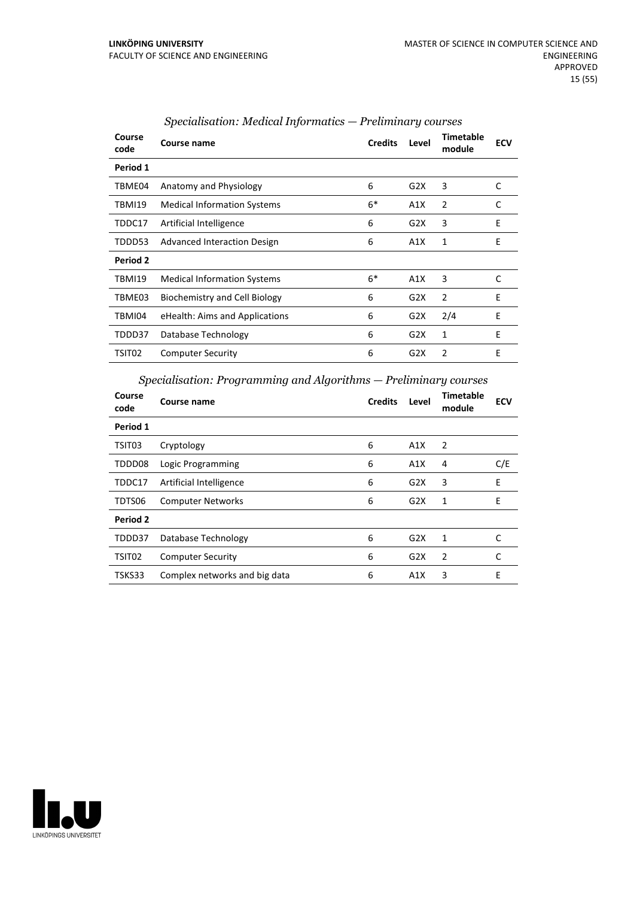### *Specialisation: Medical Informatics — Preliminary courses*

| Course code | Course name | Credits | Level | Timetable module | ECV |
|---|---|---|---|---|---|
| **Period 1** | | | | | |
| TBME04 | Anatomy and Physiology | 6 | G2X | 3 | C |
| TBMI19 | Medical Information Systems | 6* | A1X | 2 | C |
| TDDC17 | Artificial Intelligence | 6 | G2X | 3 | E |
| TDDD53 | Advanced Interaction Design | 6 | A1X | 1 | E |
| **Period 2** | | | | | |
| TBMI19 | Medical Information Systems | 6* | A1X | 3 | C |
| TBME03 | Biochemistry and Cell Biology | 6 | G2X | 2 | E |
| TBMI04 | eHealth: Aims and Applications | 6 | G2X | 2/4 | E |
| TDDD37 | Database Technology | 6 | G2X | 1 | E |
| TSIT02 | Computer Security | 6 | G2X | 2 | E |

### *Specialisation: Programming and Algorithms — Preliminary courses*

| Course code | Course name | Credits | Level | Timetable module | ECV |
|---|---|---|---|---|---|
| **Period 1** | | | | | |
| TSIT03 | Cryptology | 6 | A1X | 2 | |
| TDDD08 | Logic Programming | 6 | A1X | 4 | C/E |
| TDDC17 | Artificial Intelligence | 6 | G2X | 3 | E |
| TDTS06 | Computer Networks | 6 | G2X | 1 | E |
| **Period 2** | | | | | |
| TDDD37 | Database Technology | 6 | G2X | 1 | C |
| TSIT02 | Computer Security | 6 | G2X | 2 | C |
| TSKS33 | Complex networks and big data | 6 | A1X | 3 | E |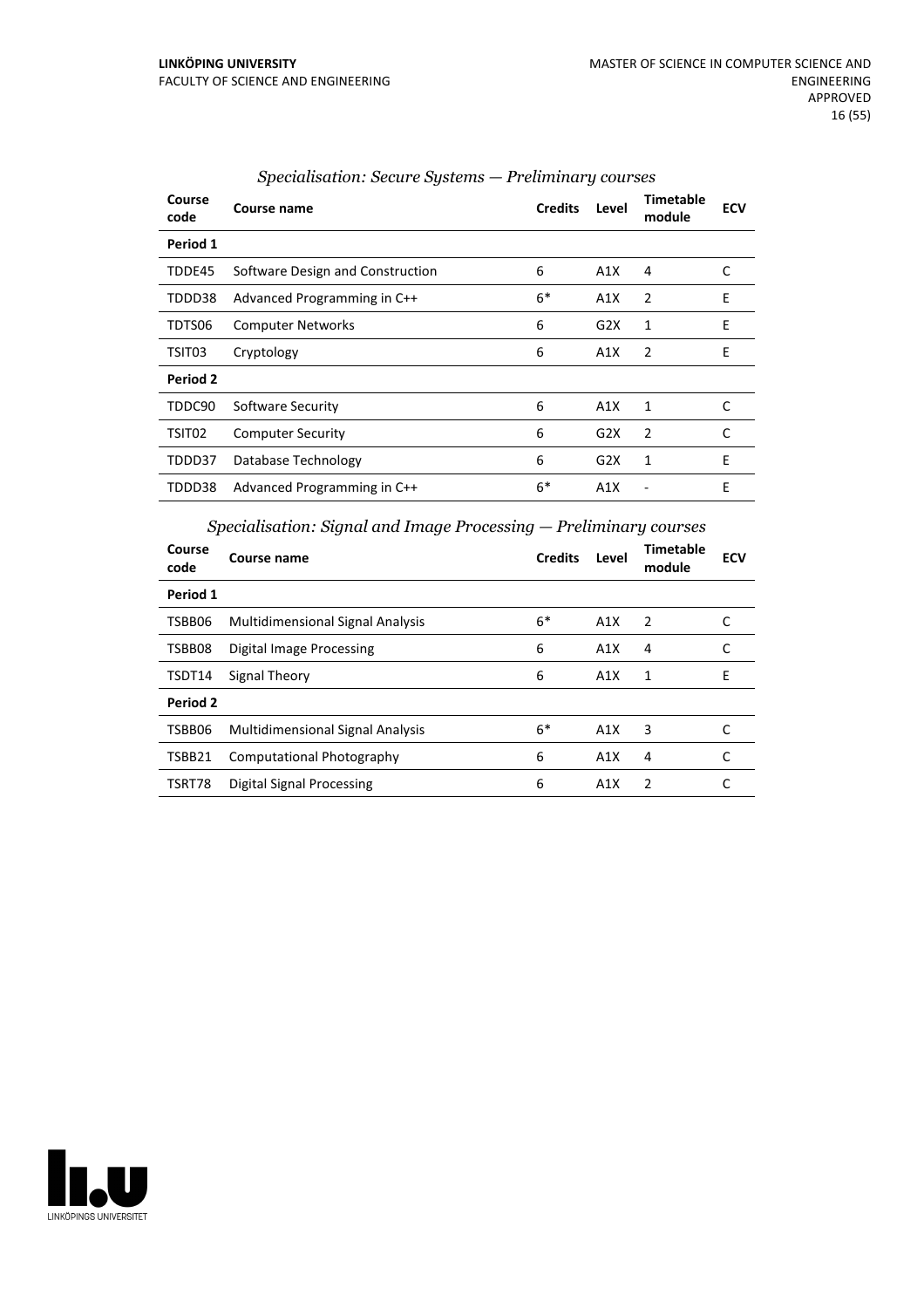### *Specialisation: Secure Systems — Preliminary courses*

| Course code | Course name | Credits | Level | Timetable module | ECV |
|---|---|---|---|---|---|
| **Period 1** | | | | | |
| TDDE45 | Software Design and Construction | 6 | A1X | 4 | C |
| TDDD38 | Advanced Programming in C++ | 6* | A1X | 2 | E |
| TDTS06 | Computer Networks | 6 | G2X | 1 | E |
| TSIT03 | Cryptology | 6 | A1X | 2 | E |
| **Period 2** | | | | | |
| TDDC90 | Software Security | 6 | A1X | 1 | C |
| TSIT02 | Computer Security | 6 | G2X | 2 | C |
| TDDD37 | Database Technology | 6 | G2X | 1 | E |
| TDDD38 | Advanced Programming in C++ | 6* | A1X | - | E |

### *Specialisation: Signal and Image Processing — Preliminary courses*

| Course code | Course name | Credits | Level | Timetable module | ECV |
|---|---|---|---|---|---|
| **Period 1** | | | | | |
| TSBB06 | Multidimensional Signal Analysis | 6* | A1X | 2 | C |
| TSBB08 | Digital Image Processing | 6 | A1X | 4 | C |
| TSDT14 | Signal Theory | 6 | A1X | 1 | E |
| **Period 2** | | | | | |
| TSBB06 | Multidimensional Signal Analysis | 6* | A1X | 3 | C |
| TSBB21 | Computational Photography | 6 | A1X | 4 | C |
| TSRT78 | Digital Signal Processing | 6 | A1X | 2 | C |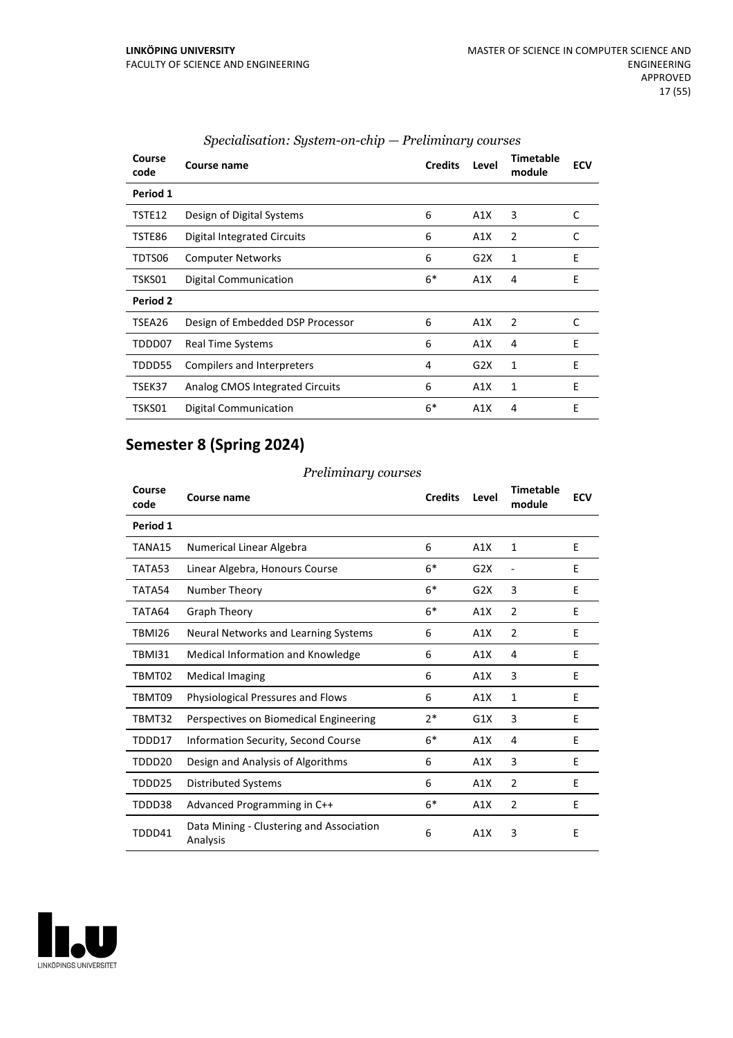*Specialisation: System-on-chip — Preliminary courses*

| Course code | Course name | Credits | Level | Timetable module | ECV |
|---|---|---|---|---|---|
| **Period 1** | | | | | |
| TSTE12 | Design of Digital Systems | 6 | A1X | 3 | C |
| TSTE86 | Digital Integrated Circuits | 6 | A1X | 2 | C |
| TDTS06 | Computer Networks | 6 | G2X | 1 | E |
| TSKS01 | Digital Communication | 6* | A1X | 4 | E |
| **Period 2** | | | | | |
| TSEA26 | Design of Embedded DSP Processor | 6 | A1X | 2 | C |
| TDDD07 | Real Time Systems | 6 | A1X | 4 | E |
| TDDD55 | Compilers and Interpreters | 4 | G2X | 1 | E |
| TSEK37 | Analog CMOS Integrated Circuits | 6 | A1X | 1 | E |
| TSKS01 | Digital Communication | 6* | A1X | 4 | E |

## Semester 8 (Spring 2024)

*Preliminary courses*

| Course code | Course name | Credits | Level | Timetable module | ECV |
|---|---|---|---|---|---|
| **Period 1** | | | | | |
| TANA15 | Numerical Linear Algebra | 6 | A1X | 1 | E |
| TATA53 | Linear Algebra, Honours Course | 6* | G2X | - | E |
| TATA54 | Number Theory | 6* | G2X | 3 | E |
| TATA64 | Graph Theory | 6* | A1X | 2 | E |
| TBMI26 | Neural Networks and Learning Systems | 6 | A1X | 2 | E |
| TBMI31 | Medical Information and Knowledge | 6 | A1X | 4 | E |
| TBMT02 | Medical Imaging | 6 | A1X | 3 | E |
| TBMT09 | Physiological Pressures and Flows | 6 | A1X | 1 | E |
| TBMT32 | Perspectives on Biomedical Engineering | 2* | G1X | 3 | E |
| TDDD17 | Information Security, Second Course | 6* | A1X | 4 | E |
| TDDD20 | Design and Analysis of Algorithms | 6 | A1X | 3 | E |
| TDDD25 | Distributed Systems | 6 | A1X | 2 | E |
| TDDD38 | Advanced Programming in C++ | 6* | A1X | 2 | E |
| TDDD41 | Data Mining - Clustering and Association Analysis | 6 | A1X | 3 | E |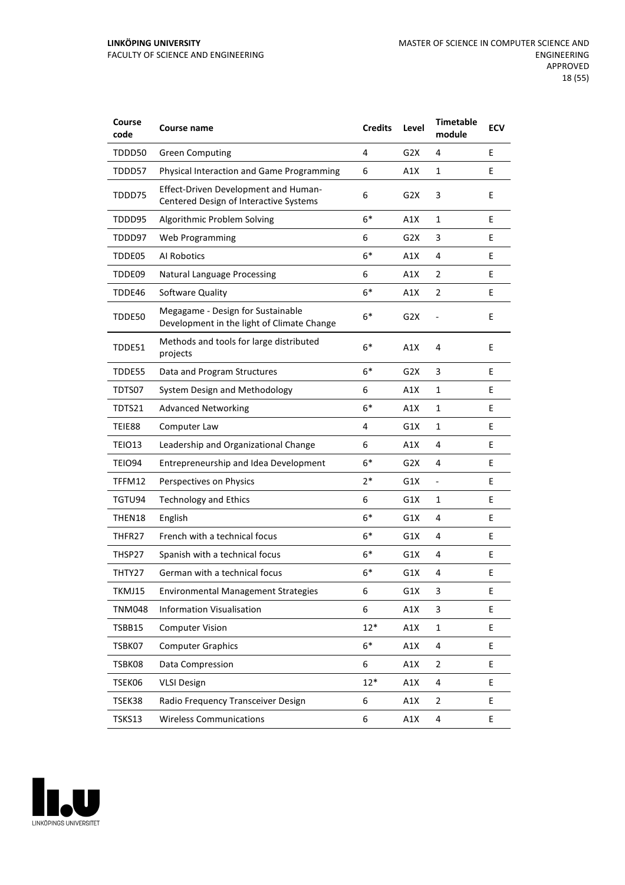| Course code | Course name | Credits | Level | Timetable module | ECV |
|---|---|---|---|---|---|
| TDDD50 | Green Computing | 4 | G2X | 4 | E |
| TDDD57 | Physical Interaction and Game Programming | 6 | A1X | 1 | E |
| TDDD75 | Effect-Driven Development and Human-Centered Design of Interactive Systems | 6 | G2X | 3 | E |
| TDDD95 | Algorithmic Problem Solving | 6* | A1X | 1 | E |
| TDDD97 | Web Programming | 6 | G2X | 3 | E |
| TDDE05 | AI Robotics | 6* | A1X | 4 | E |
| TDDE09 | Natural Language Processing | 6 | A1X | 2 | E |
| TDDE46 | Software Quality | 6* | A1X | 2 | E |
| TDDE50 | Megagame - Design for Sustainable Development in the light of Climate Change | 6* | G2X | - | E |
| TDDE51 | Methods and tools for large distributed projects | 6* | A1X | 4 | E |
| TDDE55 | Data and Program Structures | 6* | G2X | 3 | E |
| TDTS07 | System Design and Methodology | 6 | A1X | 1 | E |
| TDTS21 | Advanced Networking | 6* | A1X | 1 | E |
| TEIE88 | Computer Law | 4 | G1X | 1 | E |
| TEIO13 | Leadership and Organizational Change | 6 | A1X | 4 | E |
| TEIO94 | Entrepreneurship and Idea Development | 6* | G2X | 4 | E |
| TFFM12 | Perspectives on Physics | 2* | G1X | - | E |
| TGTU94 | Technology and Ethics | 6 | G1X | 1 | E |
| THEN18 | English | 6* | G1X | 4 | E |
| THFR27 | French with a technical focus | 6* | G1X | 4 | E |
| THSP27 | Spanish with a technical focus | 6* | G1X | 4 | E |
| THTY27 | German with a technical focus | 6* | G1X | 4 | E |
| TKMJ15 | Environmental Management Strategies | 6 | G1X | 3 | E |
| TNM048 | Information Visualisation | 6 | A1X | 3 | E |
| TSBB15 | Computer Vision | 12* | A1X | 1 | E |
| TSBK07 | Computer Graphics | 6* | A1X | 4 | E |
| TSBK08 | Data Compression | 6 | A1X | 2 | E |
| TSEK06 | VLSI Design | 12* | A1X | 4 | E |
| TSEK38 | Radio Frequency Transceiver Design | 6 | A1X | 2 | E |
| TSKS13 | Wireless Communications | 6 | A1X | 4 | E |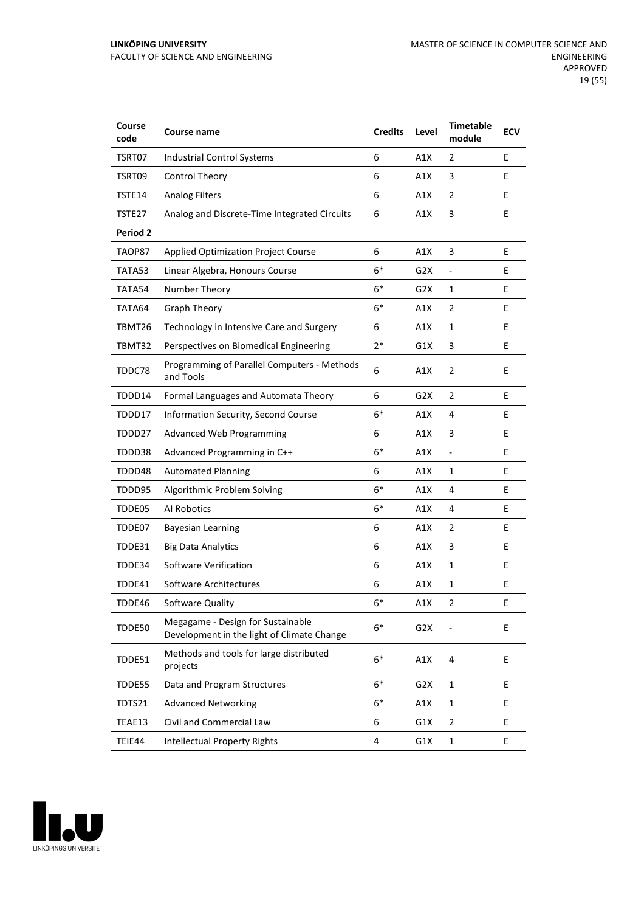| Course code | Course name | Credits | Level | Timetable module | ECV |
|---|---|---|---|---|---|
| TSRT07 | Industrial Control Systems | 6 | A1X | 2 | E |
| TSRT09 | Control Theory | 6 | A1X | 3 | E |
| TSTE14 | Analog Filters | 6 | A1X | 2 | E |
| TSTE27 | Analog and Discrete-Time Integrated Circuits | 6 | A1X | 3 | E |
| **Period 2** | | | | | |
| TAOP87 | Applied Optimization Project Course | 6 | A1X | 3 | E |
| TATA53 | Linear Algebra, Honours Course | 6* | G2X | - | E |
| TATA54 | Number Theory | 6* | G2X | 1 | E |
| TATA64 | Graph Theory | 6* | A1X | 2 | E |
| TBMT26 | Technology in Intensive Care and Surgery | 6 | A1X | 1 | E |
| TBMT32 | Perspectives on Biomedical Engineering | 2* | G1X | 3 | E |
| TDDC78 | Programming of Parallel Computers - Methods and Tools | 6 | A1X | 2 | E |
| TDDD14 | Formal Languages and Automata Theory | 6 | G2X | 2 | E |
| TDDD17 | Information Security, Second Course | 6* | A1X | 4 | E |
| TDDD27 | Advanced Web Programming | 6 | A1X | 3 | E |
| TDDD38 | Advanced Programming in C++ | 6* | A1X | - | E |
| TDDD48 | Automated Planning | 6 | A1X | 1 | E |
| TDDD95 | Algorithmic Problem Solving | 6* | A1X | 4 | E |
| TDDE05 | AI Robotics | 6* | A1X | 4 | E |
| TDDE07 | Bayesian Learning | 6 | A1X | 2 | E |
| TDDE31 | Big Data Analytics | 6 | A1X | 3 | E |
| TDDE34 | Software Verification | 6 | A1X | 1 | E |
| TDDE41 | Software Architectures | 6 | A1X | 1 | E |
| TDDE46 | Software Quality | 6* | A1X | 2 | E |
| TDDE50 | Megagame - Design for Sustainable Development in the light of Climate Change | 6* | G2X | - | E |
| TDDE51 | Methods and tools for large distributed projects | 6* | A1X | 4 | E |
| TDDE55 | Data and Program Structures | 6* | G2X | 1 | E |
| TDTS21 | Advanced Networking | 6* | A1X | 1 | E |
| TEAE13 | Civil and Commercial Law | 6 | G1X | 2 | E |
| TEIE44 | Intellectual Property Rights | 4 | G1X | 1 | E |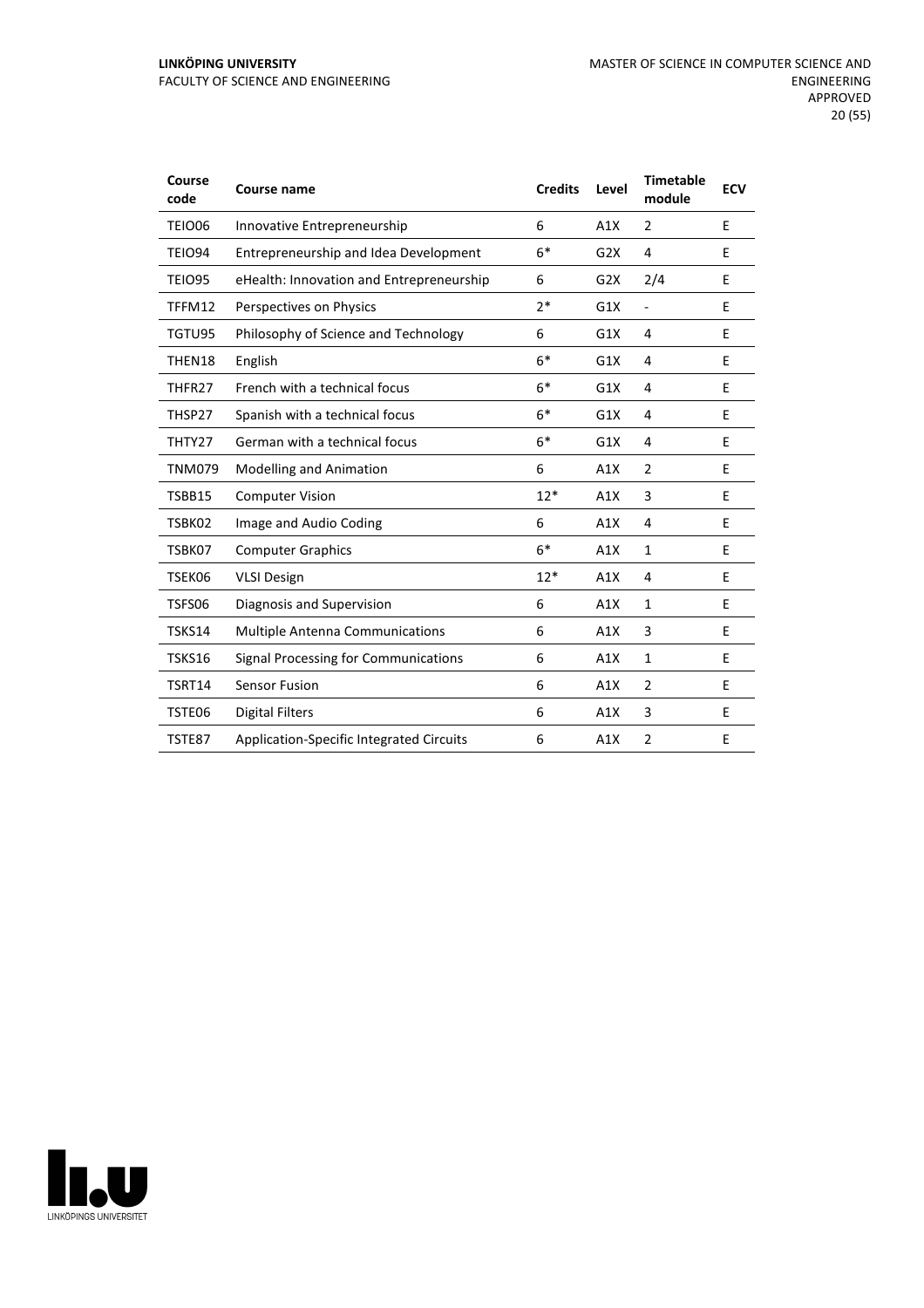| Course code | Course name | Credits | Level | Timetable module | ECV |
|---|---|---|---|---|---|
| TEIO06 | Innovative Entrepreneurship | 6 | A1X | 2 | E |
| TEIO94 | Entrepreneurship and Idea Development | 6* | G2X | 4 | E |
| TEIO95 | eHealth: Innovation and Entrepreneurship | 6 | G2X | 2/4 | E |
| TFFM12 | Perspectives on Physics | 2* | G1X | - | E |
| TGTU95 | Philosophy of Science and Technology | 6 | G1X | 4 | E |
| THEN18 | English | 6* | G1X | 4 | E |
| THFR27 | French with a technical focus | 6* | G1X | 4 | E |
| THSP27 | Spanish with a technical focus | 6* | G1X | 4 | E |
| THTY27 | German with a technical focus | 6* | G1X | 4 | E |
| TNM079 | Modelling and Animation | 6 | A1X | 2 | E |
| TSBB15 | Computer Vision | 12* | A1X | 3 | E |
| TSBK02 | Image and Audio Coding | 6 | A1X | 4 | E |
| TSBK07 | Computer Graphics | 6* | A1X | 1 | E |
| TSEK06 | VLSI Design | 12* | A1X | 4 | E |
| TSFS06 | Diagnosis and Supervision | 6 | A1X | 1 | E |
| TSKS14 | Multiple Antenna Communications | 6 | A1X | 3 | E |
| TSKS16 | Signal Processing for Communications | 6 | A1X | 1 | E |
| TSRT14 | Sensor Fusion | 6 | A1X | 2 | E |
| TSTE06 | Digital Filters | 6 | A1X | 3 | E |
| TSTE87 | Application-Specific Integrated Circuits | 6 | A1X | 2 | E |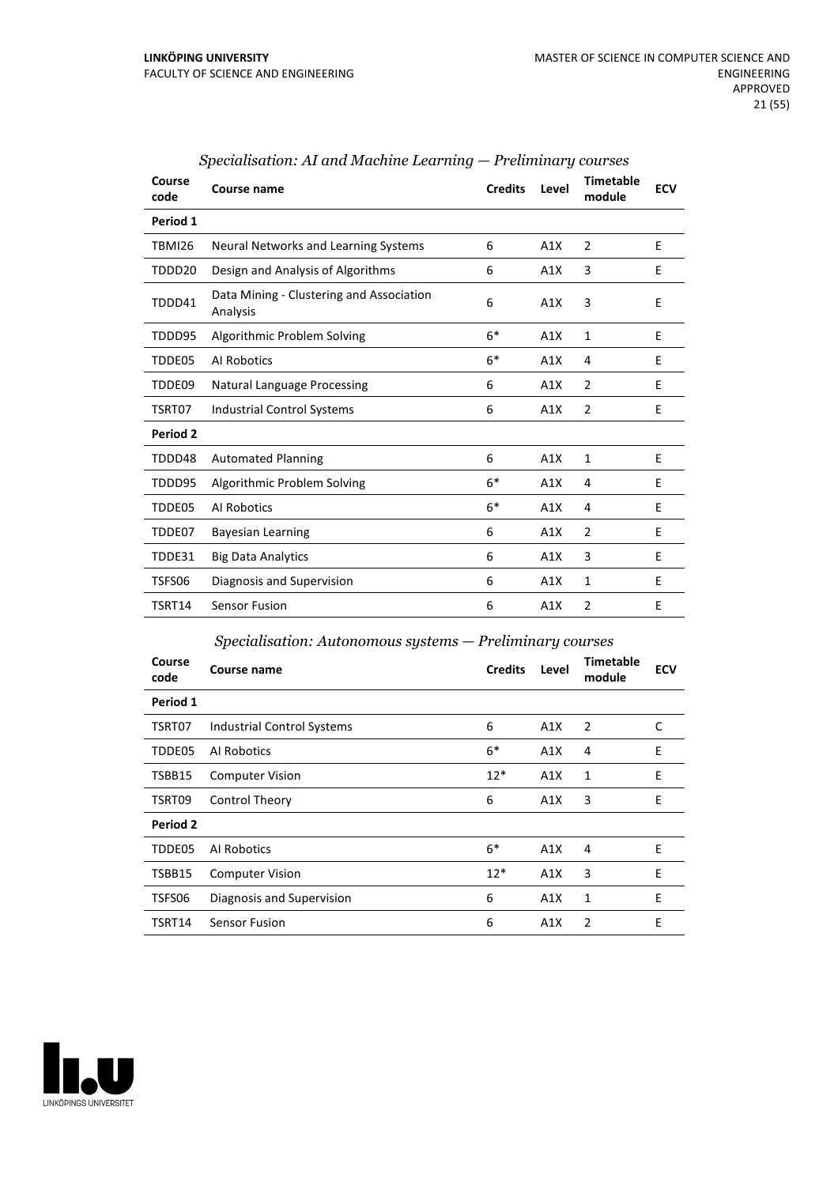*Specialisation: AI and Machine Learning — Preliminary courses*

| Course code | Course name | Credits | Level | Timetable module | ECV |
|---|---|---|---|---|---|
| **Period 1** | | | | | |
| TBMI26 | Neural Networks and Learning Systems | 6 | A1X | 2 | E |
| TDDD20 | Design and Analysis of Algorithms | 6 | A1X | 3 | E |
| TDDD41 | Data Mining - Clustering and Association Analysis | 6 | A1X | 3 | E |
| TDDD95 | Algorithmic Problem Solving | 6* | A1X | 1 | E |
| TDDE05 | AI Robotics | 6* | A1X | 4 | E |
| TDDE09 | Natural Language Processing | 6 | A1X | 2 | E |
| TSRT07 | Industrial Control Systems | 6 | A1X | 2 | E |
| **Period 2** | | | | | |
| TDDD48 | Automated Planning | 6 | A1X | 1 | E |
| TDDD95 | Algorithmic Problem Solving | 6* | A1X | 4 | E |
| TDDE05 | AI Robotics | 6* | A1X | 4 | E |
| TDDE07 | Bayesian Learning | 6 | A1X | 2 | E |
| TDDE31 | Big Data Analytics | 6 | A1X | 3 | E |
| TSFS06 | Diagnosis and Supervision | 6 | A1X | 1 | E |
| TSRT14 | Sensor Fusion | 6 | A1X | 2 | E |

*Specialisation: Autonomous systems — Preliminary courses*

| Course code | Course name | Credits | Level | Timetable module | ECV |
|---|---|---|---|---|---|
| **Period 1** | | | | | |
| TSRT07 | Industrial Control Systems | 6 | A1X | 2 | C |
| TDDE05 | AI Robotics | 6* | A1X | 4 | E |
| TSBB15 | Computer Vision | 12* | A1X | 1 | E |
| TSRT09 | Control Theory | 6 | A1X | 3 | E |
| **Period 2** | | | | | |
| TDDE05 | AI Robotics | 6* | A1X | 4 | E |
| TSBB15 | Computer Vision | 12* | A1X | 3 | E |
| TSFS06 | Diagnosis and Supervision | 6 | A1X | 1 | E |
| TSRT14 | Sensor Fusion | 6 | A1X | 2 | E |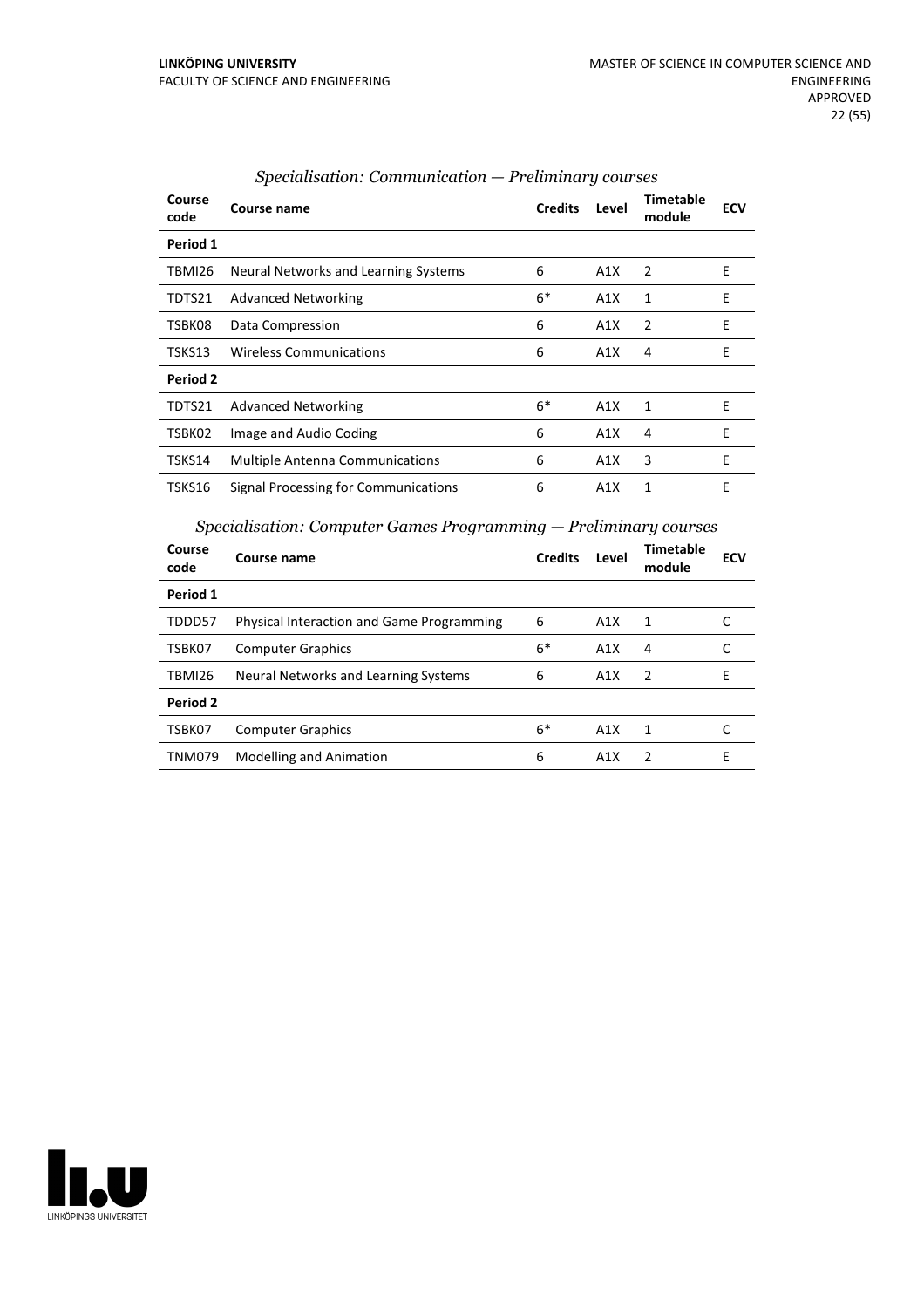*Specialisation: Communication — Preliminary courses*

| Course code | Course name | Credits | Level | Timetable module | ECV |
|---|---|---|---|---|---|
| **Period 1** | | | | | |
| TBMI26 | Neural Networks and Learning Systems | 6 | A1X | 2 | E |
| TDTS21 | Advanced Networking | 6* | A1X | 1 | E |
| TSBK08 | Data Compression | 6 | A1X | 2 | E |
| TSKS13 | Wireless Communications | 6 | A1X | 4 | E |
| **Period 2** | | | | | |
| TDTS21 | Advanced Networking | 6* | A1X | 1 | E |
| TSBK02 | Image and Audio Coding | 6 | A1X | 4 | E |
| TSKS14 | Multiple Antenna Communications | 6 | A1X | 3 | E |
| TSKS16 | Signal Processing for Communications | 6 | A1X | 1 | E |

*Specialisation: Computer Games Programming — Preliminary courses*

| Course code | Course name | Credits | Level | Timetable module | ECV |
|---|---|---|---|---|---|
| **Period 1** | | | | | |
| TDDD57 | Physical Interaction and Game Programming | 6 | A1X | 1 | C |
| TSBK07 | Computer Graphics | 6* | A1X | 4 | C |
| TBMI26 | Neural Networks and Learning Systems | 6 | A1X | 2 | E |
| **Period 2** | | | | | |
| TSBK07 | Computer Graphics | 6* | A1X | 1 | C |
| TNM079 | Modelling and Animation | 6 | A1X | 2 | E |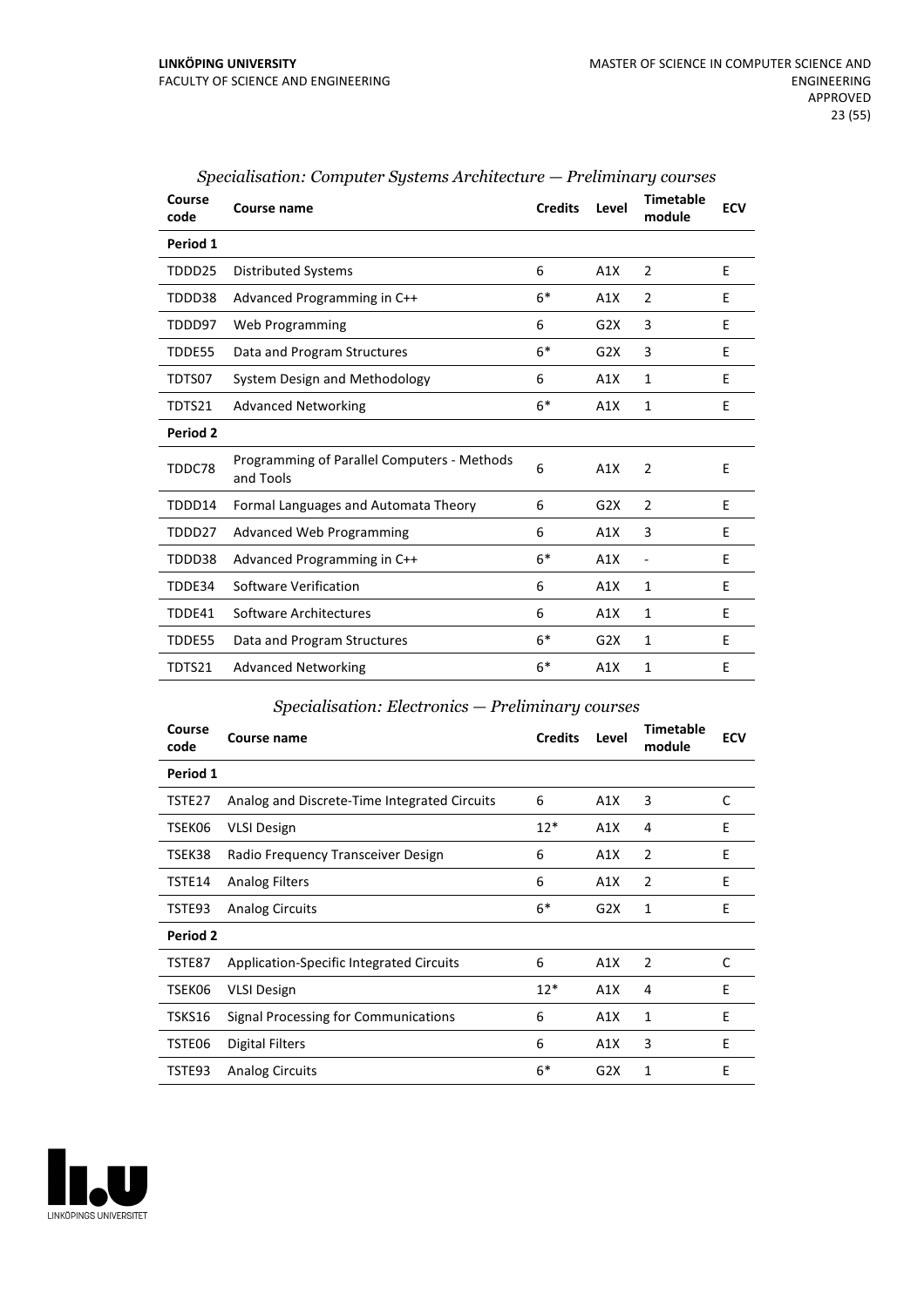### *Specialisation: Computer Systems Architecture — Preliminary courses*

| Course code | Course name | Credits | Level | Timetable module | ECV |
|---|---|---|---|---|---|
| **Period 1** | | | | | |
| TDDD25 | Distributed Systems | 6 | A1X | 2 | E |
| TDDD38 | Advanced Programming in C++ | 6* | A1X | 2 | E |
| TDDD97 | Web Programming | 6 | G2X | 3 | E |
| TDDE55 | Data and Program Structures | 6* | G2X | 3 | E |
| TDTS07 | System Design and Methodology | 6 | A1X | 1 | E |
| TDTS21 | Advanced Networking | 6* | A1X | 1 | E |
| **Period 2** | | | | | |
| TDDC78 | Programming of Parallel Computers - Methods and Tools | 6 | A1X | 2 | E |
| TDDD14 | Formal Languages and Automata Theory | 6 | G2X | 2 | E |
| TDDD27 | Advanced Web Programming | 6 | A1X | 3 | E |
| TDDD38 | Advanced Programming in C++ | 6* | A1X | - | E |
| TDDE34 | Software Verification | 6 | A1X | 1 | E |
| TDDE41 | Software Architectures | 6 | A1X | 1 | E |
| TDDE55 | Data and Program Structures | 6* | G2X | 1 | E |
| TDTS21 | Advanced Networking | 6* | A1X | 1 | E |

### *Specialisation: Electronics — Preliminary courses*

| Course code | Course name | Credits | Level | Timetable module | ECV |
|---|---|---|---|---|---|
| **Period 1** | | | | | |
| TSTE27 | Analog and Discrete-Time Integrated Circuits | 6 | A1X | 3 | C |
| TSEK06 | VLSI Design | 12* | A1X | 4 | E |
| TSEK38 | Radio Frequency Transceiver Design | 6 | A1X | 2 | E |
| TSTE14 | Analog Filters | 6 | A1X | 2 | E |
| TSTE93 | Analog Circuits | 6* | G2X | 1 | E |
| **Period 2** | | | | | |
| TSTE87 | Application-Specific Integrated Circuits | 6 | A1X | 2 | C |
| TSEK06 | VLSI Design | 12* | A1X | 4 | E |
| TSKS16 | Signal Processing for Communications | 6 | A1X | 1 | E |
| TSTE06 | Digital Filters | 6 | A1X | 3 | E |
| TSTE93 | Analog Circuits | 6* | G2X | 1 | E |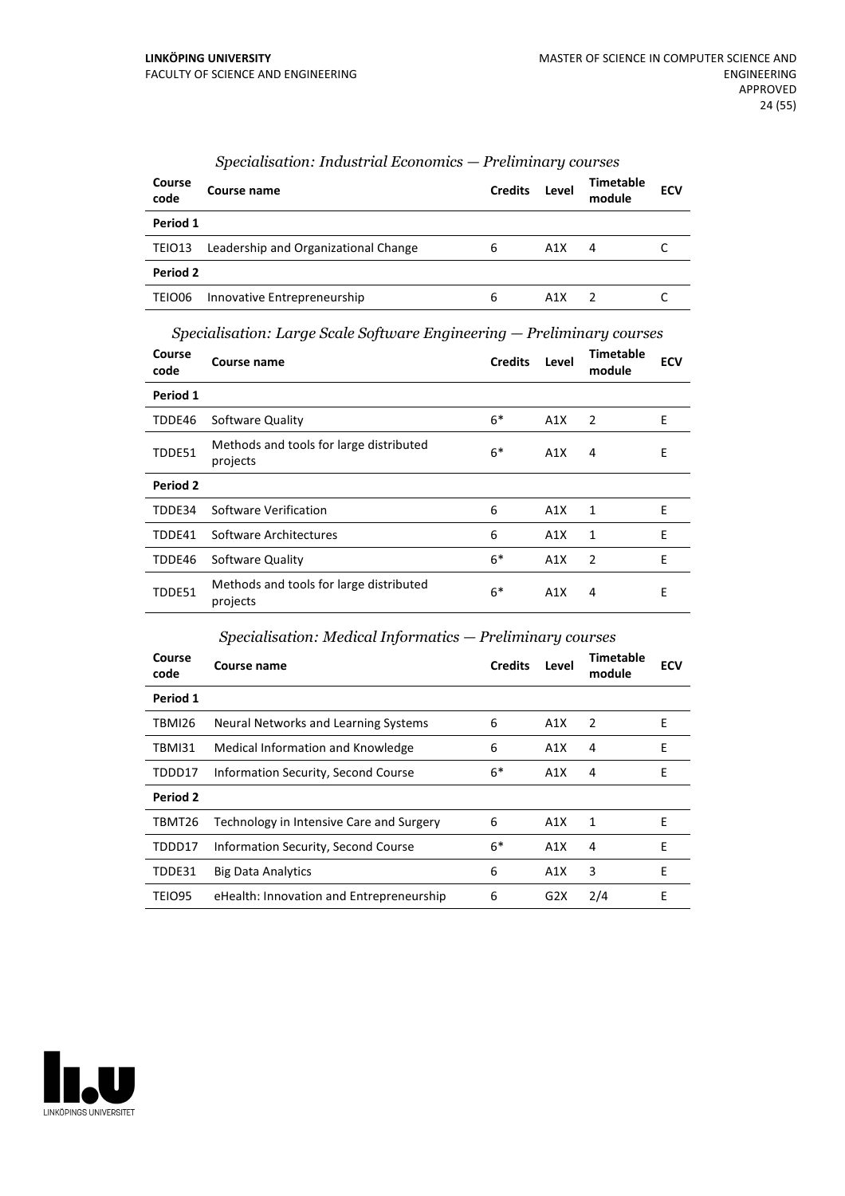### *Specialisation: Industrial Economics — Preliminary courses*

| Course code | Course name | Credits | Level | Timetable module | ECV |
|---|---|---|---|---|---|
| **Period 1** | | | | | |
| TEIO13 | Leadership and Organizational Change | 6 | A1X | 4 | C |
| **Period 2** | | | | | |
| TEIO06 | Innovative Entrepreneurship | 6 | A1X | 2 | C |

### *Specialisation: Large Scale Software Engineering — Preliminary courses*

| Course code | Course name | Credits | Level | Timetable module | ECV |
|---|---|---|---|---|---|
| **Period 1** | | | | | |
| TDDE46 | Software Quality | 6* | A1X | 2 | E |
| TDDE51 | Methods and tools for large distributed projects | 6* | A1X | 4 | E |
| **Period 2** | | | | | |
| TDDE34 | Software Verification | 6 | A1X | 1 | E |
| TDDE41 | Software Architectures | 6 | A1X | 1 | E |
| TDDE46 | Software Quality | 6* | A1X | 2 | E |
| TDDE51 | Methods and tools for large distributed projects | 6* | A1X | 4 | E |

### *Specialisation: Medical Informatics — Preliminary courses*

| Course code | Course name | Credits | Level | Timetable module | ECV |
|---|---|---|---|---|---|
| **Period 1** | | | | | |
| TBMI26 | Neural Networks and Learning Systems | 6 | A1X | 2 | E |
| TBMI31 | Medical Information and Knowledge | 6 | A1X | 4 | E |
| TDDD17 | Information Security, Second Course | 6* | A1X | 4 | E |
| **Period 2** | | | | | |
| TBMT26 | Technology in Intensive Care and Surgery | 6 | A1X | 1 | E |
| TDDD17 | Information Security, Second Course | 6* | A1X | 4 | E |
| TDDE31 | Big Data Analytics | 6 | A1X | 3 | E |
| TEIO95 | eHealth: Innovation and Entrepreneurship | 6 | G2X | 2/4 | E |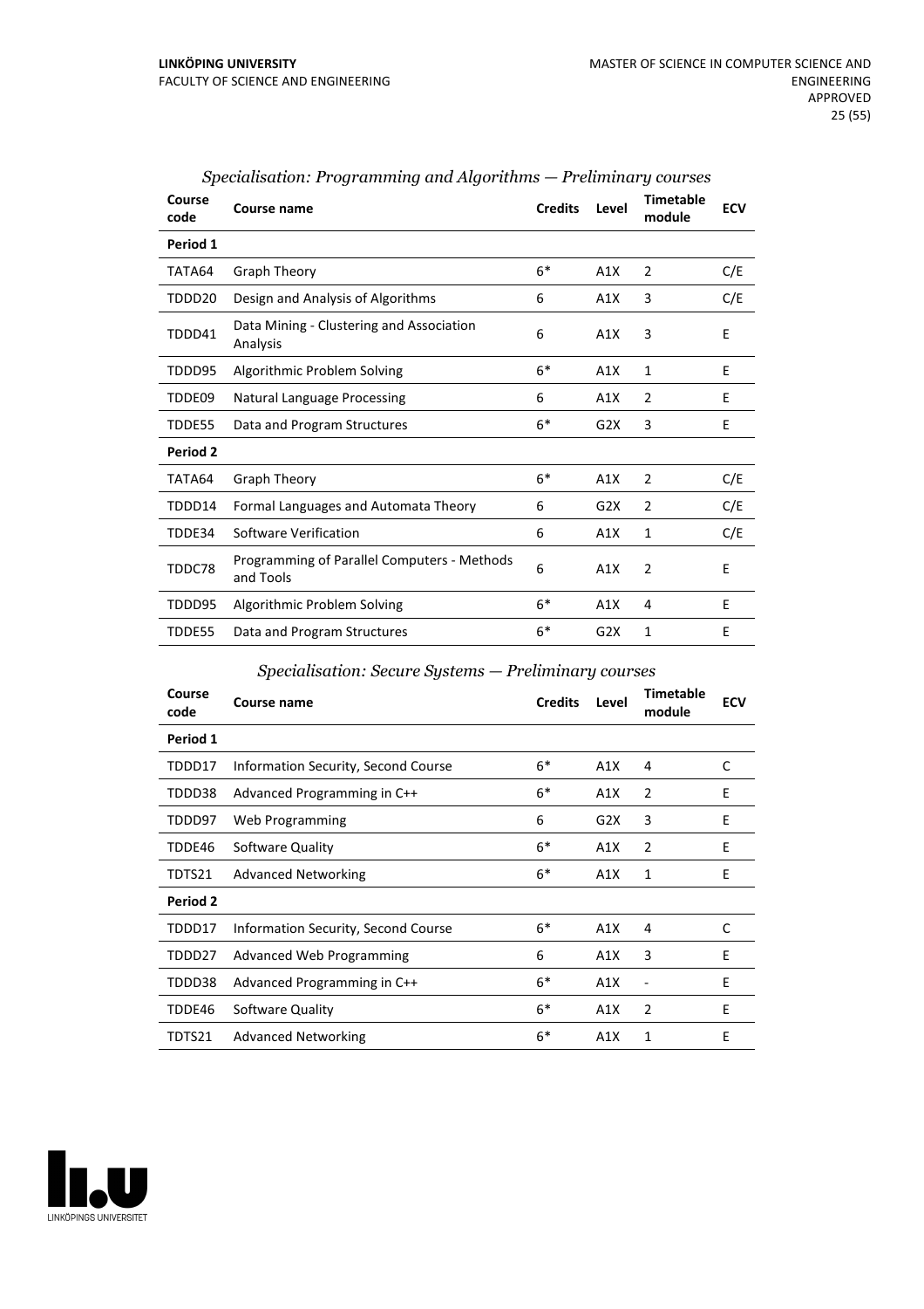*Specialisation: Programming and Algorithms — Preliminary courses*

| Course code | Course name | Credits | Level | Timetable module | ECV |
|---|---|---|---|---|---|
| **Period 1** | | | | | |
| TATA64 | Graph Theory | 6* | A1X | 2 | C/E |
| TDDD20 | Design and Analysis of Algorithms | 6 | A1X | 3 | C/E |
| TDDD41 | Data Mining - Clustering and Association Analysis | 6 | A1X | 3 | E |
| TDDD95 | Algorithmic Problem Solving | 6* | A1X | 1 | E |
| TDDE09 | Natural Language Processing | 6 | A1X | 2 | E |
| TDDE55 | Data and Program Structures | 6* | G2X | 3 | E |
| **Period 2** | | | | | |
| TATA64 | Graph Theory | 6* | A1X | 2 | C/E |
| TDDD14 | Formal Languages and Automata Theory | 6 | G2X | 2 | C/E |
| TDDE34 | Software Verification | 6 | A1X | 1 | C/E |
| TDDC78 | Programming of Parallel Computers - Methods and Tools | 6 | A1X | 2 | E |
| TDDD95 | Algorithmic Problem Solving | 6* | A1X | 4 | E |
| TDDE55 | Data and Program Structures | 6* | G2X | 1 | E |

*Specialisation: Secure Systems — Preliminary courses*

| Course code | Course name | Credits | Level | Timetable module | ECV |
|---|---|---|---|---|---|
| **Period 1** | | | | | |
| TDDD17 | Information Security, Second Course | 6* | A1X | 4 | C |
| TDDD38 | Advanced Programming in C++ | 6* | A1X | 2 | E |
| TDDD97 | Web Programming | 6 | G2X | 3 | E |
| TDDE46 | Software Quality | 6* | A1X | 2 | E |
| TDTS21 | Advanced Networking | 6* | A1X | 1 | E |
| **Period 2** | | | | | |
| TDDD17 | Information Security, Second Course | 6* | A1X | 4 | C |
| TDDD27 | Advanced Web Programming | 6 | A1X | 3 | E |
| TDDD38 | Advanced Programming in C++ | 6* | A1X | - | E |
| TDDE46 | Software Quality | 6* | A1X | 2 | E |
| TDTS21 | Advanced Networking | 6* | A1X | 1 | E |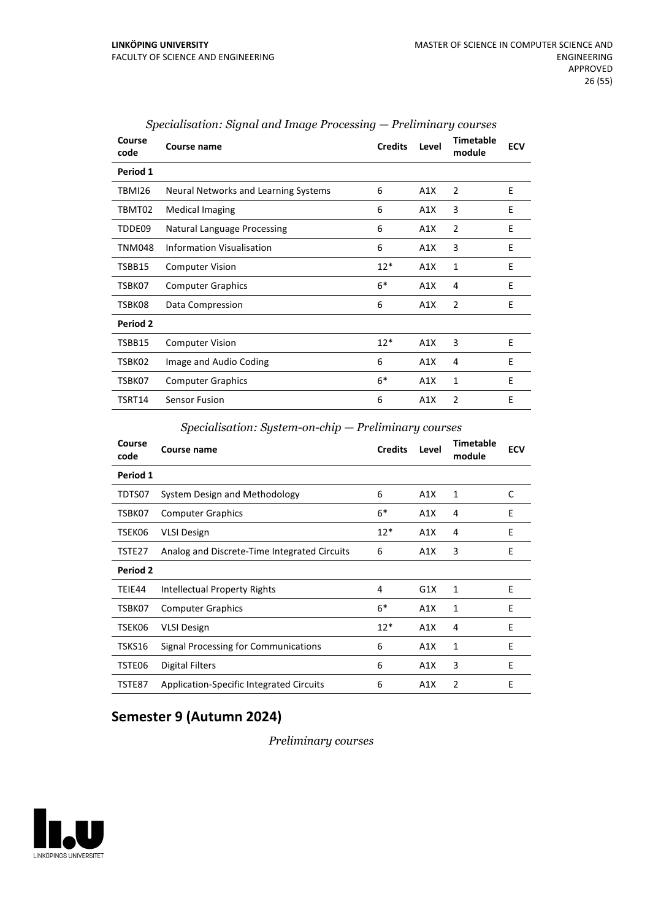*Specialisation: Signal and Image Processing — Preliminary courses*

| Course code | Course name | Credits | Level | Timetable module | ECV |
|---|---|---|---|---|---|
| **Period 1** | | | | | |
| TBMI26 | Neural Networks and Learning Systems | 6 | A1X | 2 | E |
| TBMT02 | Medical Imaging | 6 | A1X | 3 | E |
| TDDE09 | Natural Language Processing | 6 | A1X | 2 | E |
| TNM048 | Information Visualisation | 6 | A1X | 3 | E |
| TSBB15 | Computer Vision | 12* | A1X | 1 | E |
| TSBK07 | Computer Graphics | 6* | A1X | 4 | E |
| TSBK08 | Data Compression | 6 | A1X | 2 | E |
| **Period 2** | | | | | |
| TSBB15 | Computer Vision | 12* | A1X | 3 | E |
| TSBK02 | Image and Audio Coding | 6 | A1X | 4 | E |
| TSBK07 | Computer Graphics | 6* | A1X | 1 | E |
| TSRT14 | Sensor Fusion | 6 | A1X | 2 | E |

*Specialisation: System-on-chip — Preliminary courses*

| Course code | Course name | Credits | Level | Timetable module | ECV |
|---|---|---|---|---|---|
| **Period 1** | | | | | |
| TDTS07 | System Design and Methodology | 6 | A1X | 1 | C |
| TSBK07 | Computer Graphics | 6* | A1X | 4 | E |
| TSEK06 | VLSI Design | 12* | A1X | 4 | E |
| TSTE27 | Analog and Discrete-Time Integrated Circuits | 6 | A1X | 3 | E |
| **Period 2** | | | | | |
| TEIE44 | Intellectual Property Rights | 4 | G1X | 1 | E |
| TSBK07 | Computer Graphics | 6* | A1X | 1 | E |
| TSEK06 | VLSI Design | 12* | A1X | 4 | E |
| TSKS16 | Signal Processing for Communications | 6 | A1X | 1 | E |
| TSTE06 | Digital Filters | 6 | A1X | 3 | E |
| TSTE87 | Application-Specific Integrated Circuits | 6 | A1X | 2 | E |

## Semester 9 (Autumn 2024)

*Preliminary courses*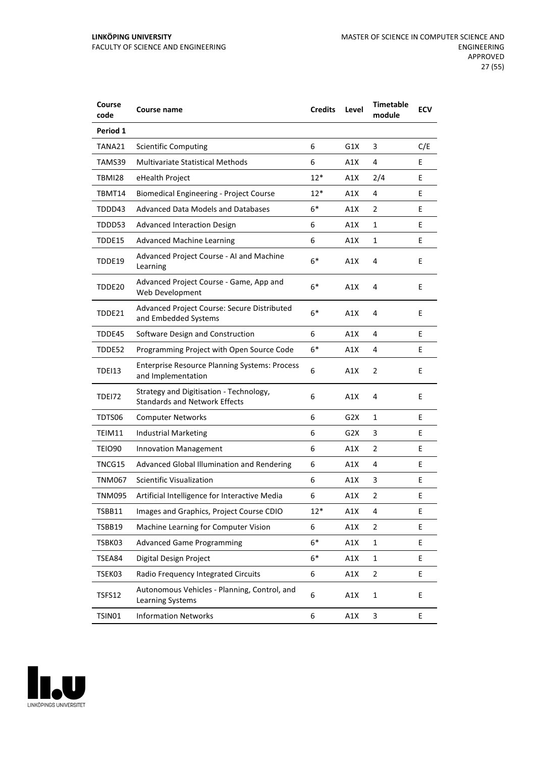| Course code | Course name | Credits | Level | Timetable module | ECV |
|---|---|---|---|---|---|
| **Period 1** | | | | | |
| TANA21 | Scientific Computing | 6 | G1X | 3 | C/E |
| TAMS39 | Multivariate Statistical Methods | 6 | A1X | 4 | E |
| TBMI28 | eHealth Project | 12* | A1X | 2/4 | E |
| TBMT14 | Biomedical Engineering - Project Course | 12* | A1X | 4 | E |
| TDDD43 | Advanced Data Models and Databases | 6* | A1X | 2 | E |
| TDDD53 | Advanced Interaction Design | 6 | A1X | 1 | E |
| TDDE15 | Advanced Machine Learning | 6 | A1X | 1 | E |
| TDDE19 | Advanced Project Course - AI and Machine Learning | 6* | A1X | 4 | E |
| TDDE20 | Advanced Project Course - Game, App and Web Development | 6* | A1X | 4 | E |
| TDDE21 | Advanced Project Course: Secure Distributed and Embedded Systems | 6* | A1X | 4 | E |
| TDDE45 | Software Design and Construction | 6 | A1X | 4 | E |
| TDDE52 | Programming Project with Open Source Code | 6* | A1X | 4 | E |
| TDEI13 | Enterprise Resource Planning Systems: Process and Implementation | 6 | A1X | 2 | E |
| TDEI72 | Strategy and Digitisation - Technology, Standards and Network Effects | 6 | A1X | 4 | E |
| TDTS06 | Computer Networks | 6 | G2X | 1 | E |
| TEIM11 | Industrial Marketing | 6 | G2X | 3 | E |
| TEIO90 | Innovation Management | 6 | A1X | 2 | E |
| TNCG15 | Advanced Global Illumination and Rendering | 6 | A1X | 4 | E |
| TNM067 | Scientific Visualization | 6 | A1X | 3 | E |
| TNM095 | Artificial Intelligence for Interactive Media | 6 | A1X | 2 | E |
| TSBB11 | Images and Graphics, Project Course CDIO | 12* | A1X | 4 | E |
| TSBB19 | Machine Learning for Computer Vision | 6 | A1X | 2 | E |
| TSBK03 | Advanced Game Programming | 6* | A1X | 1 | E |
| TSEA84 | Digital Design Project | 6* | A1X | 1 | E |
| TSEK03 | Radio Frequency Integrated Circuits | 6 | A1X | 2 | E |
| TSFS12 | Autonomous Vehicles - Planning, Control, and Learning Systems | 6 | A1X | 1 | E |
| TSIN01 | Information Networks | 6 | A1X | 3 | E |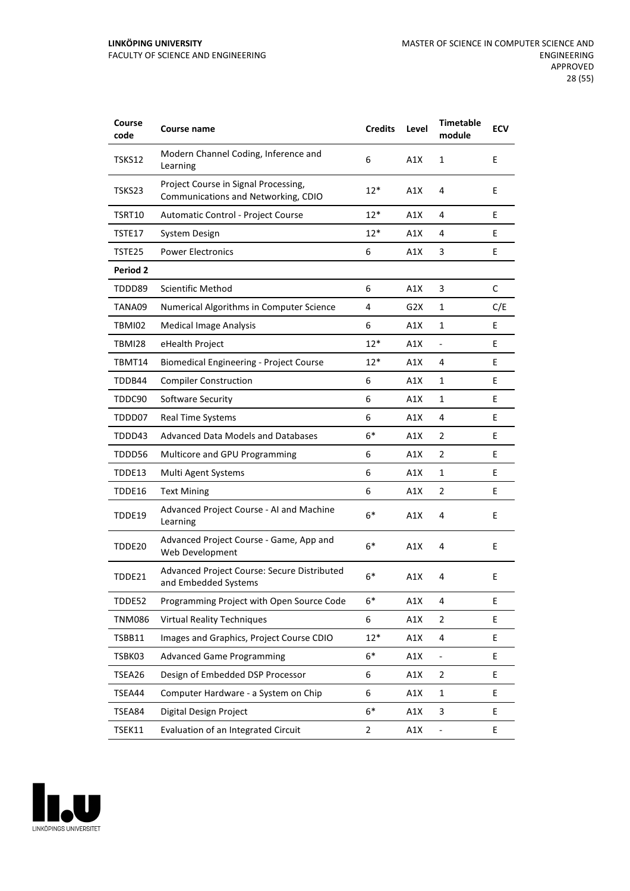| Course code | Course name | Credits | Level | Timetable module | ECV |
|---|---|---|---|---|---|
| TSKS12 | Modern Channel Coding, Inference and Learning | 6 | A1X | 1 | E |
| TSKS23 | Project Course in Signal Processing, Communications and Networking, CDIO | 12* | A1X | 4 | E |
| TSRT10 | Automatic Control - Project Course | 12* | A1X | 4 | E |
| TSTE17 | System Design | 12* | A1X | 4 | E |
| TSTE25 | Power Electronics | 6 | A1X | 3 | E |
| **Period 2** | | | | | |
| TDDD89 | Scientific Method | 6 | A1X | 3 | C |
| TANA09 | Numerical Algorithms in Computer Science | 4 | G2X | 1 | C/E |
| TBMI02 | Medical Image Analysis | 6 | A1X | 1 | E |
| TBMI28 | eHealth Project | 12* | A1X | - | E |
| TBMT14 | Biomedical Engineering - Project Course | 12* | A1X | 4 | E |
| TDDB44 | Compiler Construction | 6 | A1X | 1 | E |
| TDDC90 | Software Security | 6 | A1X | 1 | E |
| TDDD07 | Real Time Systems | 6 | A1X | 4 | E |
| TDDD43 | Advanced Data Models and Databases | 6* | A1X | 2 | E |
| TDDD56 | Multicore and GPU Programming | 6 | A1X | 2 | E |
| TDDE13 | Multi Agent Systems | 6 | A1X | 1 | E |
| TDDE16 | Text Mining | 6 | A1X | 2 | E |
| TDDE19 | Advanced Project Course - AI and Machine Learning | 6* | A1X | 4 | E |
| TDDE20 | Advanced Project Course - Game, App and Web Development | 6* | A1X | 4 | E |
| TDDE21 | Advanced Project Course: Secure Distributed and Embedded Systems | 6* | A1X | 4 | E |
| TDDE52 | Programming Project with Open Source Code | 6* | A1X | 4 | E |
| TNM086 | Virtual Reality Techniques | 6 | A1X | 2 | E |
| TSBB11 | Images and Graphics, Project Course CDIO | 12* | A1X | 4 | E |
| TSBK03 | Advanced Game Programming | 6* | A1X | - | E |
| TSEA26 | Design of Embedded DSP Processor | 6 | A1X | 2 | E |
| TSEA44 | Computer Hardware - a System on Chip | 6 | A1X | 1 | E |
| TSEA84 | Digital Design Project | 6* | A1X | 3 | E |
| TSEK11 | Evaluation of an Integrated Circuit | 2 | A1X | - | E |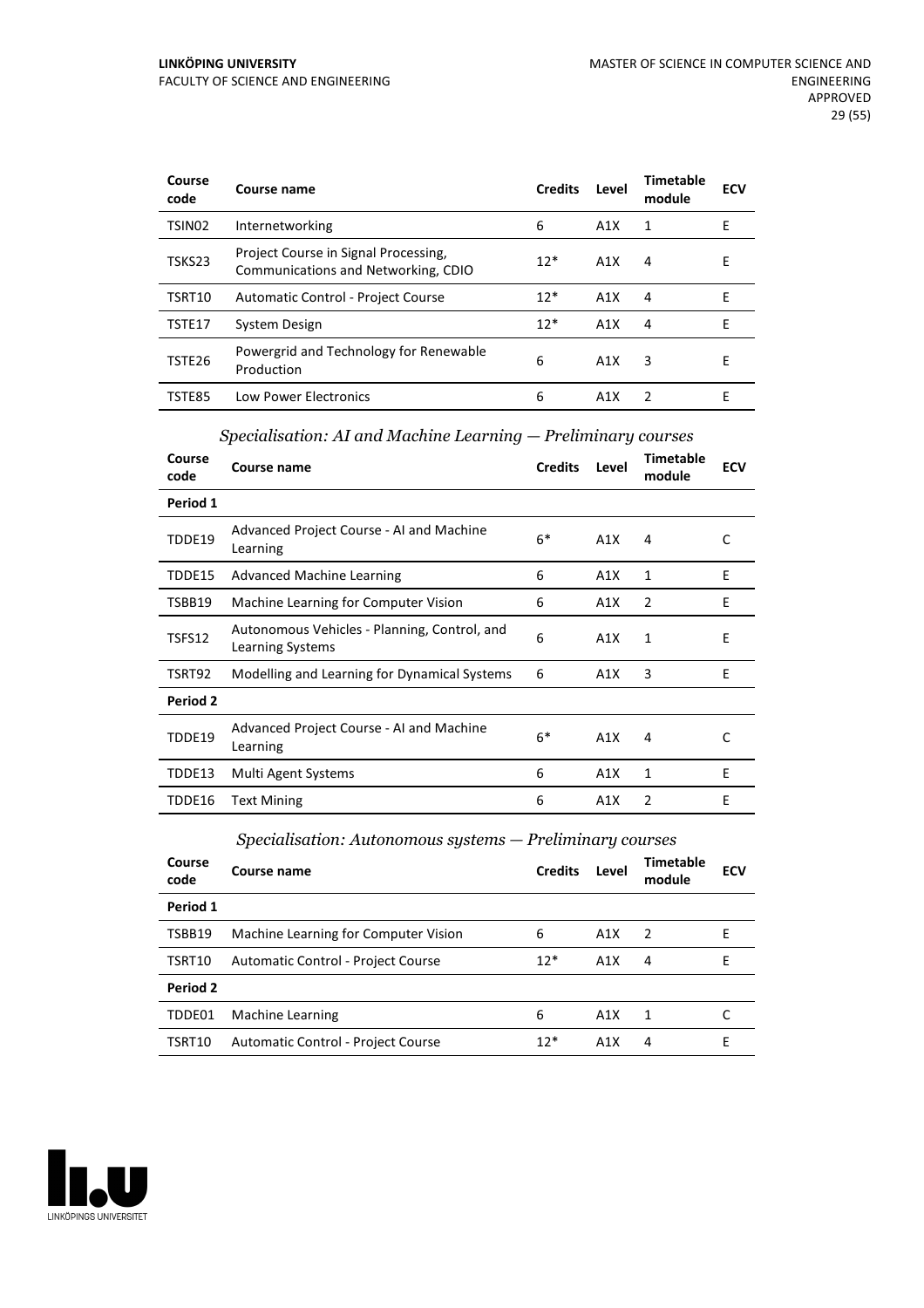| Course code | Course name | Credits | Level | Timetable module | ECV |
| --- | --- | --- | --- | --- | --- |
| TSIN02 | Internetworking | 6 | A1X | 1 | E |
| TSKS23 | Project Course in Signal Processing, Communications and Networking, CDIO | 12* | A1X | 4 | E |
| TSRT10 | Automatic Control - Project Course | 12* | A1X | 4 | E |
| TSTE17 | System Design | 12* | A1X | 4 | E |
| TSTE26 | Powergrid and Technology for Renewable Production | 6 | A1X | 3 | E |
| TSTE85 | Low Power Electronics | 6 | A1X | 2 | E |

*Specialisation: AI and Machine Learning — Preliminary courses*

| Course code | Course name | Credits | Level | Timetable module | ECV |
| --- | --- | --- | --- | --- | --- |
| **Period 1** | | | | | |
| TDDE19 | Advanced Project Course - AI and Machine Learning | 6* | A1X | 4 | C |
| TDDE15 | Advanced Machine Learning | 6 | A1X | 1 | E |
| TSBB19 | Machine Learning for Computer Vision | 6 | A1X | 2 | E |
| TSFS12 | Autonomous Vehicles - Planning, Control, and Learning Systems | 6 | A1X | 1 | E |
| TSRT92 | Modelling and Learning for Dynamical Systems | 6 | A1X | 3 | E |
| **Period 2** | | | | | |
| TDDE19 | Advanced Project Course - AI and Machine Learning | 6* | A1X | 4 | C |
| TDDE13 | Multi Agent Systems | 6 | A1X | 1 | E |
| TDDE16 | Text Mining | 6 | A1X | 2 | E |

*Specialisation: Autonomous systems — Preliminary courses*

| Course code | Course name | Credits | Level | Timetable module | ECV |
| --- | --- | --- | --- | --- | --- |
| **Period 1** | | | | | |
| TSBB19 | Machine Learning for Computer Vision | 6 | A1X | 2 | E |
| TSRT10 | Automatic Control - Project Course | 12* | A1X | 4 | E |
| **Period 2** | | | | | |
| TDDE01 | Machine Learning | 6 | A1X | 1 | C |
| TSRT10 | Automatic Control - Project Course | 12* | A1X | 4 | E |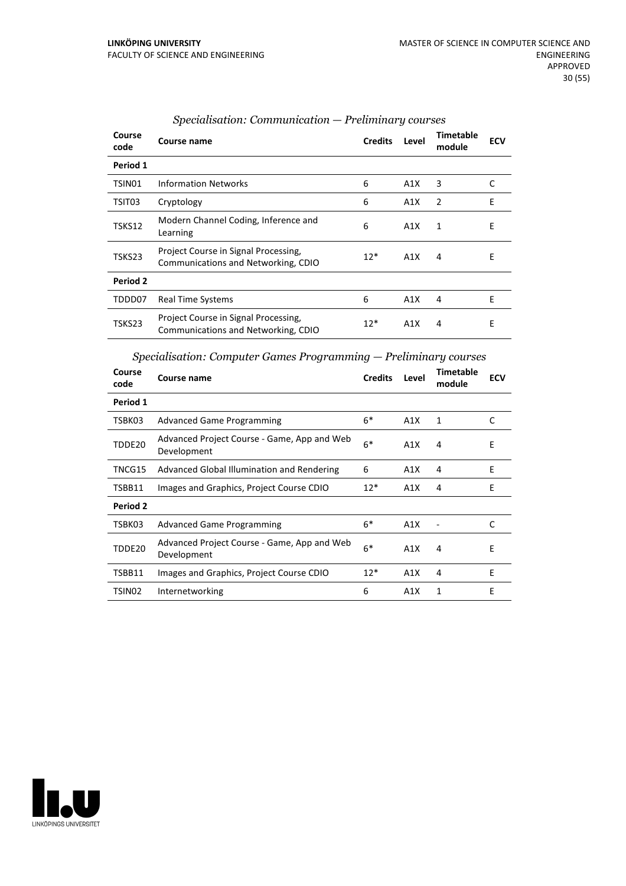*Specialisation: Communication — Preliminary courses*

| Course code | Course name | Credits | Level | Timetable module | ECV |
|---|---|---|---|---|---|
| **Period 1** | | | | | |
| TSIN01 | Information Networks | 6 | A1X | 3 | C |
| TSIT03 | Cryptology | 6 | A1X | 2 | E |
| TSKS12 | Modern Channel Coding, Inference and Learning | 6 | A1X | 1 | E |
| TSKS23 | Project Course in Signal Processing, Communications and Networking, CDIO | 12* | A1X | 4 | E |
| **Period 2** | | | | | |
| TDDD07 | Real Time Systems | 6 | A1X | 4 | E |
| TSKS23 | Project Course in Signal Processing, Communications and Networking, CDIO | 12* | A1X | 4 | E |

*Specialisation: Computer Games Programming — Preliminary courses*

| Course code | Course name | Credits | Level | Timetable module | ECV |
|---|---|---|---|---|---|
| **Period 1** | | | | | |
| TSBK03 | Advanced Game Programming | 6* | A1X | 1 | C |
| TDDE20 | Advanced Project Course - Game, App and Web Development | 6* | A1X | 4 | E |
| TNCG15 | Advanced Global Illumination and Rendering | 6 | A1X | 4 | E |
| TSBB11 | Images and Graphics, Project Course CDIO | 12* | A1X | 4 | E |
| **Period 2** | | | | | |
| TSBK03 | Advanced Game Programming | 6* | A1X | - | C |
| TDDE20 | Advanced Project Course - Game, App and Web Development | 6* | A1X | 4 | E |
| TSBB11 | Images and Graphics, Project Course CDIO | 12* | A1X | 4 | E |
| TSIN02 | Internetworking | 6 | A1X | 1 | E |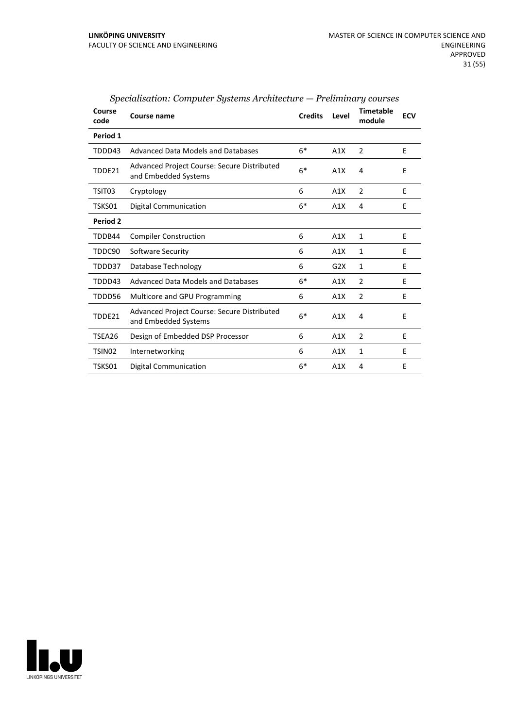*Specialisation: Computer Systems Architecture — Preliminary courses*

| Course code | Course name | Credits | Level | Timetable module | ECV |
|---|---|---|---|---|---|
| **Period 1** | | | | | |
| TDDD43 | Advanced Data Models and Databases | 6* | A1X | 2 | E |
| TDDE21 | Advanced Project Course: Secure Distributed and Embedded Systems | 6* | A1X | 4 | E |
| TSIT03 | Cryptology | 6 | A1X | 2 | E |
| TSKS01 | Digital Communication | 6* | A1X | 4 | E |
| **Period 2** | | | | | |
| TDDB44 | Compiler Construction | 6 | A1X | 1 | E |
| TDDC90 | Software Security | 6 | A1X | 1 | E |
| TDDD37 | Database Technology | 6 | G2X | 1 | E |
| TDDD43 | Advanced Data Models and Databases | 6* | A1X | 2 | E |
| TDDD56 | Multicore and GPU Programming | 6 | A1X | 2 | E |
| TDDE21 | Advanced Project Course: Secure Distributed and Embedded Systems | 6* | A1X | 4 | E |
| TSEA26 | Design of Embedded DSP Processor | 6 | A1X | 2 | E |
| TSIN02 | Internetworking | 6 | A1X | 1 | E |
| TSKS01 | Digital Communication | 6* | A1X | 4 | E |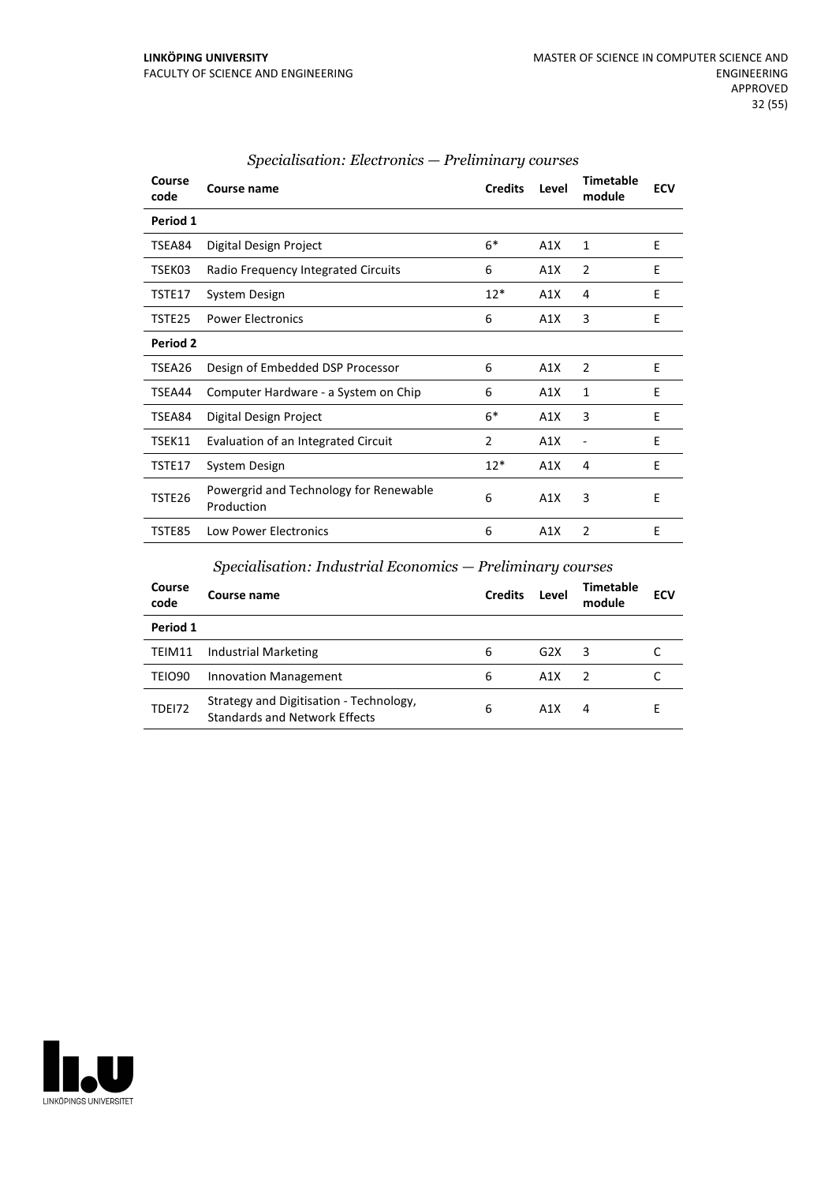*Specialisation: Electronics — Preliminary courses*

| Course code | Course name | Credits | Level | Timetable module | ECV |
|---|---|---|---|---|---|
| **Period 1** | | | | | |
| TSEA84 | Digital Design Project | 6* | A1X | 1 | E |
| TSEK03 | Radio Frequency Integrated Circuits | 6 | A1X | 2 | E |
| TSTE17 | System Design | 12* | A1X | 4 | E |
| TSTE25 | Power Electronics | 6 | A1X | 3 | E |
| **Period 2** | | | | | |
| TSEA26 | Design of Embedded DSP Processor | 6 | A1X | 2 | E |
| TSEA44 | Computer Hardware - a System on Chip | 6 | A1X | 1 | E |
| TSEA84 | Digital Design Project | 6* | A1X | 3 | E |
| TSEK11 | Evaluation of an Integrated Circuit | 2 | A1X | - | E |
| TSTE17 | System Design | 12* | A1X | 4 | E |
| TSTE26 | Powergrid and Technology for Renewable Production | 6 | A1X | 3 | E |
| TSTE85 | Low Power Electronics | 6 | A1X | 2 | E |

*Specialisation: Industrial Economics — Preliminary courses*

| Course code | Course name | Credits | Level | Timetable module | ECV |
|---|---|---|---|---|---|
| **Period 1** | | | | | |
| TEIM11 | Industrial Marketing | 6 | G2X | 3 | C |
| TEIO90 | Innovation Management | 6 | A1X | 2 | C |
| TDEI72 | Strategy and Digitisation - Technology, Standards and Network Effects | 6 | A1X | 4 | E |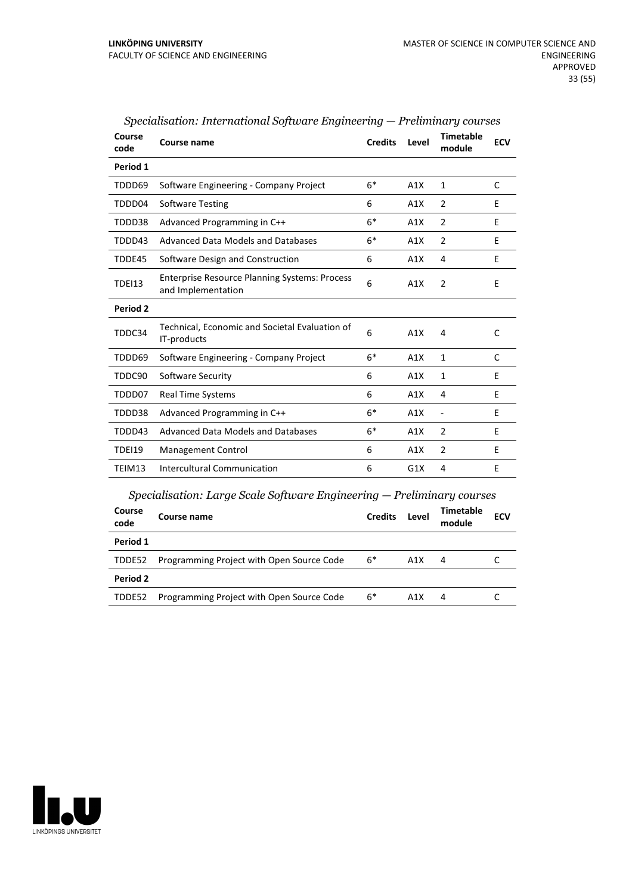*Specialisation: International Software Engineering — Preliminary courses*

| Course code | Course name | Credits | Level | Timetable module | ECV |
|---|---|---|---|---|---|
| **Period 1** | | | | | |
| TDDD69 | Software Engineering - Company Project | 6* | A1X | 1 | C |
| TDDD04 | Software Testing | 6 | A1X | 2 | E |
| TDDD38 | Advanced Programming in C++ | 6* | A1X | 2 | E |
| TDDD43 | Advanced Data Models and Databases | 6* | A1X | 2 | E |
| TDDE45 | Software Design and Construction | 6 | A1X | 4 | E |
| TDEI13 | Enterprise Resource Planning Systems: Process and Implementation | 6 | A1X | 2 | E |
| **Period 2** | | | | | |
| TDDC34 | Technical, Economic and Societal Evaluation of IT-products | 6 | A1X | 4 | C |
| TDDD69 | Software Engineering - Company Project | 6* | A1X | 1 | C |
| TDDC90 | Software Security | 6 | A1X | 1 | E |
| TDDD07 | Real Time Systems | 6 | A1X | 4 | E |
| TDDD38 | Advanced Programming in C++ | 6* | A1X | - | E |
| TDDD43 | Advanced Data Models and Databases | 6* | A1X | 2 | E |
| TDEI19 | Management Control | 6 | A1X | 2 | E |
| TEIM13 | Intercultural Communication | 6 | G1X | 4 | E |

*Specialisation: Large Scale Software Engineering — Preliminary courses*

| Course code | Course name | Credits | Level | Timetable module | ECV |
|---|---|---|---|---|---|
| **Period 1** | | | | | |
| TDDE52 | Programming Project with Open Source Code | 6* | A1X | 4 | C |
| **Period 2** | | | | | |
| TDDE52 | Programming Project with Open Source Code | 6* | A1X | 4 | C |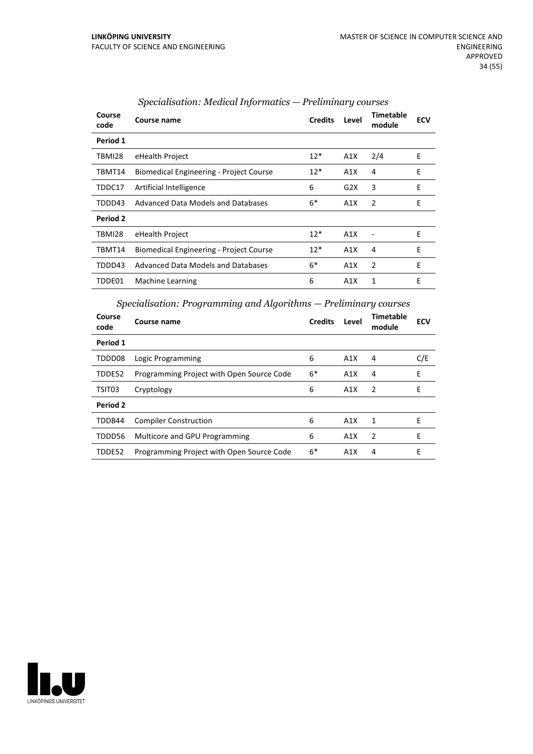*Specialisation: Medical Informatics — Preliminary courses*

| Course code | Course name | Credits | Level | Timetable module | ECV |
|---|---|---|---|---|---|
| **Period 1** | | | | | |
| TBMI28 | eHealth Project | 12* | A1X | 2/4 | E |
| TBMT14 | Biomedical Engineering - Project Course | 12* | A1X | 4 | E |
| TDDC17 | Artificial Intelligence | 6 | G2X | 3 | E |
| TDDD43 | Advanced Data Models and Databases | 6* | A1X | 2 | E |
| **Period 2** | | | | | |
| TBMI28 | eHealth Project | 12* | A1X | - | E |
| TBMT14 | Biomedical Engineering - Project Course | 12* | A1X | 4 | E |
| TDDD43 | Advanced Data Models and Databases | 6* | A1X | 2 | E |
| TDDE01 | Machine Learning | 6 | A1X | 1 | E |

*Specialisation: Programming and Algorithms — Preliminary courses*

| Course code | Course name | Credits | Level | Timetable module | ECV |
|---|---|---|---|---|---|
| **Period 1** | | | | | |
| TDDD08 | Logic Programming | 6 | A1X | 4 | C/E |
| TDDE52 | Programming Project with Open Source Code | 6* | A1X | 4 | E |
| TSIT03 | Cryptology | 6 | A1X | 2 | E |
| **Period 2** | | | | | |
| TDDB44 | Compiler Construction | 6 | A1X | 1 | E |
| TDDD56 | Multicore and GPU Programming | 6 | A1X | 2 | E |
| TDDE52 | Programming Project with Open Source Code | 6* | A1X | 4 | E |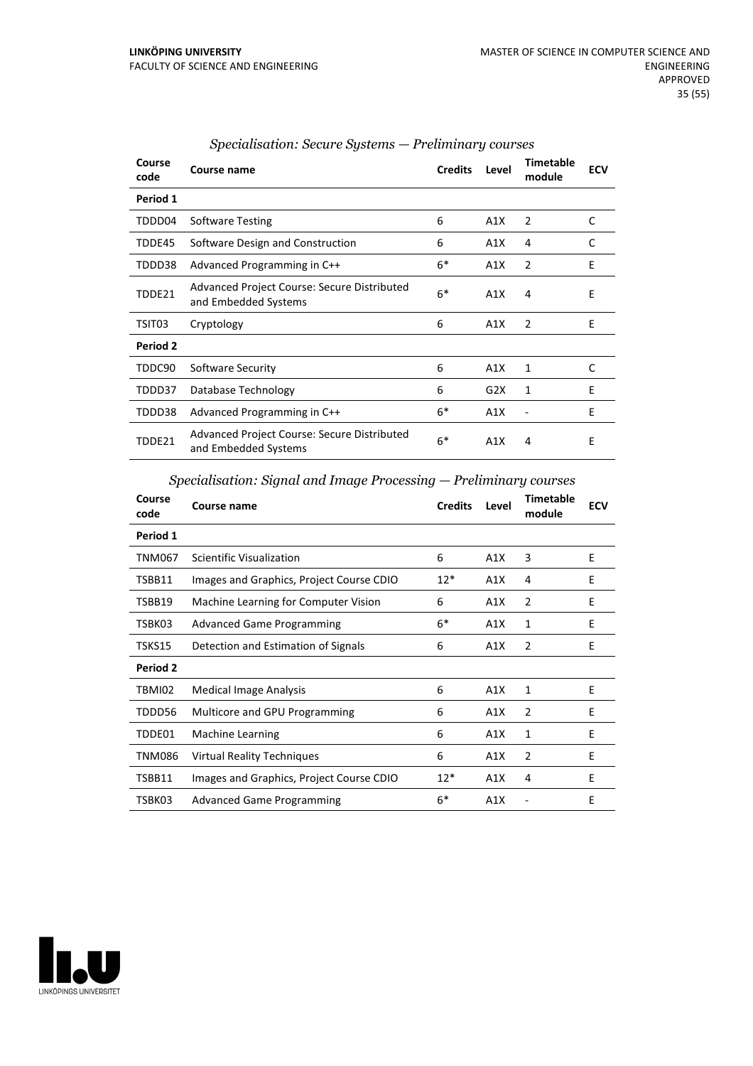*Specialisation: Secure Systems — Preliminary courses*

| Course code | Course name | Credits | Level | Timetable module | ECV |
|---|---|---|---|---|---|
| **Period 1** | | | | | |
| TDDD04 | Software Testing | 6 | A1X | 2 | C |
| TDDE45 | Software Design and Construction | 6 | A1X | 4 | C |
| TDDD38 | Advanced Programming in C++ | 6* | A1X | 2 | E |
| TDDE21 | Advanced Project Course: Secure Distributed and Embedded Systems | 6* | A1X | 4 | E |
| TSIT03 | Cryptology | 6 | A1X | 2 | E |
| **Period 2** | | | | | |
| TDDC90 | Software Security | 6 | A1X | 1 | C |
| TDDD37 | Database Technology | 6 | G2X | 1 | E |
| TDDD38 | Advanced Programming in C++ | 6* | A1X | - | E |
| TDDE21 | Advanced Project Course: Secure Distributed and Embedded Systems | 6* | A1X | 4 | E |

*Specialisation: Signal and Image Processing — Preliminary courses*

| Course code | Course name | Credits | Level | Timetable module | ECV |
|---|---|---|---|---|---|
| **Period 1** | | | | | |
| TNM067 | Scientific Visualization | 6 | A1X | 3 | E |
| TSBB11 | Images and Graphics, Project Course CDIO | 12* | A1X | 4 | E |
| TSBB19 | Machine Learning for Computer Vision | 6 | A1X | 2 | E |
| TSBK03 | Advanced Game Programming | 6* | A1X | 1 | E |
| TSKS15 | Detection and Estimation of Signals | 6 | A1X | 2 | E |
| **Period 2** | | | | | |
| TBMI02 | Medical Image Analysis | 6 | A1X | 1 | E |
| TDDD56 | Multicore and GPU Programming | 6 | A1X | 2 | E |
| TDDE01 | Machine Learning | 6 | A1X | 1 | E |
| TNM086 | Virtual Reality Techniques | 6 | A1X | 2 | E |
| TSBB11 | Images and Graphics, Project Course CDIO | 12* | A1X | 4 | E |
| TSBK03 | Advanced Game Programming | 6* | A1X | - | E |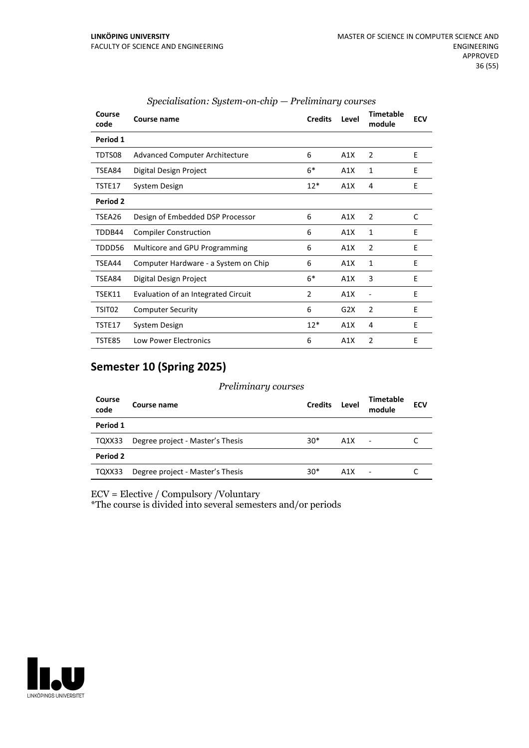*Specialisation: System-on-chip — Preliminary courses*

| Course code | Course name | Credits | Level | Timetable module | ECV |
|---|---|---|---|---|---|
| **Period 1** | | | | | |
| TDTS08 | Advanced Computer Architecture | 6 | A1X | 2 | E |
| TSEA84 | Digital Design Project | 6* | A1X | 1 | E |
| TSTE17 | System Design | 12* | A1X | 4 | E |
| **Period 2** | | | | | |
| TSEA26 | Design of Embedded DSP Processor | 6 | A1X | 2 | C |
| TDDB44 | Compiler Construction | 6 | A1X | 1 | E |
| TDDD56 | Multicore and GPU Programming | 6 | A1X | 2 | E |
| TSEA44 | Computer Hardware - a System on Chip | 6 | A1X | 1 | E |
| TSEA84 | Digital Design Project | 6* | A1X | 3 | E |
| TSEK11 | Evaluation of an Integrated Circuit | 2 | A1X | - | E |
| TSIT02 | Computer Security | 6 | G2X | 2 | E |
| TSTE17 | System Design | 12* | A1X | 4 | E |
| TSTE85 | Low Power Electronics | 6 | A1X | 2 | E |

## Semester 10 (Spring 2025)

*Preliminary courses*

| Course code | Course name | Credits | Level | Timetable module | ECV |
|---|---|---|---|---|---|
| **Period 1** | | | | | |
| TQXX33 | Degree project - Master's Thesis | 30* | A1X | - | C |
| **Period 2** | | | | | |
| TQXX33 | Degree project - Master's Thesis | 30* | A1X | - | C |

ECV = Elective / Compulsory /Voluntary
*The course is divided into several semesters and/or periods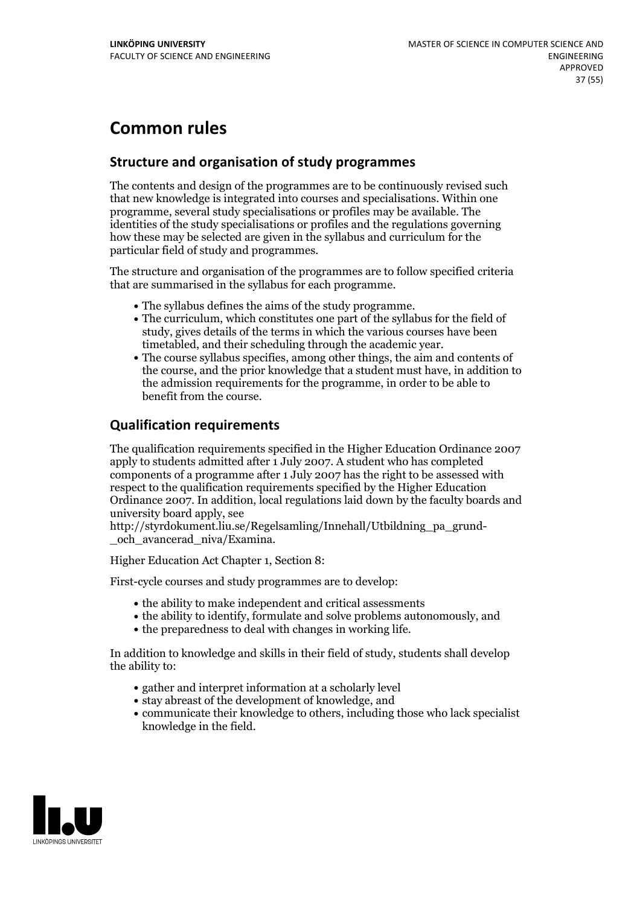# Common rules

## Structure and organisation of study programmes

The contents and design of the programmes are to be continuously revised such that new knowledge is integrated into courses and specialisations. Within one programme, several study specialisations or profiles may be available. The identities of the study specialisations or profiles and the regulations governing how these may be selected are given in the syllabus and curriculum for the particular field of study and programmes.

The structure and organisation of the programmes are to follow specified criteria that are summarised in the syllabus for each programme.

- The syllabus defines the aims of the study programme.
- The curriculum, which constitutes one part of the syllabus for the field of study, gives details of the terms in which the various courses have been timetabled, and their scheduling through the academic year.
- The course syllabus specifies, among other things, the aim and contents of the course, and the prior knowledge that a student must have, in addition to the admission requirements for the programme, in order to be able to benefit from the course.

## Qualification requirements

The qualification requirements specified in the Higher Education Ordinance 2007 apply to students admitted after 1 July 2007. A student who has completed components of a programme after 1 July 2007 has the right to be assessed with respect to the qualification requirements specified by the Higher Education Ordinance 2007. In addition, local regulations laid down by the faculty boards and university board apply, see http://styrdokument.liu.se/Regelsamling/Innehall/Utbildning_pa_grund-_och_avancerad_niva/Examina.

Higher Education Act Chapter 1, Section 8:

First-cycle courses and study programmes are to develop:

- the ability to make independent and critical assessments
- the ability to identify, formulate and solve problems autonomously, and
- the preparedness to deal with changes in working life.

In addition to knowledge and skills in their field of study, students shall develop the ability to:

- gather and interpret information at a scholarly level
- stay abreast of the development of knowledge, and
- communicate their knowledge to others, including those who lack specialist knowledge in the field.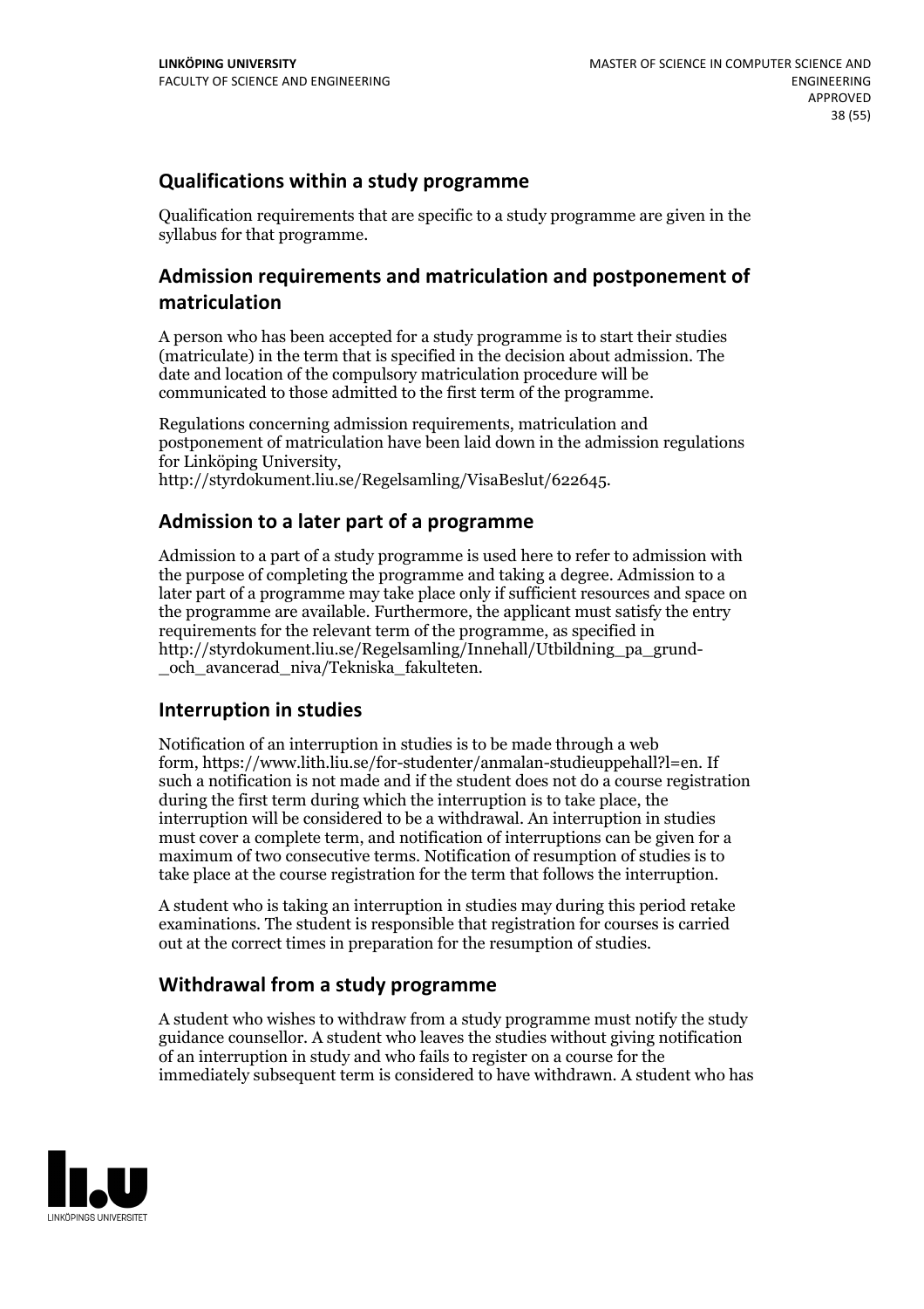## Qualifications within a study programme

Qualification requirements that are specific to a study programme are given in the syllabus for that programme.

## Admission requirements and matriculation and postponement of matriculation

A person who has been accepted for a study programme is to start their studies (matriculate) in the term that is specified in the decision about admission. The date and location of the compulsory matriculation procedure will be communicated to those admitted to the first term of the programme.

Regulations concerning admission requirements, matriculation and postponement of matriculation have been laid down in the admission regulations for Linköping University, http://styrdokument.liu.se/Regelsamling/VisaBeslut/622645.

## Admission to a later part of a programme

Admission to a part of a study programme is used here to refer to admission with the purpose of completing the programme and taking a degree. Admission to a later part of a programme may take place only if sufficient resources and space on the programme are available. Furthermore, the applicant must satisfy the entry requirements for the relevant term of the programme, as specified in http://styrdokument.liu.se/Regelsamling/Innehall/Utbildning_pa_grund-_och_avancerad_niva/Tekniska_fakulteten.

## Interruption in studies

Notification of an interruption in studies is to be made through a web form, https://www.lith.liu.se/for-studenter/anmalan-studieuppehall?l=en. If such a notification is not made and if the student does not do a course registration during the first term during which the interruption is to take place, the interruption will be considered to be a withdrawal. An interruption in studies must cover a complete term, and notification of interruptions can be given for a maximum of two consecutive terms. Notification of resumption of studies is to take place at the course registration for the term that follows the interruption.

A student who is taking an interruption in studies may during this period retake examinations. The student is responsible that registration for courses is carried out at the correct times in preparation for the resumption of studies.

## Withdrawal from a study programme

A student who wishes to withdraw from a study programme must notify the study guidance counsellor. A student who leaves the studies without giving notification of an interruption in study and who fails to register on a course for the immediately subsequent term is considered to have withdrawn. A student who has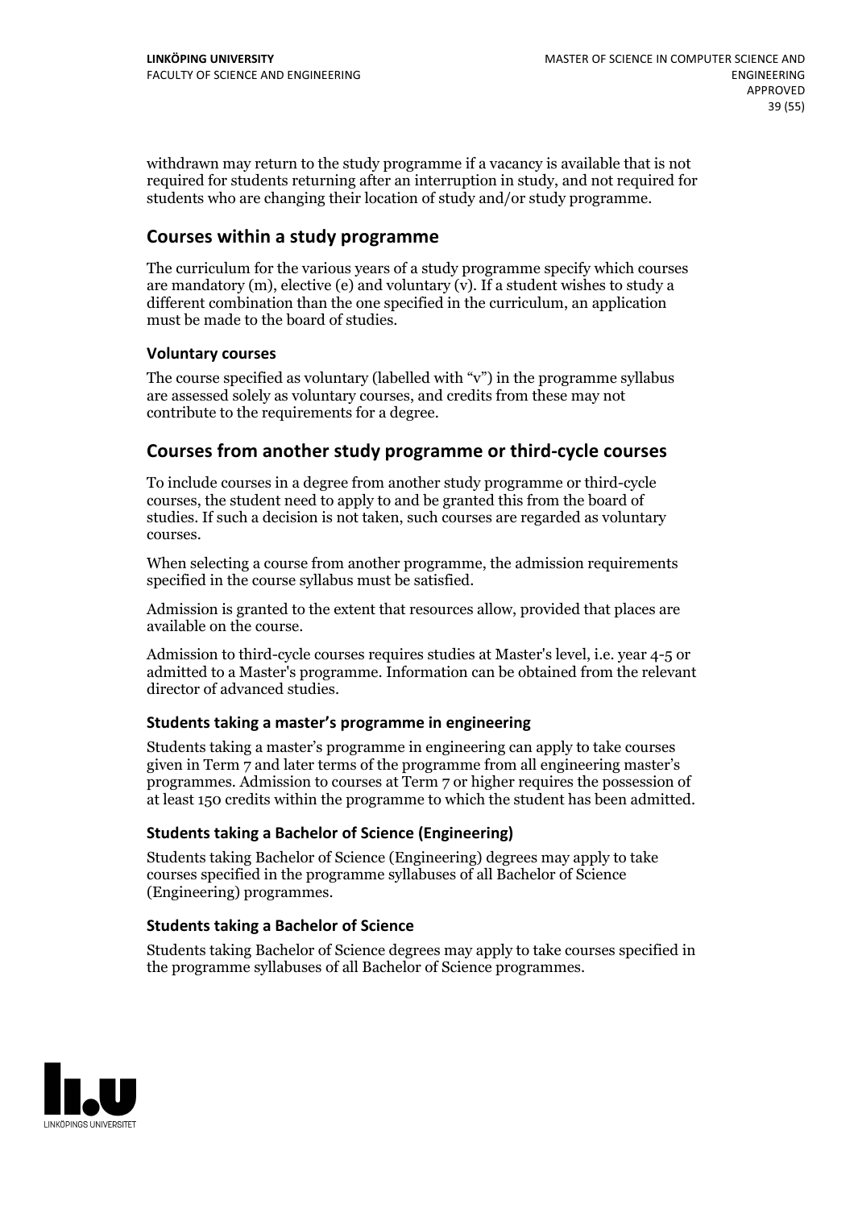withdrawn may return to the study programme if a vacancy is available that is not required for students returning after an interruption in study, and not required for students who are changing their location of study and/or study programme.

## Courses within a study programme

The curriculum for the various years of a study programme specify which courses are mandatory (m), elective (e) and voluntary (v). If a student wishes to study a different combination than the one specified in the curriculum, an application must be made to the board of studies.

### Voluntary courses

The course specified as voluntary (labelled with "v") in the programme syllabus are assessed solely as voluntary courses, and credits from these may not contribute to the requirements for a degree.

## Courses from another study programme or third-cycle courses

To include courses in a degree from another study programme or third-cycle courses, the student need to apply to and be granted this from the board of studies. If such a decision is not taken, such courses are regarded as voluntary courses.

When selecting a course from another programme, the admission requirements specified in the course syllabus must be satisfied.

Admission is granted to the extent that resources allow, provided that places are available on the course.

Admission to third-cycle courses requires studies at Master's level, i.e. year 4-5 or admitted to a Master's programme. Information can be obtained from the relevant director of advanced studies.

### Students taking a master's programme in engineering

Students taking a master's programme in engineering can apply to take courses given in Term 7 and later terms of the programme from all engineering master's programmes. Admission to courses at Term 7 or higher requires the possession of at least 150 credits within the programme to which the student has been admitted.

### Students taking a Bachelor of Science (Engineering)

Students taking Bachelor of Science (Engineering) degrees may apply to take courses specified in the programme syllabuses of all Bachelor of Science (Engineering) programmes.

### Students taking a Bachelor of Science

Students taking Bachelor of Science degrees may apply to take courses specified in the programme syllabuses of all Bachelor of Science programmes.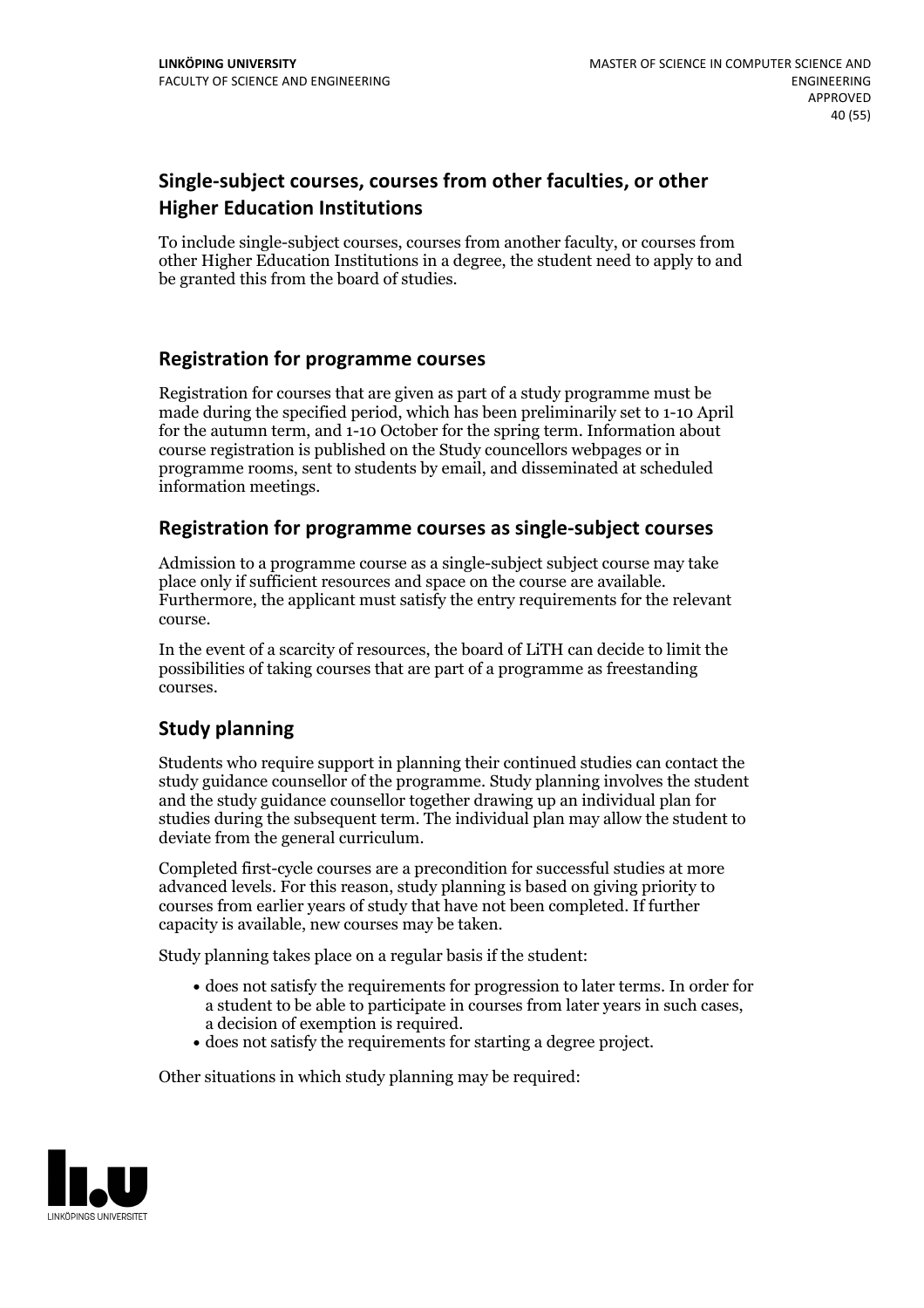## Single-subject courses, courses from other faculties, or other Higher Education Institutions

To include single-subject courses, courses from another faculty, or courses from other Higher Education Institutions in a degree, the student need to apply to and be granted this from the board of studies.

## Registration for programme courses

Registration for courses that are given as part of a study programme must be made during the specified period, which has been preliminarily set to 1-10 April for the autumn term, and 1-10 October for the spring term. Information about course registration is published on the Study councellors webpages or in programme rooms, sent to students by email, and disseminated at scheduled information meetings.

## Registration for programme courses as single-subject courses

Admission to a programme course as a single-subject subject course may take place only if sufficient resources and space on the course are available. Furthermore, the applicant must satisfy the entry requirements for the relevant course.

In the event of a scarcity of resources, the board of LiTH can decide to limit the possibilities of taking courses that are part of a programme as freestanding courses.

## Study planning

Students who require support in planning their continued studies can contact the study guidance counsellor of the programme. Study planning involves the student and the study guidance counsellor together drawing up an individual plan for studies during the subsequent term. The individual plan may allow the student to deviate from the general curriculum.

Completed first-cycle courses are a precondition for successful studies at more advanced levels. For this reason, study planning is based on giving priority to courses from earlier years of study that have not been completed. If further capacity is available, new courses may be taken.

Study planning takes place on a regular basis if the student:

- does not satisfy the requirements for progression to later terms. In order for a student to be able to participate in courses from later years in such cases, a decision of exemption is required.
- does not satisfy the requirements for starting a degree project.

Other situations in which study planning may be required: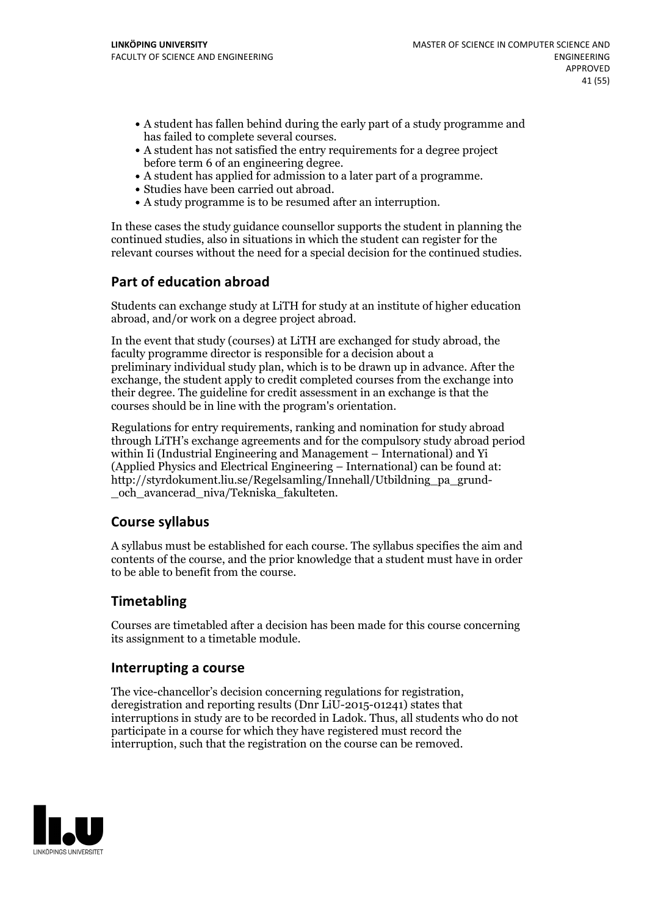- A student has fallen behind during the early part of a study programme and has failed to complete several courses.
- A student has not satisfied the entry requirements for a degree project before term 6 of an engineering degree.
- A student has applied for admission to a later part of a programme.
- Studies have been carried out abroad.
- A study programme is to be resumed after an interruption.

In these cases the study guidance counsellor supports the student in planning the continued studies, also in situations in which the student can register for the relevant courses without the need for a special decision for the continued studies.

## Part of education abroad

Students can exchange study at LiTH for study at an institute of higher education abroad, and/or work on a degree project abroad.

In the event that study (courses) at LiTH are exchanged for study abroad, the faculty programme director is responsible for a decision about a preliminary individual study plan, which is to be drawn up in advance. After the exchange, the student apply to credit completed courses from the exchange into their degree. The guideline for credit assessment in an exchange is that the courses should be in line with the program's orientation.

Regulations for entry requirements, ranking and nomination for study abroad through LiTH's exchange agreements and for the compulsory study abroad period within Ii (Industrial Engineering and Management – International) and Yi (Applied Physics and Electrical Engineering – International) can be found at: http://styrdokument.liu.se/Regelsamling/Innehall/Utbildning_pa_grund-_och_avancerad_niva/Tekniska_fakulteten.

## Course syllabus

A syllabus must be established for each course. The syllabus specifies the aim and contents of the course, and the prior knowledge that a student must have in order to be able to benefit from the course.

## Timetabling

Courses are timetabled after a decision has been made for this course concerning its assignment to a timetable module.

## Interrupting a course

The vice-chancellor's decision concerning regulations for registration, deregistration and reporting results (Dnr LiU-2015-01241) states that interruptions in study are to be recorded in Ladok. Thus, all students who do not participate in a course for which they have registered must record the interruption, such that the registration on the course can be removed.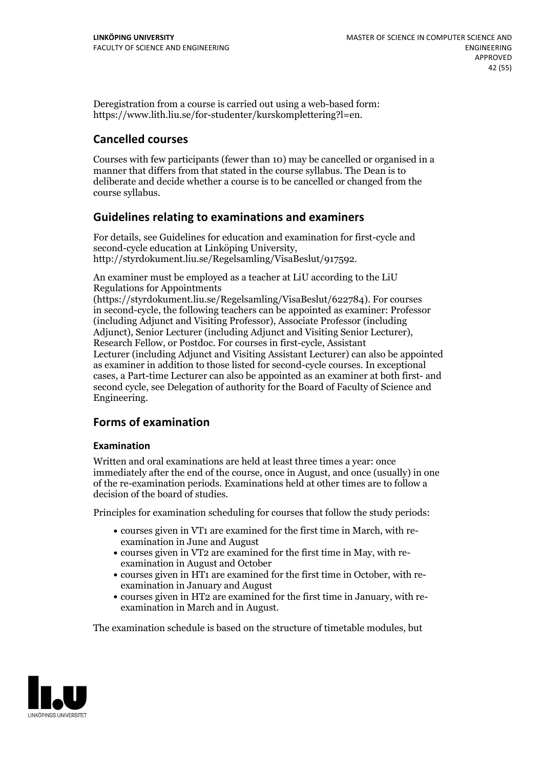Deregistration from a course is carried out using a web-based form: https://www.lith.liu.se/for-studenter/kurskomplettering?l=en.

## Cancelled courses

Courses with few participants (fewer than 10) may be cancelled or organised in a manner that differs from that stated in the course syllabus. The Dean is to deliberate and decide whether a course is to be cancelled or changed from the course syllabus.

## Guidelines relating to examinations and examiners

For details, see Guidelines for education and examination for first-cycle and second-cycle education at Linköping University, http://styrdokument.liu.se/Regelsamling/VisaBeslut/917592.

An examiner must be employed as a teacher at LiU according to the LiU Regulations for Appointments (https://styrdokument.liu.se/Regelsamling/VisaBeslut/622784). For courses in second-cycle, the following teachers can be appointed as examiner: Professor (including Adjunct and Visiting Professor), Associate Professor (including Adjunct), Senior Lecturer (including Adjunct and Visiting Senior Lecturer), Research Fellow, or Postdoc. For courses in first-cycle, Assistant Lecturer (including Adjunct and Visiting Assistant Lecturer) can also be appointed as examiner in addition to those listed for second-cycle courses. In exceptional cases, a Part-time Lecturer can also be appointed as an examiner at both first- and second cycle, see Delegation of authority for the Board of Faculty of Science and Engineering.

## Forms of examination

### Examination

Written and oral examinations are held at least three times a year: once immediately after the end of the course, once in August, and once (usually) in one of the re-examination periods. Examinations held at other times are to follow a decision of the board of studies.

Principles for examination scheduling for courses that follow the study periods:

- courses given in VT1 are examined for the first time in March, with re-examination in June and August
- courses given in VT2 are examined for the first time in May, with re-examination in August and October
- courses given in HT1 are examined for the first time in October, with re-examination in January and August
- courses given in HT2 are examined for the first time in January, with re-examination in March and in August.

The examination schedule is based on the structure of timetable modules, but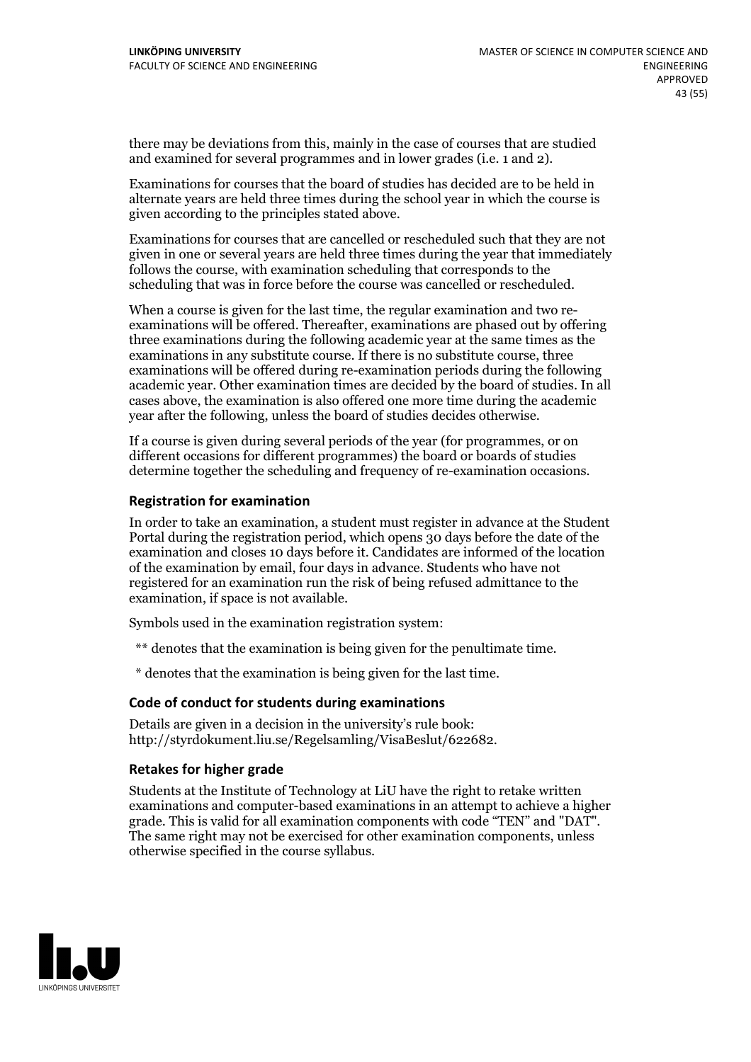there may be deviations from this, mainly in the case of courses that are studied and examined for several programmes and in lower grades (i.e. 1 and 2).

Examinations for courses that the board of studies has decided are to be held in alternate years are held three times during the school year in which the course is given according to the principles stated above.

Examinations for courses that are cancelled or rescheduled such that they are not given in one or several years are held three times during the year that immediately follows the course, with examination scheduling that corresponds to the scheduling that was in force before the course was cancelled or rescheduled.

When a course is given for the last time, the regular examination and two re-examinations will be offered. Thereafter, examinations are phased out by offering three examinations during the following academic year at the same times as the examinations in any substitute course. If there is no substitute course, three examinations will be offered during re-examination periods during the following academic year. Other examination times are decided by the board of studies. In all cases above, the examination is also offered one more time during the academic year after the following, unless the board of studies decides otherwise.

If a course is given during several periods of the year (for programmes, or on different occasions for different programmes) the board or boards of studies determine together the scheduling and frequency of re-examination occasions.

### Registration for examination

In order to take an examination, a student must register in advance at the Student Portal during the registration period, which opens 30 days before the date of the examination and closes 10 days before it. Candidates are informed of the location of the examination by email, four days in advance. Students who have not registered for an examination run the risk of being refused admittance to the examination, if space is not available.

Symbols used in the examination registration system:

** denotes that the examination is being given for the penultimate time.

* denotes that the examination is being given for the last time.

### Code of conduct for students during examinations

Details are given in a decision in the university's rule book: http://styrdokument.liu.se/Regelsamling/VisaBeslut/622682.

### Retakes for higher grade

Students at the Institute of Technology at LiU have the right to retake written examinations and computer-based examinations in an attempt to achieve a higher grade. This is valid for all examination components with code "TEN" and "DAT". The same right may not be exercised for other examination components, unless otherwise specified in the course syllabus.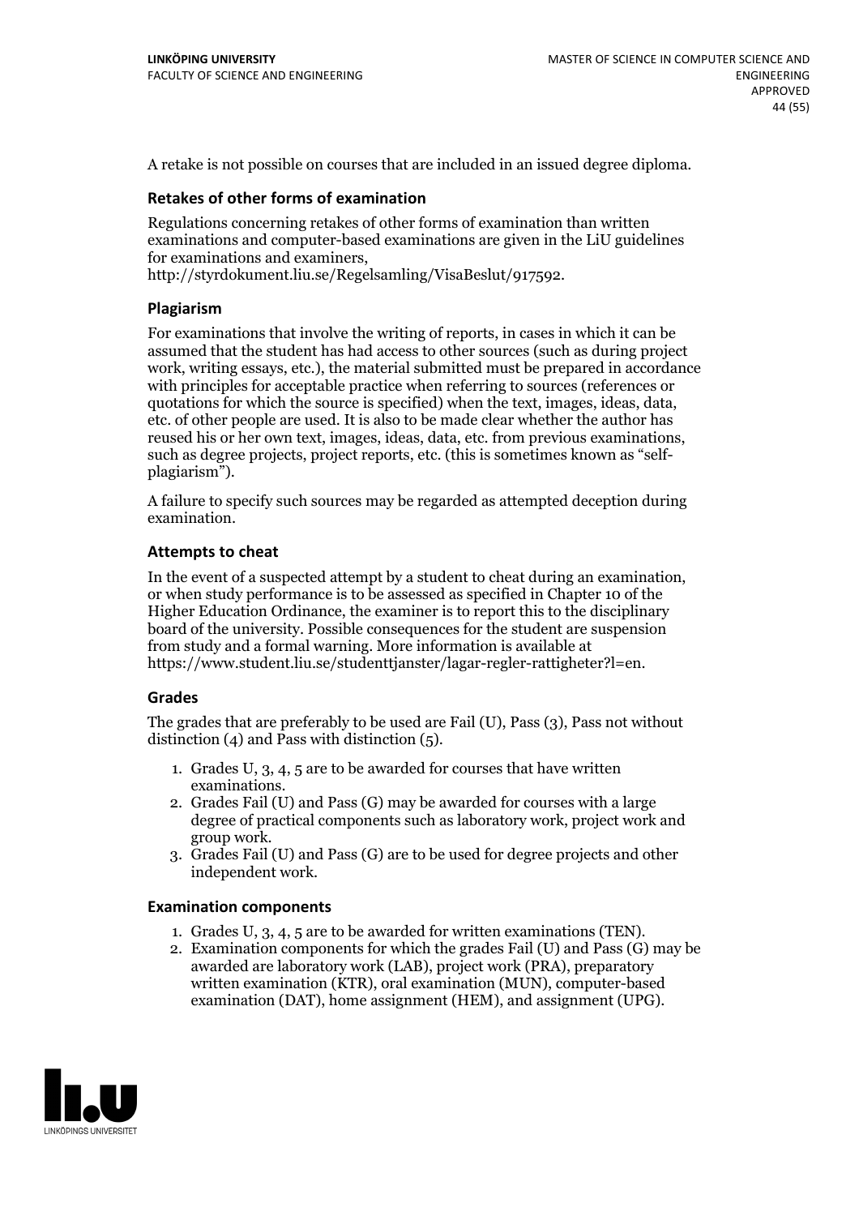A retake is not possible on courses that are included in an issued degree diploma.

### Retakes of other forms of examination

Regulations concerning retakes of other forms of examination than written examinations and computer-based examinations are given in the LiU guidelines for examinations and examiners, http://styrdokument.liu.se/Regelsamling/VisaBeslut/917592.

### Plagiarism

For examinations that involve the writing of reports, in cases in which it can be assumed that the student has had access to other sources (such as during project work, writing essays, etc.), the material submitted must be prepared in accordance with principles for acceptable practice when referring to sources (references or quotations for which the source is specified) when the text, images, ideas, data, etc. of other people are used. It is also to be made clear whether the author has reused his or her own text, images, ideas, data, etc. from previous examinations, such as degree projects, project reports, etc. (this is sometimes known as "self-plagiarism").

A failure to specify such sources may be regarded as attempted deception during examination.

### Attempts to cheat

In the event of a suspected attempt by a student to cheat during an examination, or when study performance is to be assessed as specified in Chapter 10 of the Higher Education Ordinance, the examiner is to report this to the disciplinary board of the university. Possible consequences for the student are suspension from study and a formal warning. More information is available at https://www.student.liu.se/studenttjanster/lagar-regler-rattigheter?l=en.

### Grades

The grades that are preferably to be used are Fail (U), Pass (3), Pass not without distinction (4) and Pass with distinction (5).

1. Grades U, 3, 4, 5 are to be awarded for courses that have written examinations.
2. Grades Fail (U) and Pass (G) may be awarded for courses with a large degree of practical components such as laboratory work, project work and group work.
3. Grades Fail (U) and Pass (G) are to be used for degree projects and other independent work.

### Examination components

1. Grades U, 3, 4, 5 are to be awarded for written examinations (TEN).
2. Examination components for which the grades Fail (U) and Pass (G) may be awarded are laboratory work (LAB), project work (PRA), preparatory written examination (KTR), oral examination (MUN), computer-based examination (DAT), home assignment (HEM), and assignment (UPG).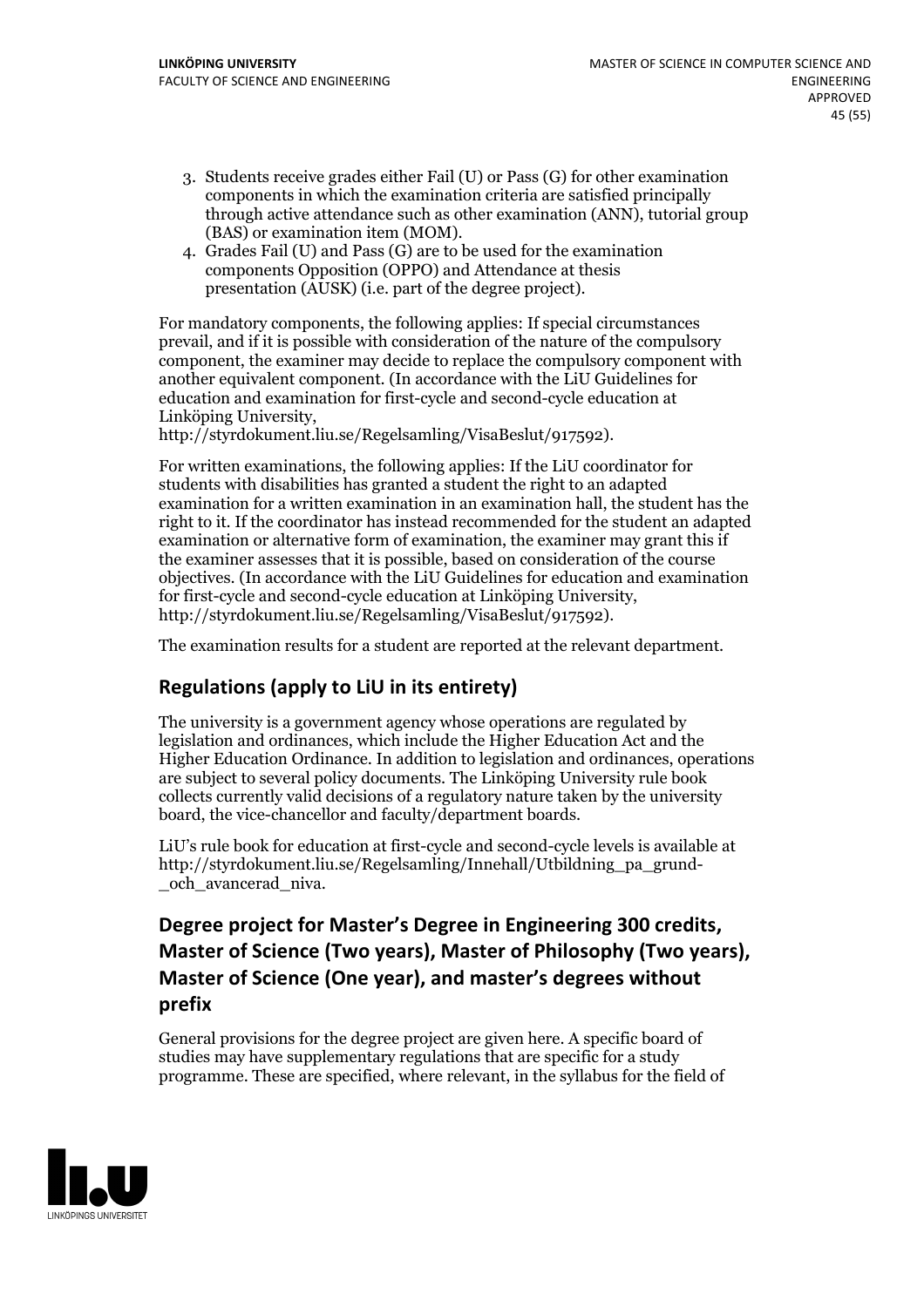3. Students receive grades either Fail (U) or Pass (G) for other examination components in which the examination criteria are satisfied principally through active attendance such as other examination (ANN), tutorial group (BAS) or examination item (MOM).
4. Grades Fail (U) and Pass (G) are to be used for the examination components Opposition (OPPO) and Attendance at thesis presentation (AUSK) (i.e. part of the degree project).

For mandatory components, the following applies: If special circumstances prevail, and if it is possible with consideration of the nature of the compulsory component, the examiner may decide to replace the compulsory component with another equivalent component. (In accordance with the LiU Guidelines for education and examination for first-cycle and second-cycle education at Linköping University, http://styrdokument.liu.se/Regelsamling/VisaBeslut/917592).

For written examinations, the following applies: If the LiU coordinator for students with disabilities has granted a student the right to an adapted examination for a written examination in an examination hall, the student has the right to it. If the coordinator has instead recommended for the student an adapted examination or alternative form of examination, the examiner may grant this if the examiner assesses that it is possible, based on consideration of the course objectives. (In accordance with the LiU Guidelines for education and examination for first-cycle and second-cycle education at Linköping University, http://styrdokument.liu.se/Regelsamling/VisaBeslut/917592).

The examination results for a student are reported at the relevant department.

## Regulations (apply to LiU in its entirety)

The university is a government agency whose operations are regulated by legislation and ordinances, which include the Higher Education Act and the Higher Education Ordinance. In addition to legislation and ordinances, operations are subject to several policy documents. The Linköping University rule book collects currently valid decisions of a regulatory nature taken by the university board, the vice-chancellor and faculty/department boards.

LiU's rule book for education at first-cycle and second-cycle levels is available at http://styrdokument.liu.se/Regelsamling/Innehall/Utbildning_pa_grund-_och_avancerad_niva.

## Degree project for Master's Degree in Engineering 300 credits, Master of Science (Two years), Master of Philosophy (Two years), Master of Science (One year), and master's degrees without prefix

General provisions for the degree project are given here. A specific board of studies may have supplementary regulations that are specific for a study programme. These are specified, where relevant, in the syllabus for the field of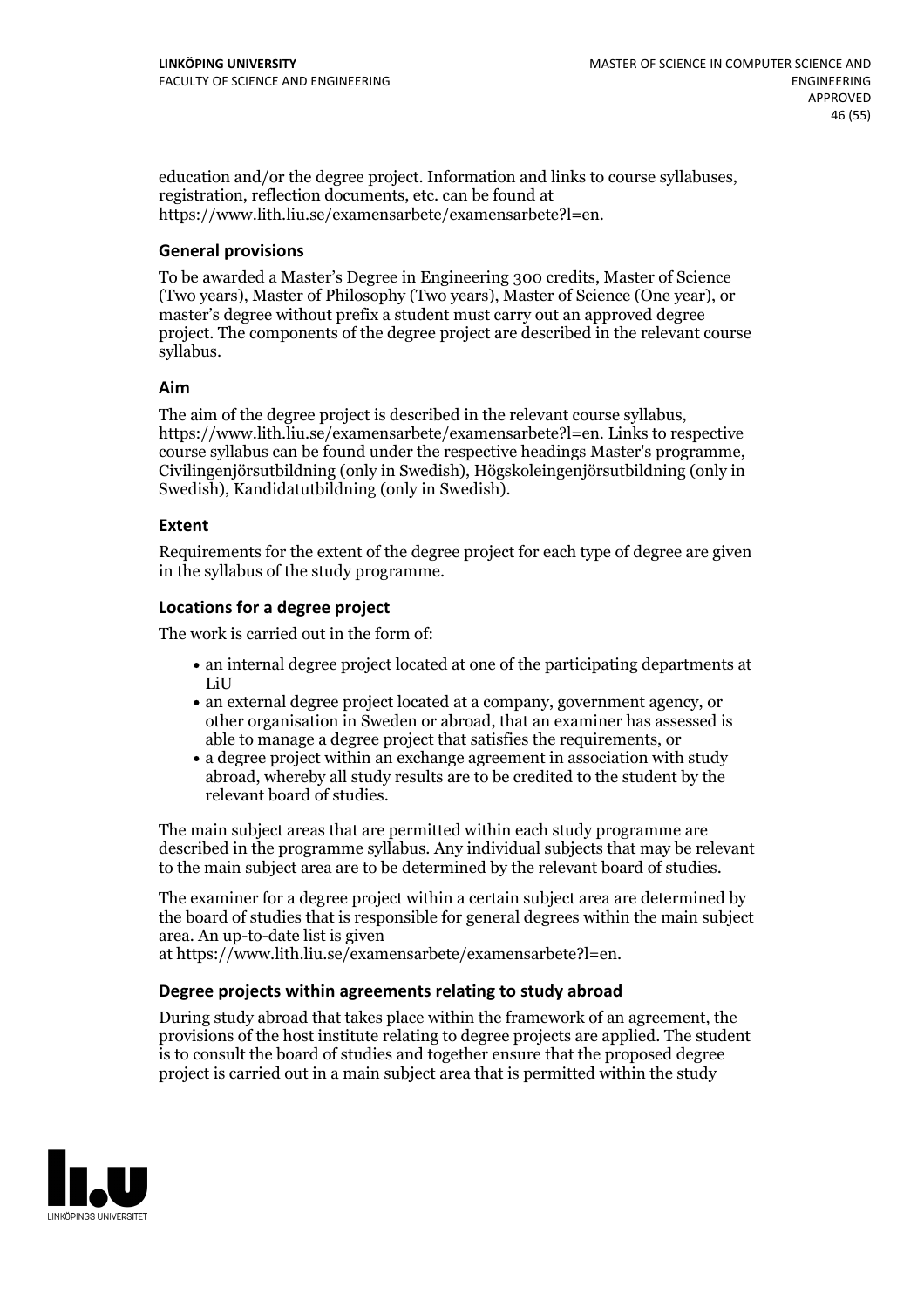education and/or the degree project. Information and links to course syllabuses, registration, reflection documents, etc. can be found at https://www.lith.liu.se/examensarbete/examensarbete?l=en.

### General provisions

To be awarded a Master's Degree in Engineering 300 credits, Master of Science (Two years), Master of Philosophy (Two years), Master of Science (One year), or master's degree without prefix a student must carry out an approved degree project. The components of the degree project are described in the relevant course syllabus.

### Aim

The aim of the degree project is described in the relevant course syllabus, https://www.lith.liu.se/examensarbete/examensarbete?l=en. Links to respective course syllabus can be found under the respective headings Master's programme, Civilingenjörsutbildning (only in Swedish), Högskoleingenjörsutbildning (only in Swedish), Kandidatutbildning (only in Swedish).

### Extent

Requirements for the extent of the degree project for each type of degree are given in the syllabus of the study programme.

### Locations for a degree project

The work is carried out in the form of:

- an internal degree project located at one of the participating departments at LiU
- an external degree project located at a company, government agency, or other organisation in Sweden or abroad, that an examiner has assessed is able to manage a degree project that satisfies the requirements, or
- a degree project within an exchange agreement in association with study abroad, whereby all study results are to be credited to the student by the relevant board of studies.

The main subject areas that are permitted within each study programme are described in the programme syllabus. Any individual subjects that may be relevant to the main subject area are to be determined by the relevant board of studies.

The examiner for a degree project within a certain subject area are determined by the board of studies that is responsible for general degrees within the main subject area. An up-to-date list is given at https://www.lith.liu.se/examensarbete/examensarbete?l=en.

### Degree projects within agreements relating to study abroad

During study abroad that takes place within the framework of an agreement, the provisions of the host institute relating to degree projects are applied. The student is to consult the board of studies and together ensure that the proposed degree project is carried out in a main subject area that is permitted within the study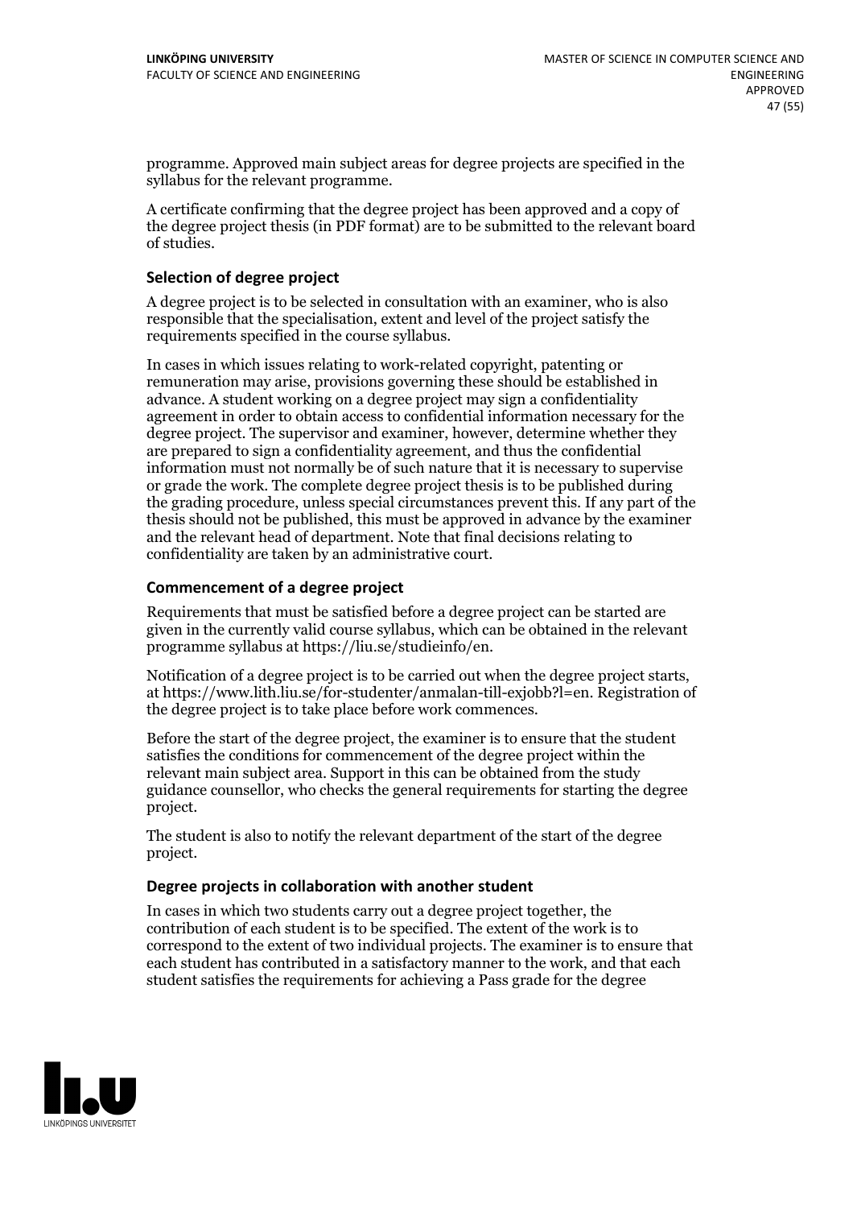programme. Approved main subject areas for degree projects are specified in the syllabus for the relevant programme.

A certificate confirming that the degree project has been approved and a copy of the degree project thesis (in PDF format) are to be submitted to the relevant board of studies.

### Selection of degree project

A degree project is to be selected in consultation with an examiner, who is also responsible that the specialisation, extent and level of the project satisfy the requirements specified in the course syllabus.

In cases in which issues relating to work-related copyright, patenting or remuneration may arise, provisions governing these should be established in advance. A student working on a degree project may sign a confidentiality agreement in order to obtain access to confidential information necessary for the degree project. The supervisor and examiner, however, determine whether they are prepared to sign a confidentiality agreement, and thus the confidential information must not normally be of such nature that it is necessary to supervise or grade the work. The complete degree project thesis is to be published during the grading procedure, unless special circumstances prevent this. If any part of the thesis should not be published, this must be approved in advance by the examiner and the relevant head of department. Note that final decisions relating to confidentiality are taken by an administrative court.

### Commencement of a degree project

Requirements that must be satisfied before a degree project can be started are given in the currently valid course syllabus, which can be obtained in the relevant programme syllabus at https://liu.se/studieinfo/en.

Notification of a degree project is to be carried out when the degree project starts, at https://www.lith.liu.se/for-studenter/anmalan-till-exjobb?l=en. Registration of the degree project is to take place before work commences.

Before the start of the degree project, the examiner is to ensure that the student satisfies the conditions for commencement of the degree project within the relevant main subject area. Support in this can be obtained from the study guidance counsellor, who checks the general requirements for starting the degree project.

The student is also to notify the relevant department of the start of the degree project.

### Degree projects in collaboration with another student

In cases in which two students carry out a degree project together, the contribution of each student is to be specified. The extent of the work is to correspond to the extent of two individual projects. The examiner is to ensure that each student has contributed in a satisfactory manner to the work, and that each student satisfies the requirements for achieving a Pass grade for the degree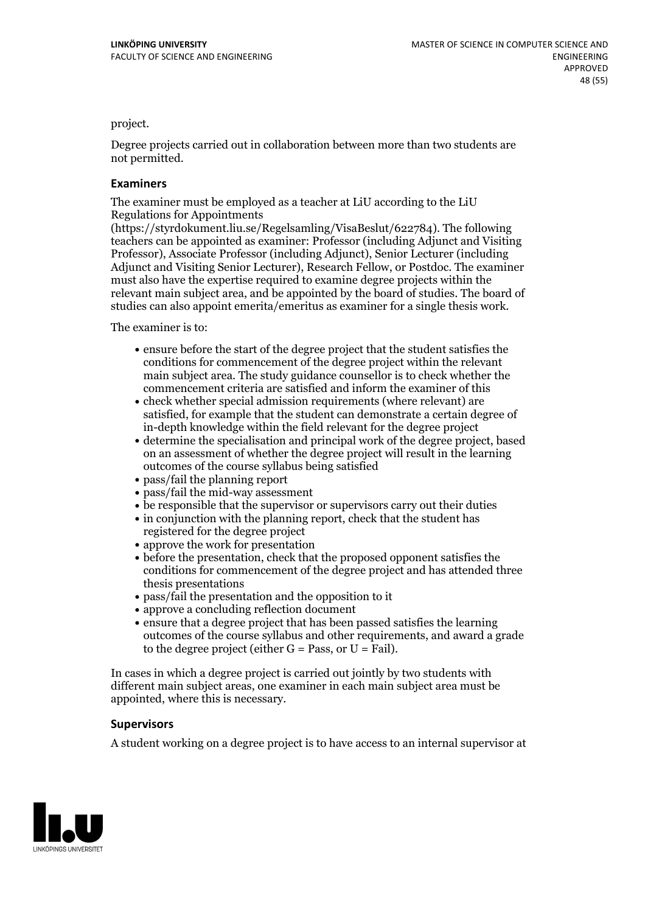project.

Degree projects carried out in collaboration between more than two students are not permitted.

### Examiners

The examiner must be employed as a teacher at LiU according to the LiU Regulations for Appointments (https://styrdokument.liu.se/Regelsamling/VisaBeslut/622784). The following teachers can be appointed as examiner: Professor (including Adjunct and Visiting Professor), Associate Professor (including Adjunct), Senior Lecturer (including Adjunct and Visiting Senior Lecturer), Research Fellow, or Postdoc. The examiner must also have the expertise required to examine degree projects within the relevant main subject area, and be appointed by the board of studies. The board of studies can also appoint emerita/emeritus as examiner for a single thesis work.

The examiner is to:

- ensure before the start of the degree project that the student satisfies the conditions for commencement of the degree project within the relevant main subject area. The study guidance counsellor is to check whether the commencement criteria are satisfied and inform the examiner of this
- check whether special admission requirements (where relevant) are satisfied, for example that the student can demonstrate a certain degree of in-depth knowledge within the field relevant for the degree project
- determine the specialisation and principal work of the degree project, based on an assessment of whether the degree project will result in the learning outcomes of the course syllabus being satisfied
- pass/fail the planning report
- pass/fail the mid-way assessment
- be responsible that the supervisor or supervisors carry out their duties
- in conjunction with the planning report, check that the student has registered for the degree project
- approve the work for presentation
- before the presentation, check that the proposed opponent satisfies the conditions for commencement of the degree project and has attended three thesis presentations
- pass/fail the presentation and the opposition to it
- approve a concluding reflection document
- ensure that a degree project that has been passed satisfies the learning outcomes of the course syllabus and other requirements, and award a grade to the degree project (either G = Pass, or U = Fail).

In cases in which a degree project is carried out jointly by two students with different main subject areas, one examiner in each main subject area must be appointed, where this is necessary.

### Supervisors

A student working on a degree project is to have access to an internal supervisor at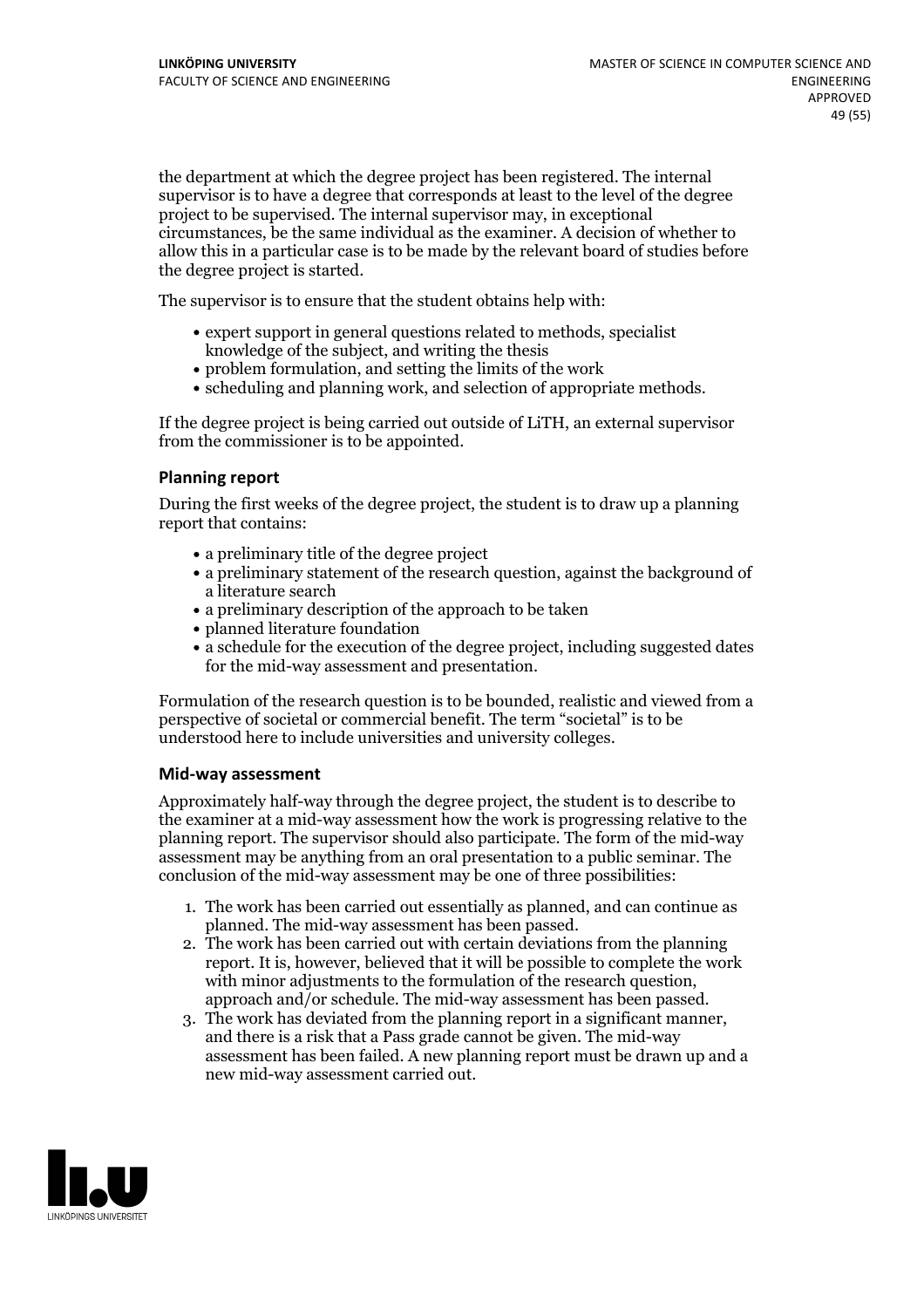the department at which the degree project has been registered. The internal supervisor is to have a degree that corresponds at least to the level of the degree project to be supervised. The internal supervisor may, in exceptional circumstances, be the same individual as the examiner. A decision of whether to allow this in a particular case is to be made by the relevant board of studies before the degree project is started.

The supervisor is to ensure that the student obtains help with:

- expert support in general questions related to methods, specialist knowledge of the subject, and writing the thesis
- problem formulation, and setting the limits of the work
- scheduling and planning work, and selection of appropriate methods.

If the degree project is being carried out outside of LiTH, an external supervisor from the commissioner is to be appointed.

#### Planning report

During the first weeks of the degree project, the student is to draw up a planning report that contains:

- a preliminary title of the degree project
- a preliminary statement of the research question, against the background of a literature search
- a preliminary description of the approach to be taken
- planned literature foundation
- a schedule for the execution of the degree project, including suggested dates for the mid-way assessment and presentation.

Formulation of the research question is to be bounded, realistic and viewed from a perspective of societal or commercial benefit. The term "societal" is to be understood here to include universities and university colleges.

#### Mid-way assessment

Approximately half-way through the degree project, the student is to describe to the examiner at a mid-way assessment how the work is progressing relative to the planning report. The supervisor should also participate. The form of the mid-way assessment may be anything from an oral presentation to a public seminar. The conclusion of the mid-way assessment may be one of three possibilities:

1. The work has been carried out essentially as planned, and can continue as planned. The mid-way assessment has been passed.
2. The work has been carried out with certain deviations from the planning report. It is, however, believed that it will be possible to complete the work with minor adjustments to the formulation of the research question, approach and/or schedule. The mid-way assessment has been passed.
3. The work has deviated from the planning report in a significant manner, and there is a risk that a Pass grade cannot be given. The mid-way assessment has been failed. A new planning report must be drawn up and a new mid-way assessment carried out.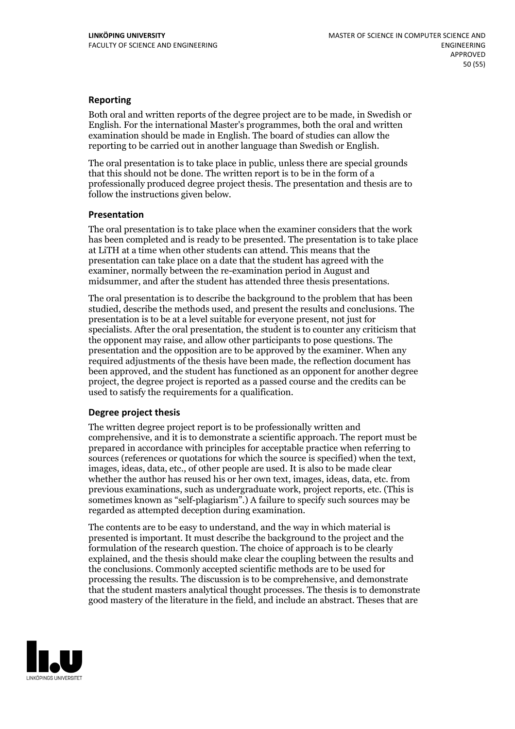### Reporting

Both oral and written reports of the degree project are to be made, in Swedish or English. For the international Master's programmes, both the oral and written examination should be made in English. The board of studies can allow the reporting to be carried out in another language than Swedish or English.

The oral presentation is to take place in public, unless there are special grounds that this should not be done. The written report is to be in the form of a professionally produced degree project thesis. The presentation and thesis are to follow the instructions given below.

### Presentation

The oral presentation is to take place when the examiner considers that the work has been completed and is ready to be presented. The presentation is to take place at LiTH at a time when other students can attend. This means that the presentation can take place on a date that the student has agreed with the examiner, normally between the re-examination period in August and midsummer, and after the student has attended three thesis presentations.

The oral presentation is to describe the background to the problem that has been studied, describe the methods used, and present the results and conclusions. The presentation is to be at a level suitable for everyone present, not just for specialists. After the oral presentation, the student is to counter any criticism that the opponent may raise, and allow other participants to pose questions. The presentation and the opposition are to be approved by the examiner. When any required adjustments of the thesis have been made, the reflection document has been approved, and the student has functioned as an opponent for another degree project, the degree project is reported as a passed course and the credits can be used to satisfy the requirements for a qualification.

### Degree project thesis

The written degree project report is to be professionally written and comprehensive, and it is to demonstrate a scientific approach. The report must be prepared in accordance with principles for acceptable practice when referring to sources (references or quotations for which the source is specified) when the text, images, ideas, data, etc., of other people are used. It is also to be made clear whether the author has reused his or her own text, images, ideas, data, etc. from previous examinations, such as undergraduate work, project reports, etc. (This is sometimes known as "self-plagiarism".) A failure to specify such sources may be regarded as attempted deception during examination.

The contents are to be easy to understand, and the way in which material is presented is important. It must describe the background to the project and the formulation of the research question. The choice of approach is to be clearly explained, and the thesis should make clear the coupling between the results and the conclusions. Commonly accepted scientific methods are to be used for processing the results. The discussion is to be comprehensive, and demonstrate that the student masters analytical thought processes. The thesis is to demonstrate good mastery of the literature in the field, and include an abstract. Theses that are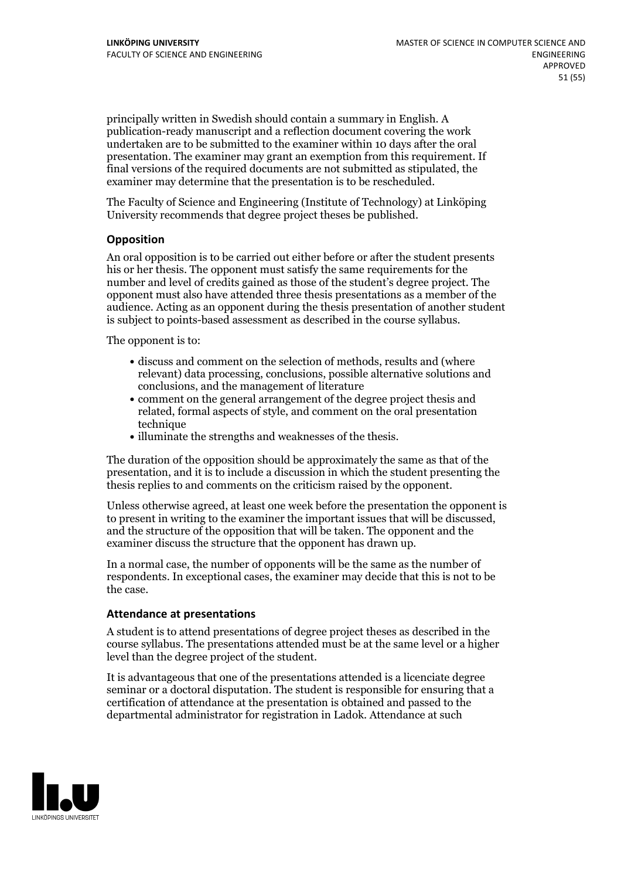principally written in Swedish should contain a summary in English. A publication-ready manuscript and a reflection document covering the work undertaken are to be submitted to the examiner within 10 days after the oral presentation. The examiner may grant an exemption from this requirement. If final versions of the required documents are not submitted as stipulated, the examiner may determine that the presentation is to be rescheduled.

The Faculty of Science and Engineering (Institute of Technology) at Linköping University recommends that degree project theses be published.

### Opposition

An oral opposition is to be carried out either before or after the student presents his or her thesis. The opponent must satisfy the same requirements for the number and level of credits gained as those of the student's degree project. The opponent must also have attended three thesis presentations as a member of the audience. Acting as an opponent during the thesis presentation of another student is subject to points-based assessment as described in the course syllabus.

The opponent is to:

- discuss and comment on the selection of methods, results and (where relevant) data processing, conclusions, possible alternative solutions and conclusions, and the management of literature
- comment on the general arrangement of the degree project thesis and related, formal aspects of style, and comment on the oral presentation technique
- illuminate the strengths and weaknesses of the thesis.

The duration of the opposition should be approximately the same as that of the presentation, and it is to include a discussion in which the student presenting the thesis replies to and comments on the criticism raised by the opponent.

Unless otherwise agreed, at least one week before the presentation the opponent is to present in writing to the examiner the important issues that will be discussed, and the structure of the opposition that will be taken. The opponent and the examiner discuss the structure that the opponent has drawn up.

In a normal case, the number of opponents will be the same as the number of respondents. In exceptional cases, the examiner may decide that this is not to be the case.

### Attendance at presentations

A student is to attend presentations of degree project theses as described in the course syllabus. The presentations attended must be at the same level or a higher level than the degree project of the student.

It is advantageous that one of the presentations attended is a licenciate degree seminar or a doctoral disputation. The student is responsible for ensuring that a certification of attendance at the presentation is obtained and passed to the departmental administrator for registration in Ladok. Attendance at such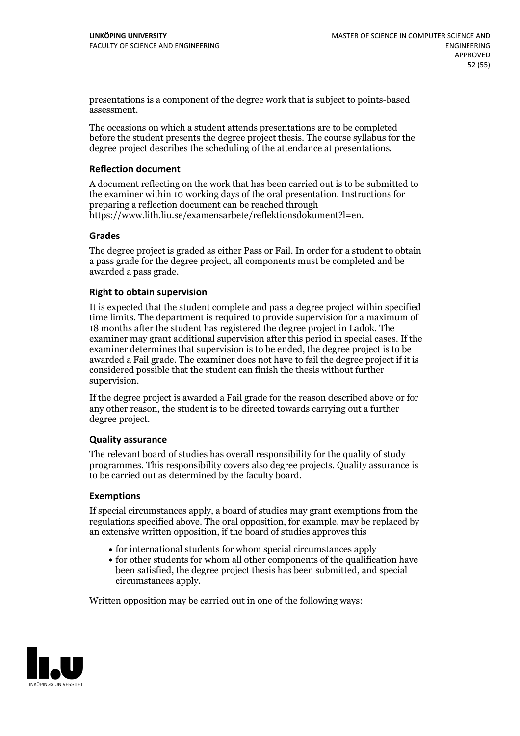presentations is a component of the degree work that is subject to points-based assessment.

The occasions on which a student attends presentations are to be completed before the student presents the degree project thesis. The course syllabus for the degree project describes the scheduling of the attendance at presentations.

### Reflection document

A document reflecting on the work that has been carried out is to be submitted to the examiner within 10 working days of the oral presentation. Instructions for preparing a reflection document can be reached through https://www.lith.liu.se/examensarbete/reflektionsdokument?l=en.

### Grades

The degree project is graded as either Pass or Fail. In order for a student to obtain a pass grade for the degree project, all components must be completed and be awarded a pass grade.

### Right to obtain supervision

It is expected that the student complete and pass a degree project within specified time limits. The department is required to provide supervision for a maximum of 18 months after the student has registered the degree project in Ladok. The examiner may grant additional supervision after this period in special cases. If the examiner determines that supervision is to be ended, the degree project is to be awarded a Fail grade. The examiner does not have to fail the degree project if it is considered possible that the student can finish the thesis without further supervision.

If the degree project is awarded a Fail grade for the reason described above or for any other reason, the student is to be directed towards carrying out a further degree project.

### Quality assurance

The relevant board of studies has overall responsibility for the quality of study programmes. This responsibility covers also degree projects. Quality assurance is to be carried out as determined by the faculty board.

### Exemptions

If special circumstances apply, a board of studies may grant exemptions from the regulations specified above. The oral opposition, for example, may be replaced by an extensive written opposition, if the board of studies approves this

- for international students for whom special circumstances apply
- for other students for whom all other components of the qualification have been satisfied, the degree project thesis has been submitted, and special circumstances apply.

Written opposition may be carried out in one of the following ways: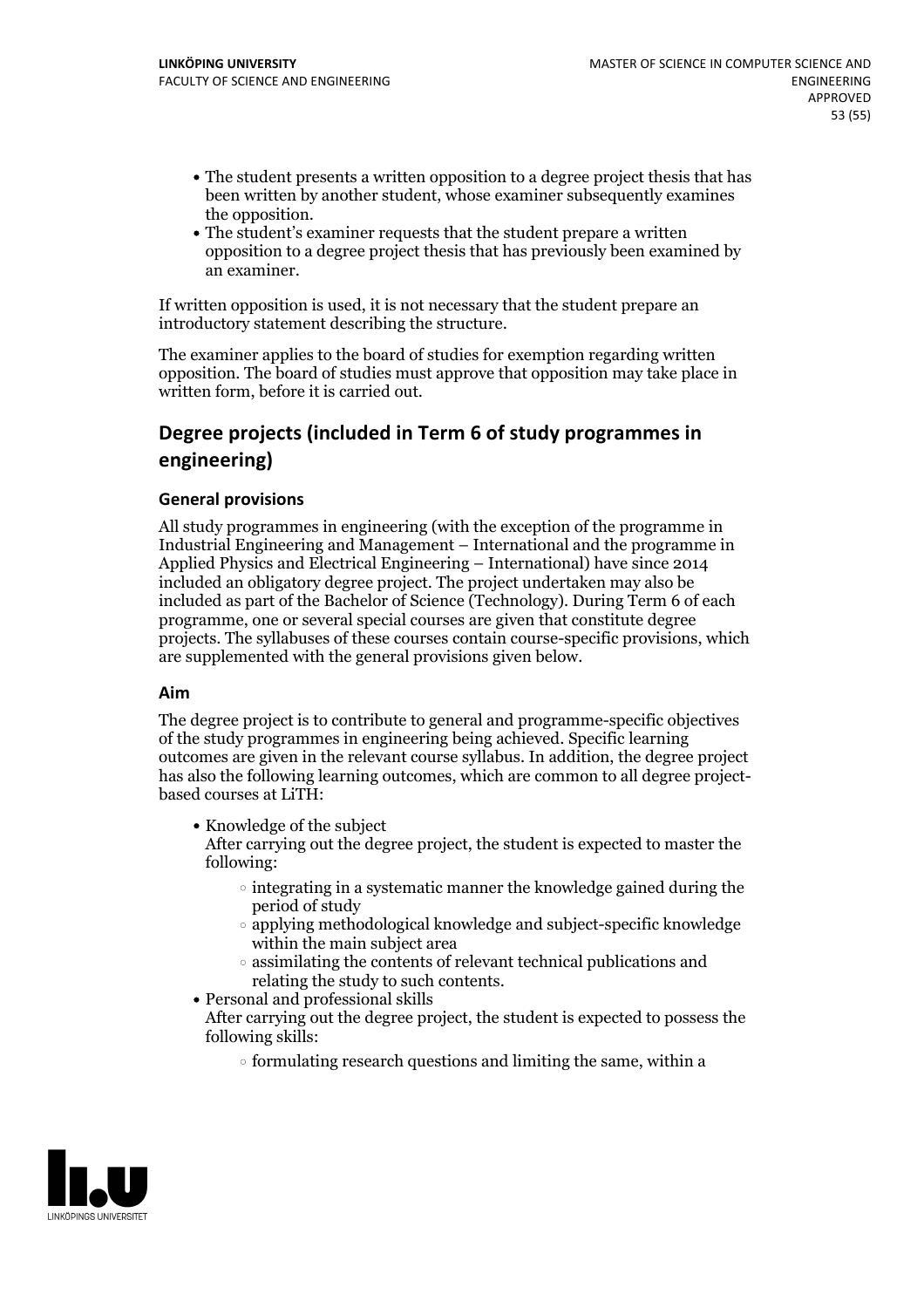- The student presents a written opposition to a degree project thesis that has been written by another student, whose examiner subsequently examines the opposition.
- The student's examiner requests that the student prepare a written opposition to a degree project thesis that has previously been examined by an examiner.

If written opposition is used, it is not necessary that the student prepare an introductory statement describing the structure.

The examiner applies to the board of studies for exemption regarding written opposition. The board of studies must approve that opposition may take place in written form, before it is carried out.

## Degree projects (included in Term 6 of study programmes in engineering)

### General provisions

All study programmes in engineering (with the exception of the programme in Industrial Engineering and Management – International and the programme in Applied Physics and Electrical Engineering – International) have since 2014 included an obligatory degree project. The project undertaken may also be included as part of the Bachelor of Science (Technology). During Term 6 of each programme, one or several special courses are given that constitute degree projects. The syllabuses of these courses contain course-specific provisions, which are supplemented with the general provisions given below.

### Aim

The degree project is to contribute to general and programme-specific objectives of the study programmes in engineering being achieved. Specific learning outcomes are given in the relevant course syllabus. In addition, the degree project has also the following learning outcomes, which are common to all degree project-based courses at LiTH:

- Knowledge of the subject
  After carrying out the degree project, the student is expected to master the following:
  - integrating in a systematic manner the knowledge gained during the period of study
  - applying methodological knowledge and subject-specific knowledge within the main subject area
  - assimilating the contents of relevant technical publications and relating the study to such contents.
- Personal and professional skills
  After carrying out the degree project, the student is expected to possess the following skills:
  - formulating research questions and limiting the same, within a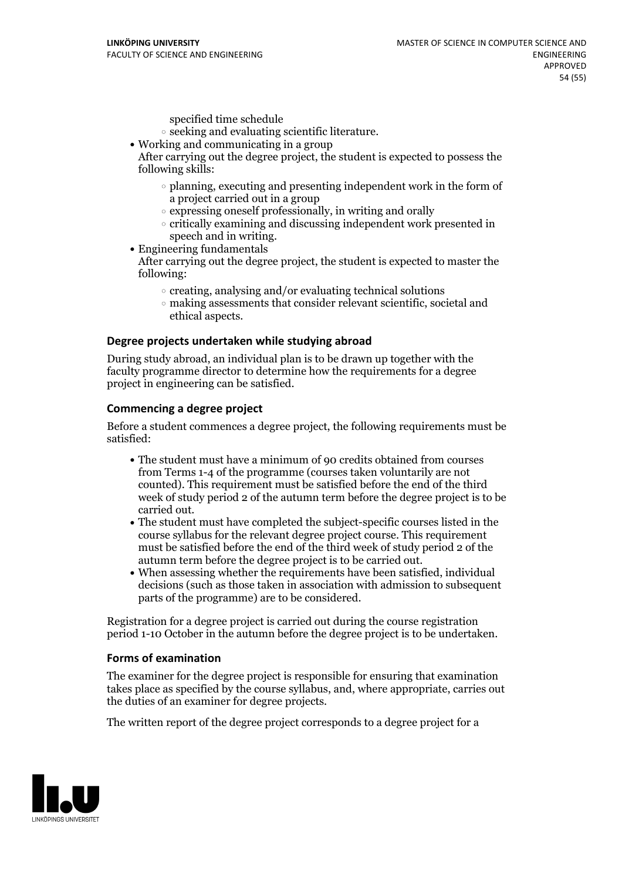specified time schedule
    - seeking and evaluating scientific literature.
- Working and communicating in a group
  After carrying out the degree project, the student is expected to possess the following skills:
    - planning, executing and presenting independent work in the form of a project carried out in a group
    - expressing oneself professionally, in writing and orally
    - critically examining and discussing independent work presented in speech and in writing.
- Engineering fundamentals
  After carrying out the degree project, the student is expected to master the following:
    - creating, analysing and/or evaluating technical solutions
    - making assessments that consider relevant scientific, societal and ethical aspects.

### Degree projects undertaken while studying abroad

During study abroad, an individual plan is to be drawn up together with the faculty programme director to determine how the requirements for a degree project in engineering can be satisfied.

### Commencing a degree project

Before a student commences a degree project, the following requirements must be satisfied:

- The student must have a minimum of 90 credits obtained from courses from Terms 1-4 of the programme (courses taken voluntarily are not counted). This requirement must be satisfied before the end of the third week of study period 2 of the autumn term before the degree project is to be carried out.
- The student must have completed the subject-specific courses listed in the course syllabus for the relevant degree project course. This requirement must be satisfied before the end of the third week of study period 2 of the autumn term before the degree project is to be carried out.
- When assessing whether the requirements have been satisfied, individual decisions (such as those taken in association with admission to subsequent parts of the programme) are to be considered.

Registration for a degree project is carried out during the course registration period 1-10 October in the autumn before the degree project is to be undertaken.

### Forms of examination

The examiner for the degree project is responsible for ensuring that examination takes place as specified by the course syllabus, and, where appropriate, carries out the duties of an examiner for degree projects.

The written report of the degree project corresponds to a degree project for a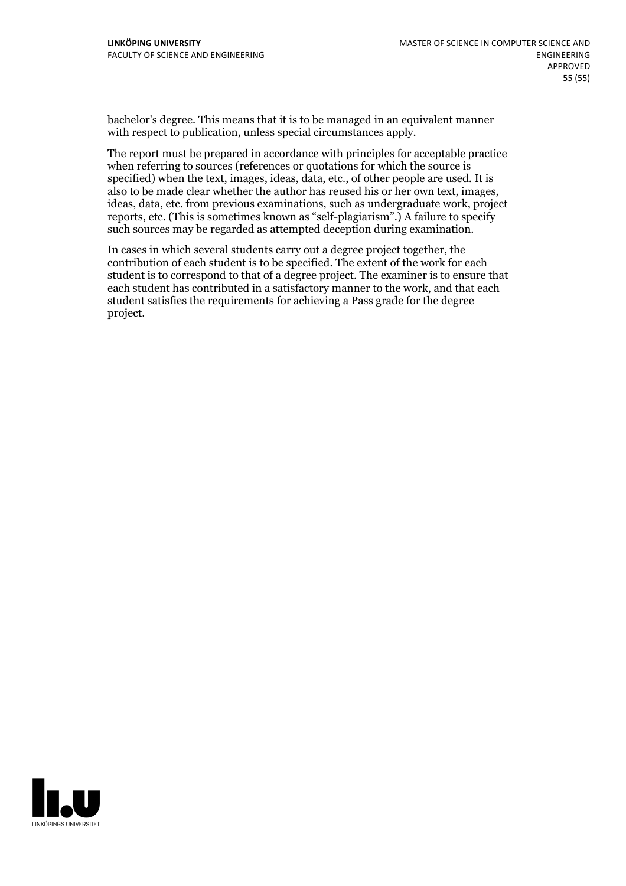bachelor's degree. This means that it is to be managed in an equivalent manner with respect to publication, unless special circumstances apply.

The report must be prepared in accordance with principles for acceptable practice when referring to sources (references or quotations for which the source is specified) when the text, images, ideas, data, etc., of other people are used. It is also to be made clear whether the author has reused his or her own text, images, ideas, data, etc. from previous examinations, such as undergraduate work, project reports, etc. (This is sometimes known as "self-plagiarism".) A failure to specify such sources may be regarded as attempted deception during examination.

In cases in which several students carry out a degree project together, the contribution of each student is to be specified. The extent of the work for each student is to correspond to that of a degree project. The examiner is to ensure that each student has contributed in a satisfactory manner to the work, and that each student satisfies the requirements for achieving a Pass grade for the degree project.